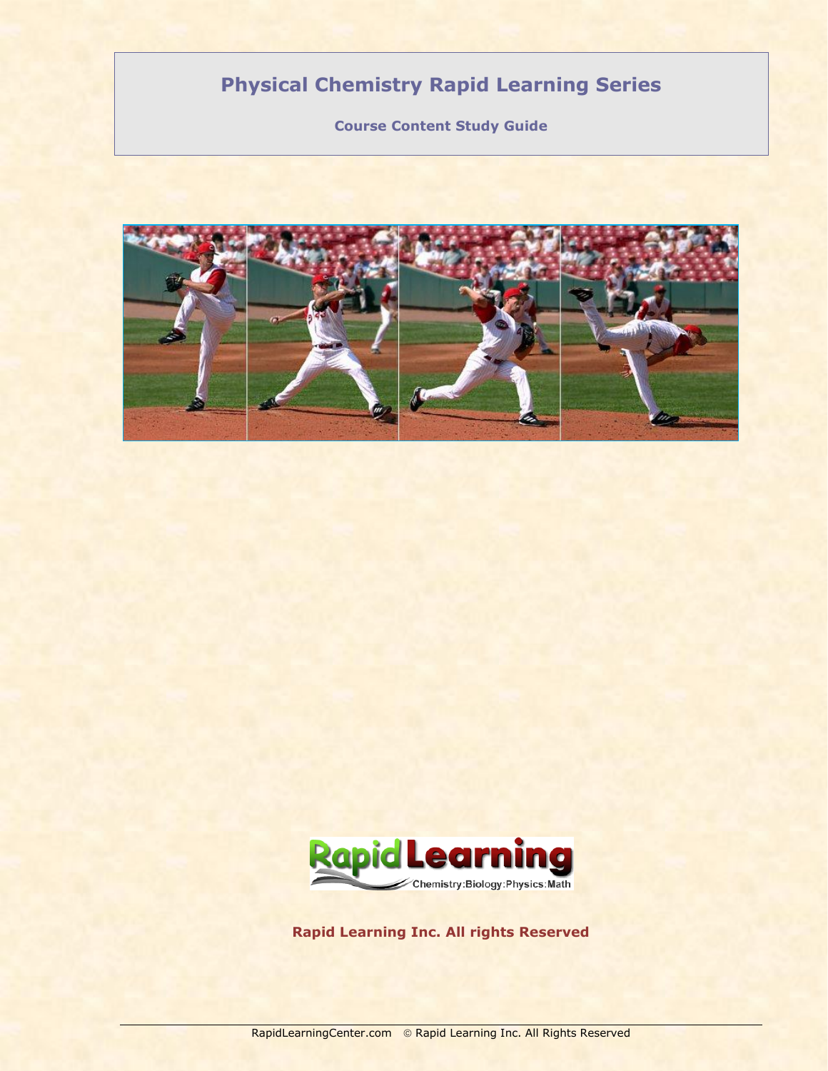# Physical Chemistry Rapid Learning Series

## Course Content Study Guide

Rapid Learning Inc. All rights Reserved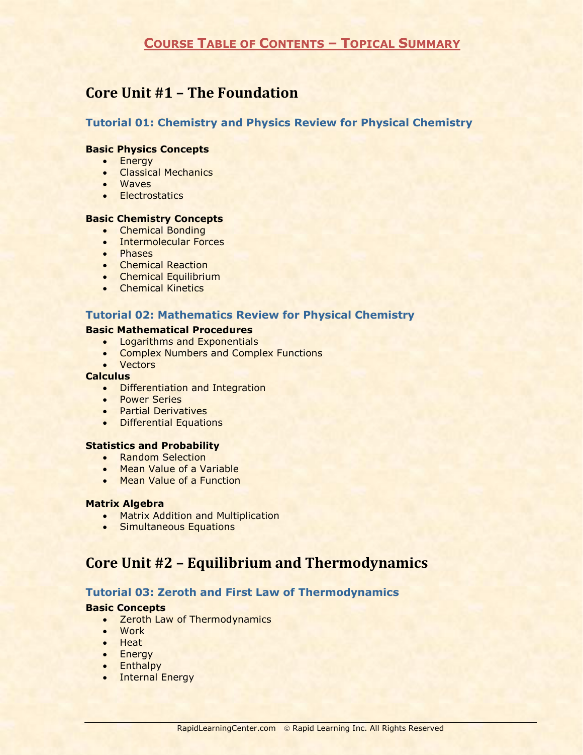# Course Table of Contents – Topical Summary

## Core Unit #1 – The Foundation

### Tutorial 01: Chemistry and Physics Review for Physical Chemistry

**Basic Physics Concepts**

- Energy
- Classical Mechanics
- Waves
- Electrostatics

**Basic Chemistry Concepts**

- Chemical Bonding
- Intermolecular Forces
- Phases
- Chemical Reaction
- Chemical Equilibrium
- Chemical Kinetics

### Tutorial 02: Mathematics Review for Physical Chemistry

**Basic Mathematical Procedures**

- Logarithms and Exponentials
- Complex Numbers and Complex Functions
- Vectors

**Calculus**

- Differentiation and Integration
- Power Series
- Partial Derivatives
- Differential Equations

**Statistics and Probability**

- Random Selection
- Mean Value of a Variable
- Mean Value of a Function

**Matrix Algebra**

- Matrix Addition and Multiplication
- Simultaneous Equations

## Core Unit #2 – Equilibrium and Thermodynamics

### Tutorial 03: Zeroth and First Law of Thermodynamics

**Basic Concepts**

- Zeroth Law of Thermodynamics
- Work
- Heat
- Energy
- Enthalpy
- Internal Energy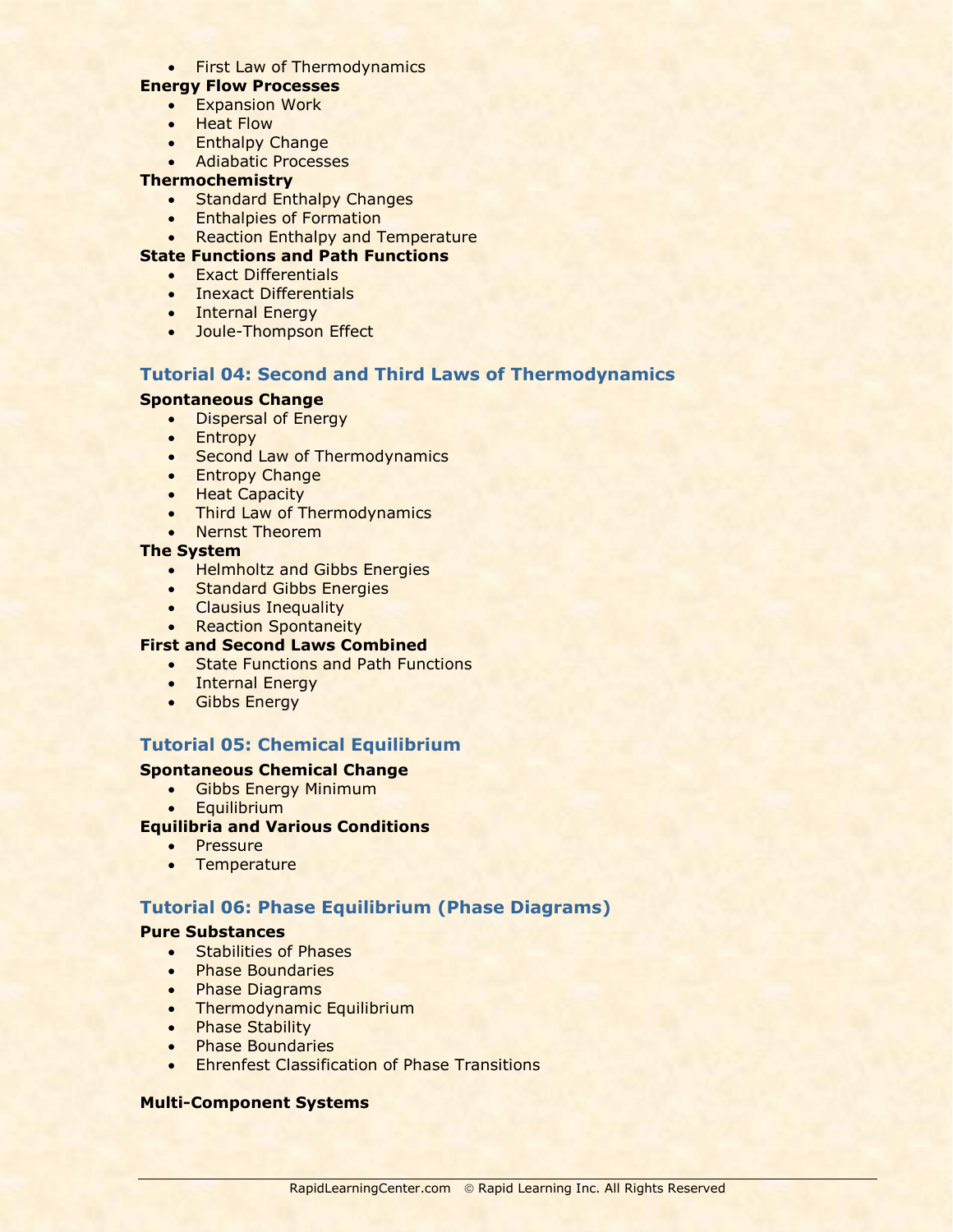- First Law of Thermodynamics

**Energy Flow Processes**

- Expansion Work
- Heat Flow
- Enthalpy Change
- Adiabatic Processes

**Thermochemistry**

- Standard Enthalpy Changes
- Enthalpies of Formation
- Reaction Enthalpy and Temperature

**State Functions and Path Functions**

- Exact Differentials
- Inexact Differentials
- Internal Energy
- Joule-Thompson Effect

## Tutorial 04: Second and Third Laws of Thermodynamics

**Spontaneous Change**

- Dispersal of Energy
- Entropy
- Second Law of Thermodynamics
- Entropy Change
- Heat Capacity
- Third Law of Thermodynamics
- Nernst Theorem

**The System**

- Helmholtz and Gibbs Energies
- Standard Gibbs Energies
- Clausius Inequality
- Reaction Spontaneity

**First and Second Laws Combined**

- State Functions and Path Functions
- Internal Energy
- Gibbs Energy

## Tutorial 05: Chemical Equilibrium

**Spontaneous Chemical Change**

- Gibbs Energy Minimum
- Equilibrium

**Equilibria and Various Conditions**

- Pressure
- Temperature

## Tutorial 06: Phase Equilibrium (Phase Diagrams)

**Pure Substances**

- Stabilities of Phases
- Phase Boundaries
- Phase Diagrams
- Thermodynamic Equilibrium
- Phase Stability
- Phase Boundaries
- Ehrenfest Classification of Phase Transitions

**Multi-Component Systems**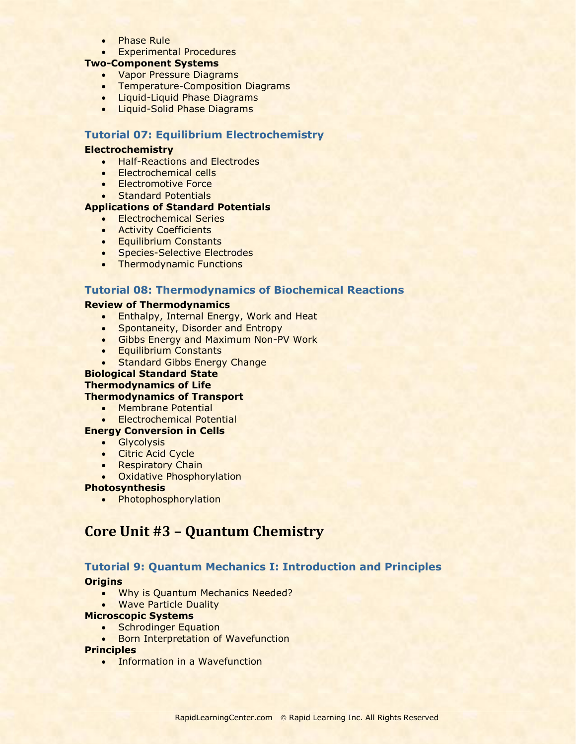- Phase Rule
- Experimental Procedures

**Two-Component Systems**

- Vapor Pressure Diagrams
- Temperature-Composition Diagrams
- Liquid-Liquid Phase Diagrams
- Liquid-Solid Phase Diagrams

### Tutorial 07: Equilibrium Electrochemistry

**Electrochemistry**

- Half-Reactions and Electrodes
- Electrochemical cells
- Electromotive Force
- Standard Potentials

**Applications of Standard Potentials**

- Electrochemical Series
- Activity Coefficients
- Equilibrium Constants
- Species-Selective Electrodes
- Thermodynamic Functions

### Tutorial 08: Thermodynamics of Biochemical Reactions

**Review of Thermodynamics**

- Enthalpy, Internal Energy, Work and Heat
- Spontaneity, Disorder and Entropy
- Gibbs Energy and Maximum Non-PV Work
- Equilibrium Constants
- Standard Gibbs Energy Change

**Biological Standard State**

**Thermodynamics of Life**

**Thermodynamics of Transport**

- Membrane Potential
- Electrochemical Potential

**Energy Conversion in Cells**

- Glycolysis
- Citric Acid Cycle
- Respiratory Chain
- Oxidative Phosphorylation

**Photosynthesis**

- Photophosphorylation

## Core Unit #3 – Quantum Chemistry

### Tutorial 9: Quantum Mechanics I: Introduction and Principles

**Origins**

- Why is Quantum Mechanics Needed?
- Wave Particle Duality

**Microscopic Systems**

- Schrodinger Equation
- Born Interpretation of Wavefunction

**Principles**

- Information in a Wavefunction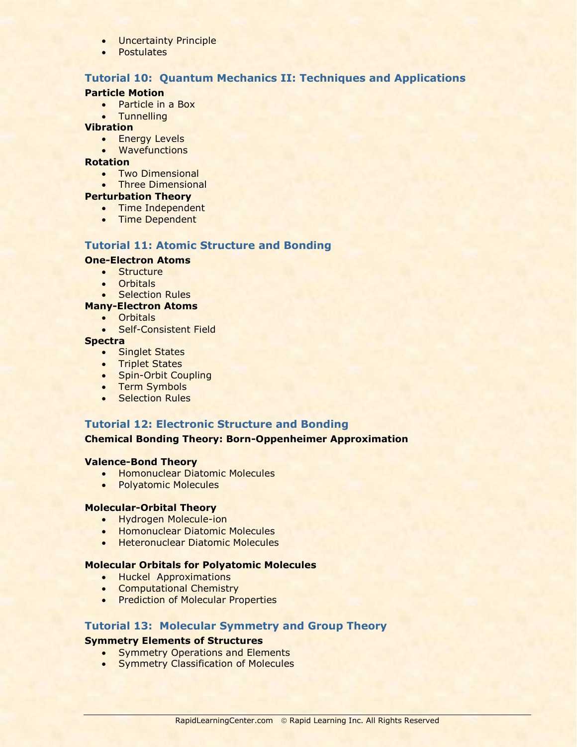- Uncertainty Principle
- Postulates

## Tutorial 10: Quantum Mechanics II: Techniques and Applications

**Particle Motion**

- Particle in a Box
- Tunnelling

**Vibration**

- Energy Levels
- Wavefunctions

**Rotation**

- Two Dimensional
- Three Dimensional

**Perturbation Theory**

- Time Independent
- Time Dependent

## Tutorial 11: Atomic Structure and Bonding

**One-Electron Atoms**

- Structure
- Orbitals
- Selection Rules

**Many-Electron Atoms**

- Orbitals
- Self-Consistent Field

**Spectra**

- Singlet States
- Triplet States
- Spin-Orbit Coupling
- Term Symbols
- Selection Rules

## Tutorial 12: Electronic Structure and Bonding

**Chemical Bonding Theory: Born-Oppenheimer Approximation**

**Valence-Bond Theory**

- Homonuclear Diatomic Molecules
- Polyatomic Molecules

**Molecular-Orbital Theory**

- Hydrogen Molecule-ion
- Homonuclear Diatomic Molecules
- Heteronuclear Diatomic Molecules

**Molecular Orbitals for Polyatomic Molecules**

- Huckel Approximations
- Computational Chemistry
- Prediction of Molecular Properties

## Tutorial 13: Molecular Symmetry and Group Theory

**Symmetry Elements of Structures**

- Symmetry Operations and Elements
- Symmetry Classification of Molecules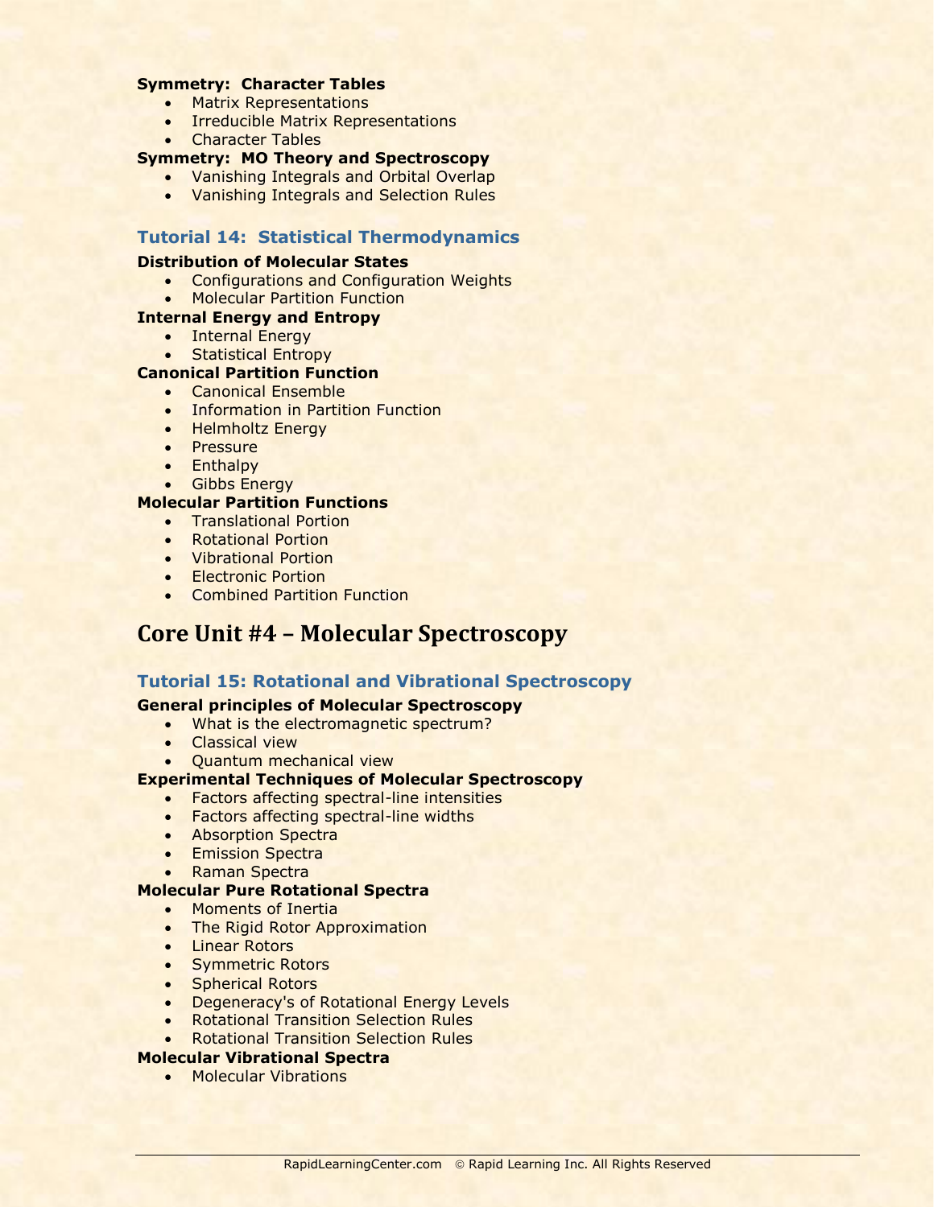**Symmetry: Character Tables**

- Matrix Representations
- Irreducible Matrix Representations
- Character Tables

**Symmetry: MO Theory and Spectroscopy**

- Vanishing Integrals and Orbital Overlap
- Vanishing Integrals and Selection Rules

### Tutorial 14: Statistical Thermodynamics

**Distribution of Molecular States**

- Configurations and Configuration Weights
- Molecular Partition Function

**Internal Energy and Entropy**

- Internal Energy
- Statistical Entropy

**Canonical Partition Function**

- Canonical Ensemble
- Information in Partition Function
- Helmholtz Energy
- Pressure
- Enthalpy
- Gibbs Energy

**Molecular Partition Functions**

- Translational Portion
- Rotational Portion
- Vibrational Portion
- Electronic Portion
- Combined Partition Function

## Core Unit #4 – Molecular Spectroscopy

### Tutorial 15: Rotational and Vibrational Spectroscopy

**General principles of Molecular Spectroscopy**

- What is the electromagnetic spectrum?
- Classical view
- Quantum mechanical view

**Experimental Techniques of Molecular Spectroscopy**

- Factors affecting spectral-line intensities
- Factors affecting spectral-line widths
- Absorption Spectra
- Emission Spectra
- Raman Spectra

**Molecular Pure Rotational Spectra**

- Moments of Inertia
- The Rigid Rotor Approximation
- Linear Rotors
- Symmetric Rotors
- Spherical Rotors
- Degeneracy's of Rotational Energy Levels
- Rotational Transition Selection Rules
- Rotational Transition Selection Rules

**Molecular Vibrational Spectra**

- Molecular Vibrations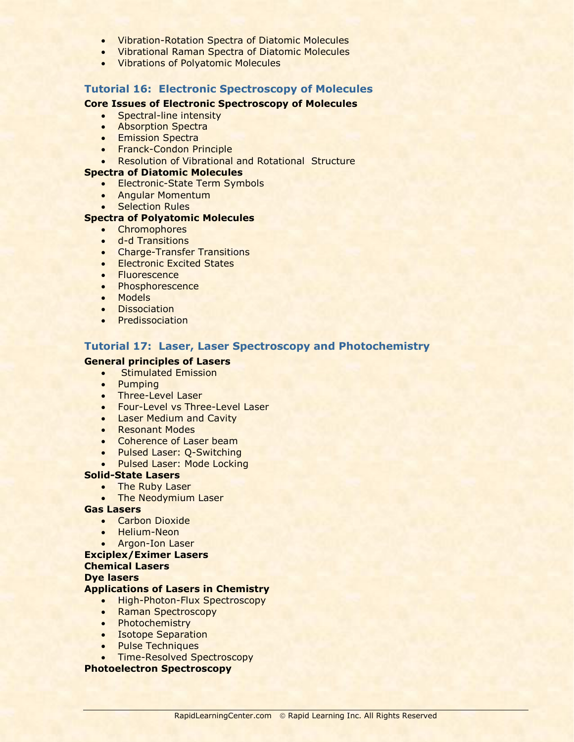- Vibration-Rotation Spectra of Diatomic Molecules
- Vibrational Raman Spectra of Diatomic Molecules
- Vibrations of Polyatomic Molecules

## Tutorial 16: Electronic Spectroscopy of Molecules

**Core Issues of Electronic Spectroscopy of Molecules**

- Spectral-line intensity
- Absorption Spectra
- Emission Spectra
- Franck-Condon Principle
- Resolution of Vibrational and Rotational Structure

**Spectra of Diatomic Molecules**

- Electronic-State Term Symbols
- Angular Momentum
- Selection Rules

**Spectra of Polyatomic Molecules**

- Chromophores
- d-d Transitions
- Charge-Transfer Transitions
- Electronic Excited States
- Fluorescence
- Phosphorescence
- Models
- Dissociation
- Predissociation

## Tutorial 17: Laser, Laser Spectroscopy and Photochemistry

**General principles of Lasers**

- Stimulated Emission
- Pumping
- Three-Level Laser
- Four-Level vs Three-Level Laser
- Laser Medium and Cavity
- Resonant Modes
- Coherence of Laser beam
- Pulsed Laser: Q-Switching
- Pulsed Laser: Mode Locking

**Solid-State Lasers**

- The Ruby Laser
- The Neodymium Laser

**Gas Lasers**

- Carbon Dioxide
- Helium-Neon
- Argon-Ion Laser

**Exciplex/Eximer Lasers**

**Chemical Lasers**

**Dye lasers**

**Applications of Lasers in Chemistry**

- High-Photon-Flux Spectroscopy
- Raman Spectroscopy
- Photochemistry
- Isotope Separation
- Pulse Techniques
- Time-Resolved Spectroscopy

**Photoelectron Spectroscopy**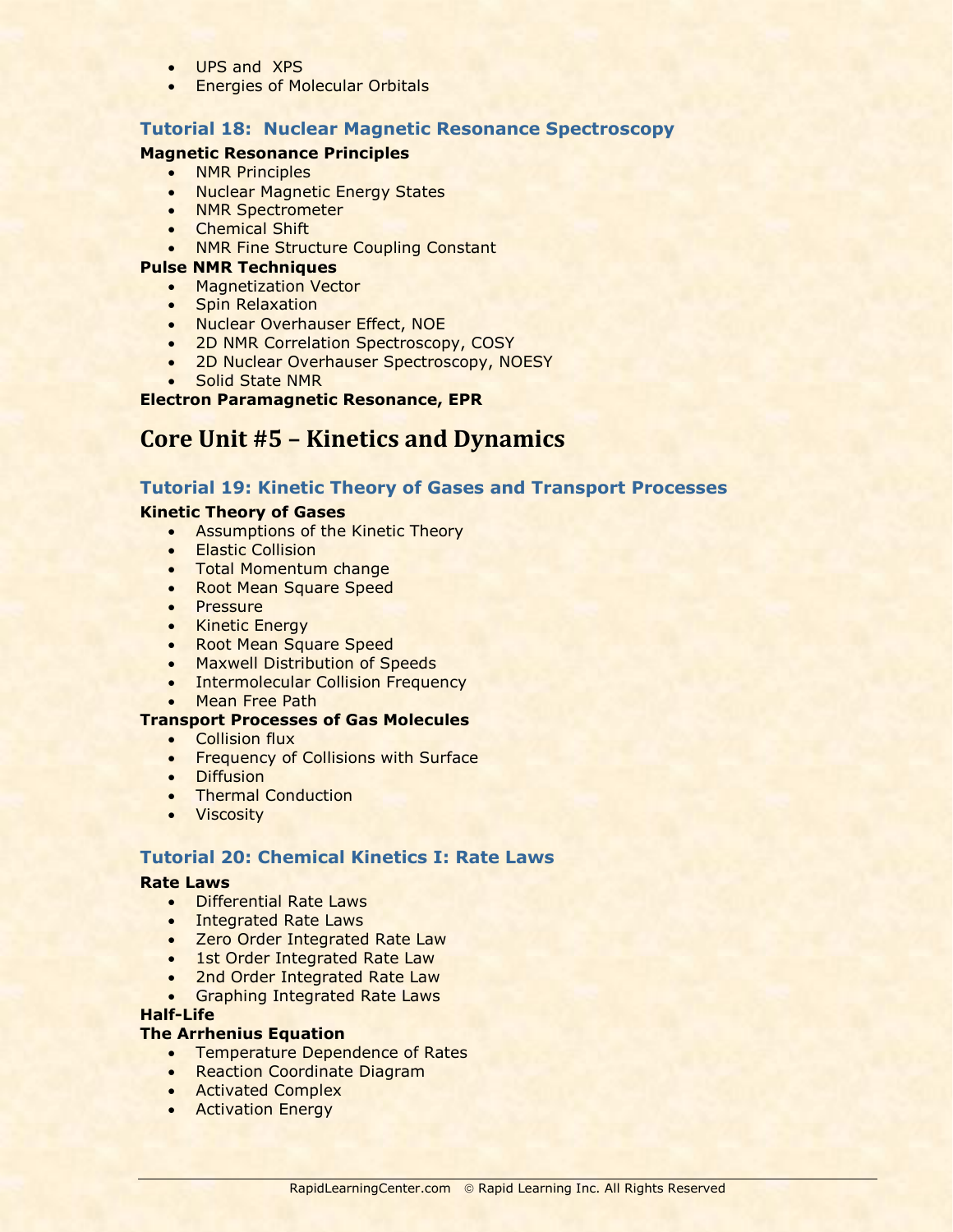- UPS and XPS
- Energies of Molecular Orbitals

### Tutorial 18: Nuclear Magnetic Resonance Spectroscopy

**Magnetic Resonance Principles**

- NMR Principles
- Nuclear Magnetic Energy States
- NMR Spectrometer
- Chemical Shift
- NMR Fine Structure Coupling Constant

**Pulse NMR Techniques**

- Magnetization Vector
- Spin Relaxation
- Nuclear Overhauser Effect, NOE
- 2D NMR Correlation Spectroscopy, COSY
- 2D Nuclear Overhauser Spectroscopy, NOESY
- Solid State NMR

**Electron Paramagnetic Resonance, EPR**

## Core Unit #5 – Kinetics and Dynamics

### Tutorial 19: Kinetic Theory of Gases and Transport Processes

**Kinetic Theory of Gases**

- Assumptions of the Kinetic Theory
- Elastic Collision
- Total Momentum change
- Root Mean Square Speed
- Pressure
- Kinetic Energy
- Root Mean Square Speed
- Maxwell Distribution of Speeds
- Intermolecular Collision Frequency
- Mean Free Path

**Transport Processes of Gas Molecules**

- Collision flux
- Frequency of Collisions with Surface
- Diffusion
- Thermal Conduction
- Viscosity

### Tutorial 20: Chemical Kinetics I: Rate Laws

**Rate Laws**

- Differential Rate Laws
- Integrated Rate Laws
- Zero Order Integrated Rate Law
- 1st Order Integrated Rate Law
- 2nd Order Integrated Rate Law
- Graphing Integrated Rate Laws

**Half-Life**

**The Arrhenius Equation**

- Temperature Dependence of Rates
- Reaction Coordinate Diagram
- Activated Complex
- Activation Energy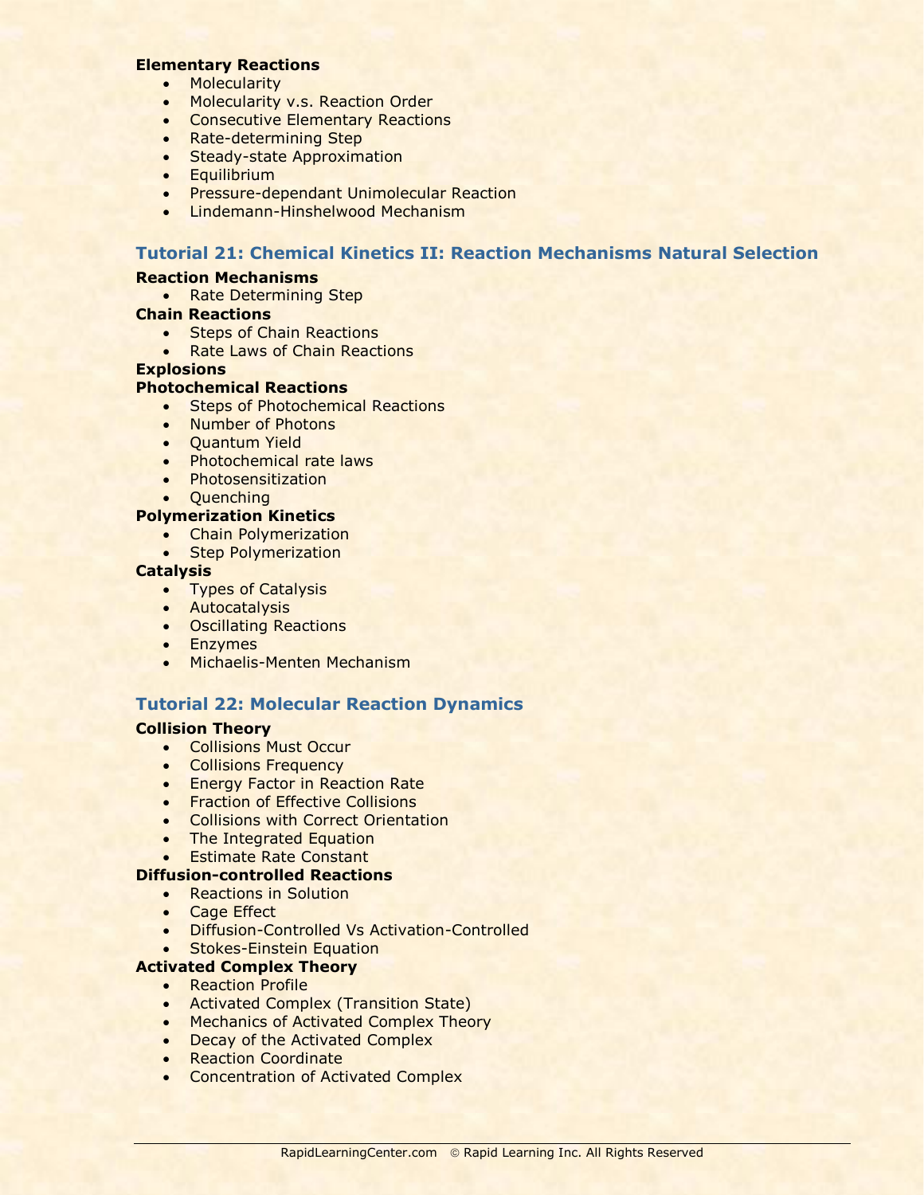**Elementary Reactions**

- Molecularity
- Molecularity v.s. Reaction Order
- Consecutive Elementary Reactions
- Rate-determining Step
- Steady-state Approximation
- Equilibrium
- Pressure-dependant Unimolecular Reaction
- Lindemann-Hinshelwood Mechanism

### Tutorial 21: Chemical Kinetics II: Reaction Mechanisms Natural Selection

**Reaction Mechanisms**

- Rate Determining Step

**Chain Reactions**

- Steps of Chain Reactions
- Rate Laws of Chain Reactions

**Explosions**

**Photochemical Reactions**

- Steps of Photochemical Reactions
- Number of Photons
- Quantum Yield
- Photochemical rate laws
- Photosensitization
- Quenching

**Polymerization Kinetics**

- Chain Polymerization
- Step Polymerization

**Catalysis**

- Types of Catalysis
- Autocatalysis
- Oscillating Reactions
- Enzymes
- Michaelis-Menten Mechanism

### Tutorial 22: Molecular Reaction Dynamics

**Collision Theory**

- Collisions Must Occur
- Collisions Frequency
- Energy Factor in Reaction Rate
- Fraction of Effective Collisions
- Collisions with Correct Orientation
- The Integrated Equation
- Estimate Rate Constant

**Diffusion-controlled Reactions**

- Reactions in Solution
- Cage Effect
- Diffusion-Controlled Vs Activation-Controlled
- Stokes-Einstein Equation

**Activated Complex Theory**

- Reaction Profile
- Activated Complex (Transition State)
- Mechanics of Activated Complex Theory
- Decay of the Activated Complex
- Reaction Coordinate
- Concentration of Activated Complex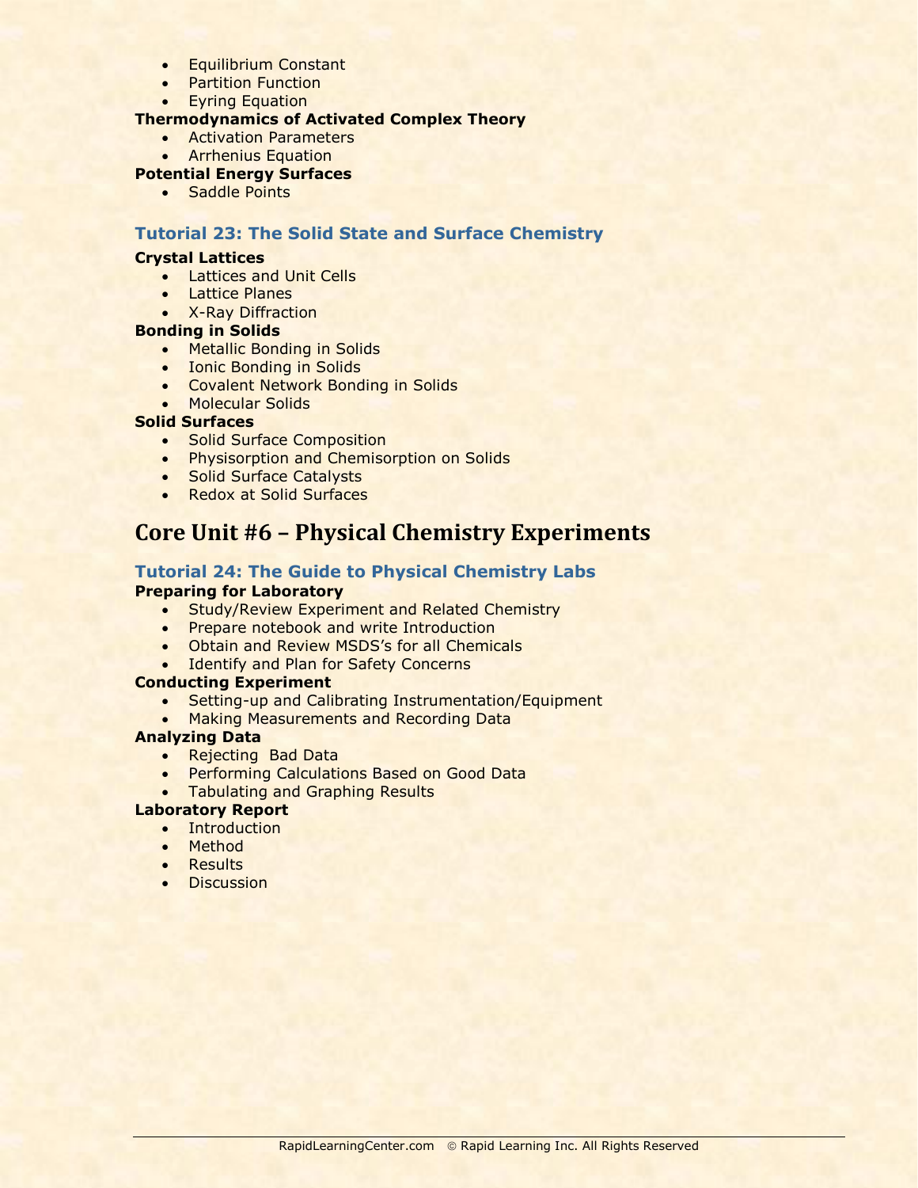- Equilibrium Constant
- Partition Function
- Eyring Equation

**Thermodynamics of Activated Complex Theory**

- Activation Parameters
- Arrhenius Equation

**Potential Energy Surfaces**

- Saddle Points

### Tutorial 23: The Solid State and Surface Chemistry

**Crystal Lattices**

- Lattices and Unit Cells
- Lattice Planes
- X-Ray Diffraction

**Bonding in Solids**

- Metallic Bonding in Solids
- Ionic Bonding in Solids
- Covalent Network Bonding in Solids
- Molecular Solids

**Solid Surfaces**

- Solid Surface Composition
- Physisorption and Chemisorption on Solids
- Solid Surface Catalysts
- Redox at Solid Surfaces

## Core Unit #6 – Physical Chemistry Experiments

### Tutorial 24: The Guide to Physical Chemistry Labs

**Preparing for Laboratory**

- Study/Review Experiment and Related Chemistry
- Prepare notebook and write Introduction
- Obtain and Review MSDS's for all Chemicals
- Identify and Plan for Safety Concerns

**Conducting Experiment**

- Setting-up and Calibrating Instrumentation/Equipment
- Making Measurements and Recording Data

**Analyzing Data**

- Rejecting Bad Data
- Performing Calculations Based on Good Data
- Tabulating and Graphing Results

**Laboratory Report**

- Introduction
- Method
- Results
- Discussion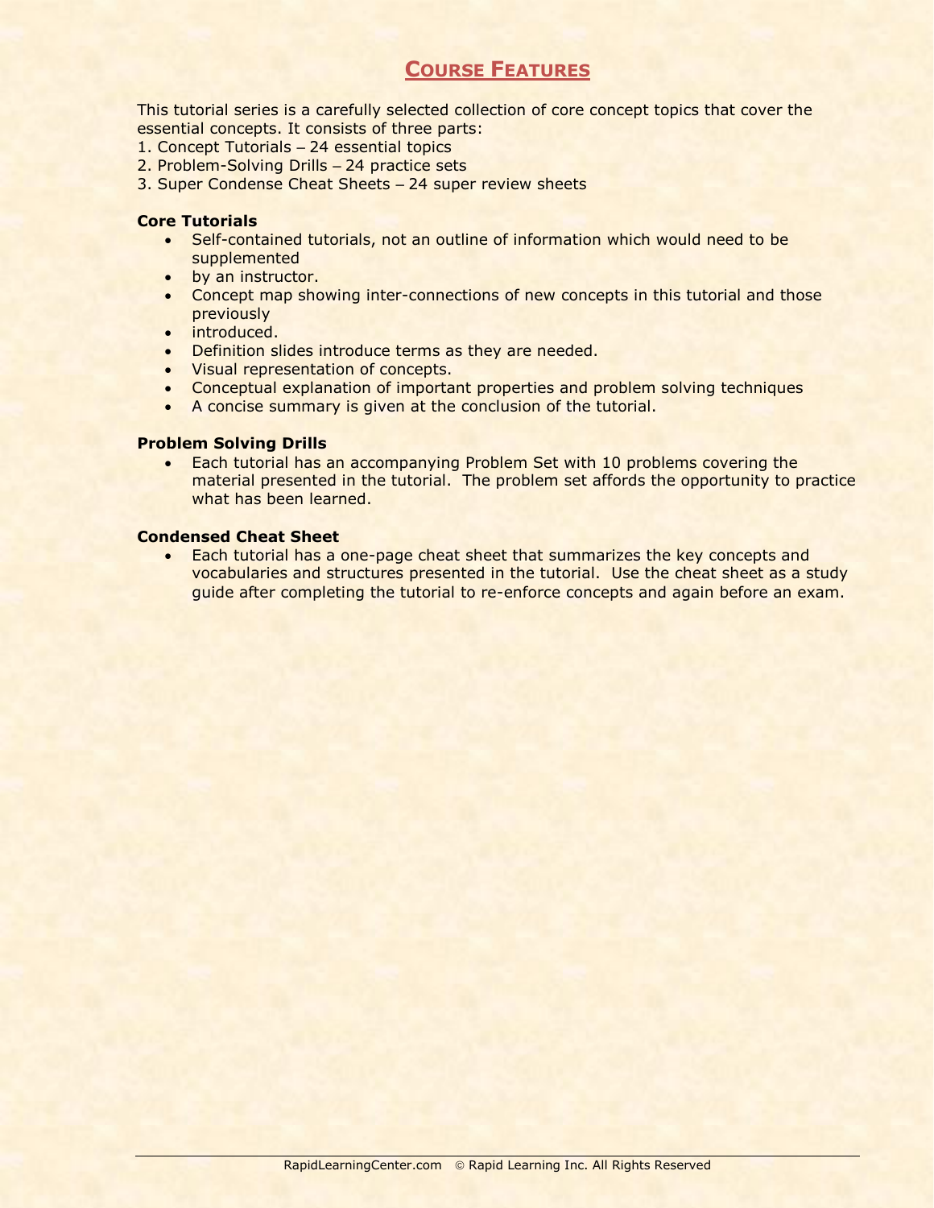## COURSE FEATURES

This tutorial series is a carefully selected collection of core concept topics that cover the essential concepts. It consists of three parts:
1. Concept Tutorials – 24 essential topics
2. Problem-Solving Drills – 24 practice sets
3. Super Condense Cheat Sheets – 24 super review sheets

**Core Tutorials**

- Self-contained tutorials, not an outline of information which would need to be supplemented
- by an instructor.
- Concept map showing inter-connections of new concepts in this tutorial and those previously
- introduced.
- Definition slides introduce terms as they are needed.
- Visual representation of concepts.
- Conceptual explanation of important properties and problem solving techniques
- A concise summary is given at the conclusion of the tutorial.

**Problem Solving Drills**

- Each tutorial has an accompanying Problem Set with 10 problems covering the material presented in the tutorial. The problem set affords the opportunity to practice what has been learned.

**Condensed Cheat Sheet**

- Each tutorial has a one-page cheat sheet that summarizes the key concepts and vocabularies and structures presented in the tutorial. Use the cheat sheet as a study guide after completing the tutorial to re-enforce concepts and again before an exam.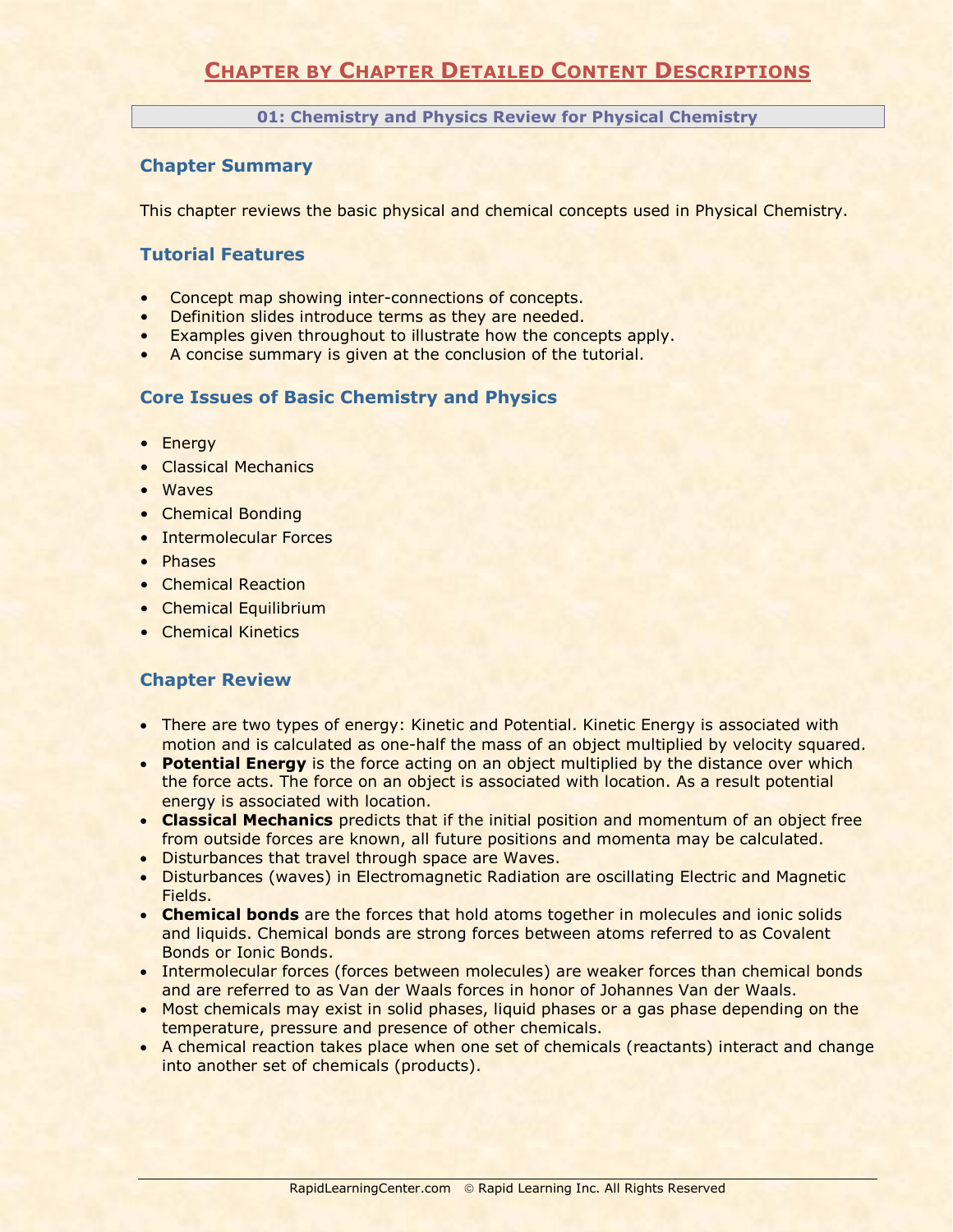# Chapter by Chapter Detailed Content Descriptions

## 01: Chemistry and Physics Review for Physical Chemistry

### Chapter Summary

This chapter reviews the basic physical and chemical concepts used in Physical Chemistry.

### Tutorial Features

- Concept map showing inter-connections of concepts.
- Definition slides introduce terms as they are needed.
- Examples given throughout to illustrate how the concepts apply.
- A concise summary is given at the conclusion of the tutorial.

### Core Issues of Basic Chemistry and Physics

- Energy
- Classical Mechanics
- Waves
- Chemical Bonding
- Intermolecular Forces
- Phases
- Chemical Reaction
- Chemical Equilibrium
- Chemical Kinetics

### Chapter Review

- There are two types of energy: Kinetic and Potential. Kinetic Energy is associated with motion and is calculated as one-half the mass of an object multiplied by velocity squared.
- **Potential Energy** is the force acting on an object multiplied by the distance over which the force acts. The force on an object is associated with location. As a result potential energy is associated with location.
- **Classical Mechanics** predicts that if the initial position and momentum of an object free from outside forces are known, all future positions and momenta may be calculated.
- Disturbances that travel through space are Waves.
- Disturbances (waves) in Electromagnetic Radiation are oscillating Electric and Magnetic Fields.
- **Chemical bonds** are the forces that hold atoms together in molecules and ionic solids and liquids. Chemical bonds are strong forces between atoms referred to as Covalent Bonds or Ionic Bonds.
- Intermolecular forces (forces between molecules) are weaker forces than chemical bonds and are referred to as Van der Waals forces in honor of Johannes Van der Waals.
- Most chemicals may exist in solid phases, liquid phases or a gas phase depending on the temperature, pressure and presence of other chemicals.
- A chemical reaction takes place when one set of chemicals (reactants) interact and change into another set of chemicals (products).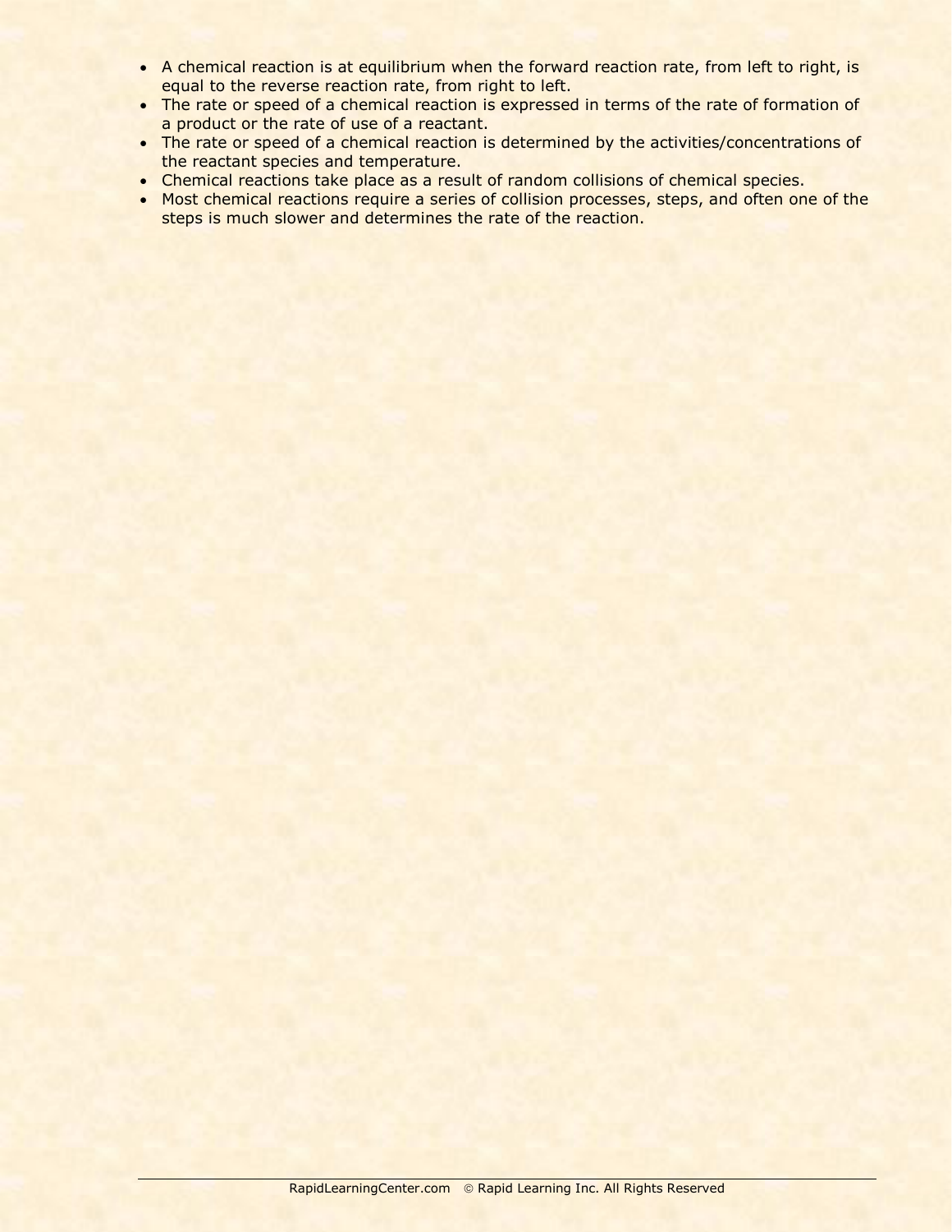- A chemical reaction is at equilibrium when the forward reaction rate, from left to right, is equal to the reverse reaction rate, from right to left.
- The rate or speed of a chemical reaction is expressed in terms of the rate of formation of a product or the rate of use of a reactant.
- The rate or speed of a chemical reaction is determined by the activities/concentrations of the reactant species and temperature.
- Chemical reactions take place as a result of random collisions of chemical species.
- Most chemical reactions require a series of collision processes, steps, and often one of the steps is much slower and determines the rate of the reaction.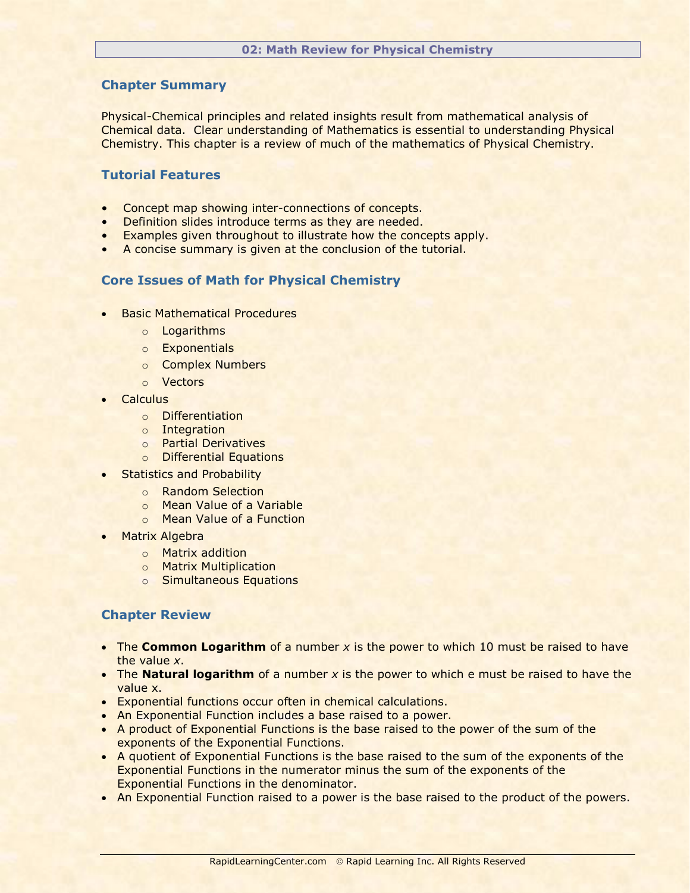# 02: Math Review for Physical Chemistry

## Chapter Summary

Physical-Chemical principles and related insights result from mathematical analysis of Chemical data. Clear understanding of Mathematics is essential to understanding Physical Chemistry. This chapter is a review of much of the mathematics of Physical Chemistry.

## Tutorial Features

- Concept map showing inter-connections of concepts.
- Definition slides introduce terms as they are needed.
- Examples given throughout to illustrate how the concepts apply.
- A concise summary is given at the conclusion of the tutorial.

## Core Issues of Math for Physical Chemistry

- Basic Mathematical Procedures
  - Logarithms
  - Exponentials
  - Complex Numbers
  - Vectors
- Calculus
  - Differentiation
  - Integration
  - Partial Derivatives
  - Differential Equations
- Statistics and Probability
  - Random Selection
  - Mean Value of a Variable
  - Mean Value of a Function
- Matrix Algebra
  - Matrix addition
  - Matrix Multiplication
  - Simultaneous Equations

## Chapter Review

- The **Common Logarithm** of a number $x$ is the power to which 10 must be raised to have the value $x$.
- The **Natural logarithm** of a number $x$ is the power to which e must be raised to have the value x.
- Exponential functions occur often in chemical calculations.
- An Exponential Function includes a base raised to a power.
- A product of Exponential Functions is the base raised to the power of the sum of the exponents of the Exponential Functions.
- A quotient of Exponential Functions is the base raised to the sum of the exponents of the Exponential Functions in the numerator minus the sum of the exponents of the Exponential Functions in the denominator.
- An Exponential Function raised to a power is the base raised to the product of the powers.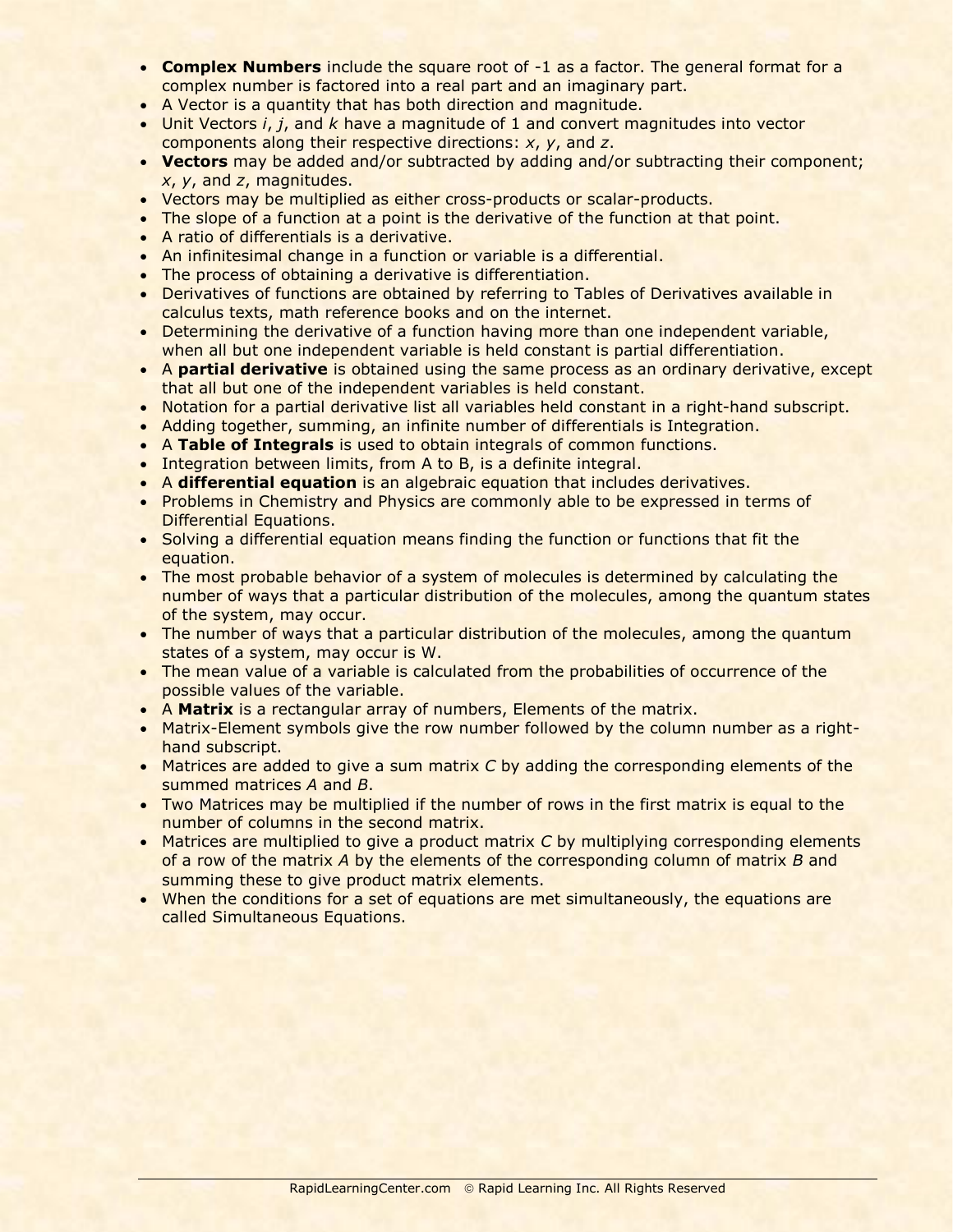- **Complex Numbers** include the square root of -1 as a factor. The general format for a complex number is factored into a real part and an imaginary part.
- A Vector is a quantity that has both direction and magnitude.
- Unit Vectors *i*, *j*, and *k* have a magnitude of 1 and convert magnitudes into vector components along their respective directions: *x*, *y*, and *z*.
- **Vectors** may be added and/or subtracted by adding and/or subtracting their component; *x*, *y*, and *z*, magnitudes.
- Vectors may be multiplied as either cross-products or scalar-products.
- The slope of a function at a point is the derivative of the function at that point.
- A ratio of differentials is a derivative.
- An infinitesimal change in a function or variable is a differential.
- The process of obtaining a derivative is differentiation.
- Derivatives of functions are obtained by referring to Tables of Derivatives available in calculus texts, math reference books and on the internet.
- Determining the derivative of a function having more than one independent variable, when all but one independent variable is held constant is partial differentiation.
- A **partial derivative** is obtained using the same process as an ordinary derivative, except that all but one of the independent variables is held constant.
- Notation for a partial derivative list all variables held constant in a right-hand subscript.
- Adding together, summing, an infinite number of differentials is Integration.
- A **Table of Integrals** is used to obtain integrals of common functions.
- Integration between limits, from A to B, is a definite integral.
- A **differential equation** is an algebraic equation that includes derivatives.
- Problems in Chemistry and Physics are commonly able to be expressed in terms of Differential Equations.
- Solving a differential equation means finding the function or functions that fit the equation.
- The most probable behavior of a system of molecules is determined by calculating the number of ways that a particular distribution of the molecules, among the quantum states of the system, may occur.
- The number of ways that a particular distribution of the molecules, among the quantum states of a system, may occur is W.
- The mean value of a variable is calculated from the probabilities of occurrence of the possible values of the variable.
- A **Matrix** is a rectangular array of numbers, Elements of the matrix.
- Matrix-Element symbols give the row number followed by the column number as a right-hand subscript.
- Matrices are added to give a sum matrix *C* by adding the corresponding elements of the summed matrices *A* and *B*.
- Two Matrices may be multiplied if the number of rows in the first matrix is equal to the number of columns in the second matrix.
- Matrices are multiplied to give a product matrix *C* by multiplying corresponding elements of a row of the matrix *A* by the elements of the corresponding column of matrix *B* and summing these to give product matrix elements.
- When the conditions for a set of equations are met simultaneously, the equations are called Simultaneous Equations.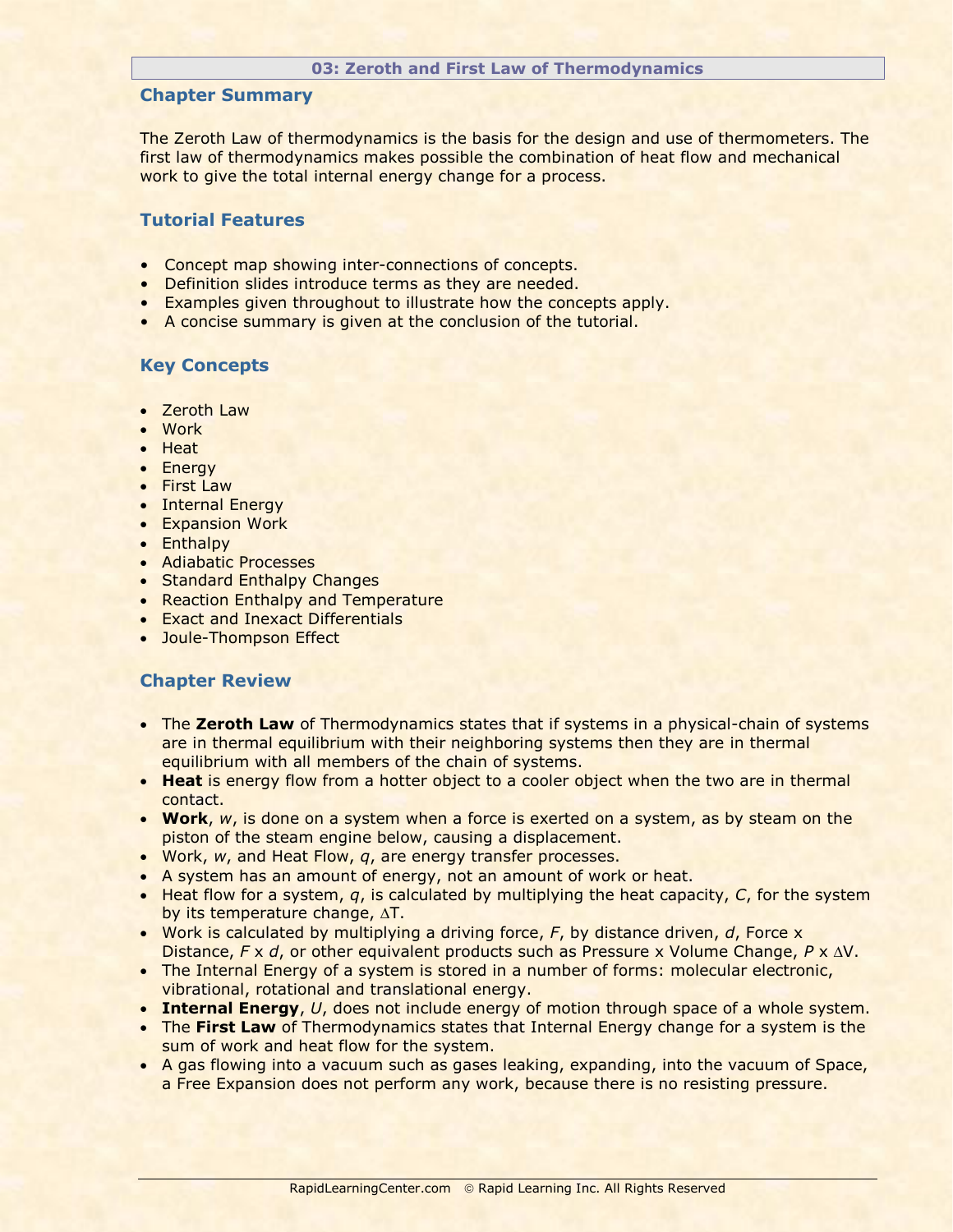# 03: Zeroth and First Law of Thermodynamics

## Chapter Summary

The Zeroth Law of thermodynamics is the basis for the design and use of thermometers. The first law of thermodynamics makes possible the combination of heat flow and mechanical work to give the total internal energy change for a process.

## Tutorial Features

- Concept map showing inter-connections of concepts.
- Definition slides introduce terms as they are needed.
- Examples given throughout to illustrate how the concepts apply.
- A concise summary is given at the conclusion of the tutorial.

## Key Concepts

- Zeroth Law
- Work
- Heat
- Energy
- First Law
- Internal Energy
- Expansion Work
- Enthalpy
- Adiabatic Processes
- Standard Enthalpy Changes
- Reaction Enthalpy and Temperature
- Exact and Inexact Differentials
- Joule-Thompson Effect

## Chapter Review

- The **Zeroth Law** of Thermodynamics states that if systems in a physical-chain of systems are in thermal equilibrium with their neighboring systems then they are in thermal equilibrium with all members of the chain of systems.
- **Heat** is energy flow from a hotter object to a cooler object when the two are in thermal contact.
- **Work**, $w$, is done on a system when a force is exerted on a system, as by steam on the piston of the steam engine below, causing a displacement.
- Work, $w$, and Heat Flow, $q$, are energy transfer processes.
- A system has an amount of energy, not an amount of work or heat.
- Heat flow for a system, $q$, is calculated by multiplying the heat capacity, $C$, for the system by its temperature change, $\Delta T$.
- Work is calculated by multiplying a driving force, $F$, by distance driven, $d$, Force x Distance, $F \times d$, or other equivalent products such as Pressure x Volume Change, $P \times \Delta V$.
- The Internal Energy of a system is stored in a number of forms: molecular electronic, vibrational, rotational and translational energy.
- **Internal Energy**, $U$, does not include energy of motion through space of a whole system.
- The **First Law** of Thermodynamics states that Internal Energy change for a system is the sum of work and heat flow for the system.
- A gas flowing into a vacuum such as gases leaking, expanding, into the vacuum of Space, a Free Expansion does not perform any work, because there is no resisting pressure.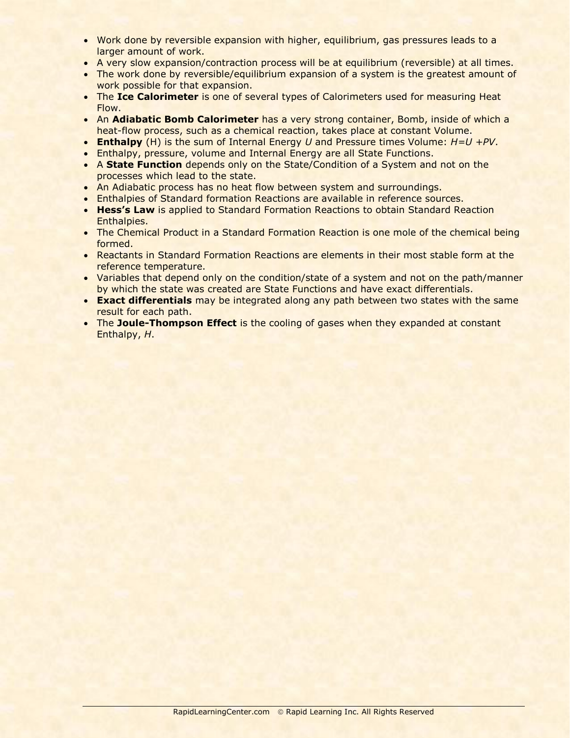- Work done by reversible expansion with higher, equilibrium, gas pressures leads to a larger amount of work.
- A very slow expansion/contraction process will be at equilibrium (reversible) at all times.
- The work done by reversible/equilibrium expansion of a system is the greatest amount of work possible for that expansion.
- The **Ice Calorimeter** is one of several types of Calorimeters used for measuring Heat Flow.
- An **Adiabatic Bomb Calorimeter** has a very strong container, Bomb, inside of which a heat-flow process, such as a chemical reaction, takes place at constant Volume.
- **Enthalpy** (H) is the sum of Internal Energy $U$ and Pressure times Volume: $H=U+PV$.
- Enthalpy, pressure, volume and Internal Energy are all State Functions.
- A **State Function** depends only on the State/Condition of a System and not on the processes which lead to the state.
- An Adiabatic process has no heat flow between system and surroundings.
- Enthalpies of Standard formation Reactions are available in reference sources.
- **Hess's Law** is applied to Standard Formation Reactions to obtain Standard Reaction Enthalpies.
- The Chemical Product in a Standard Formation Reaction is one mole of the chemical being formed.
- Reactants in Standard Formation Reactions are elements in their most stable form at the reference temperature.
- Variables that depend only on the condition/state of a system and not on the path/manner by which the state was created are State Functions and have exact differentials.
- **Exact differentials** may be integrated along any path between two states with the same result for each path.
- The **Joule-Thompson Effect** is the cooling of gases when they expanded at constant Enthalpy, $H$.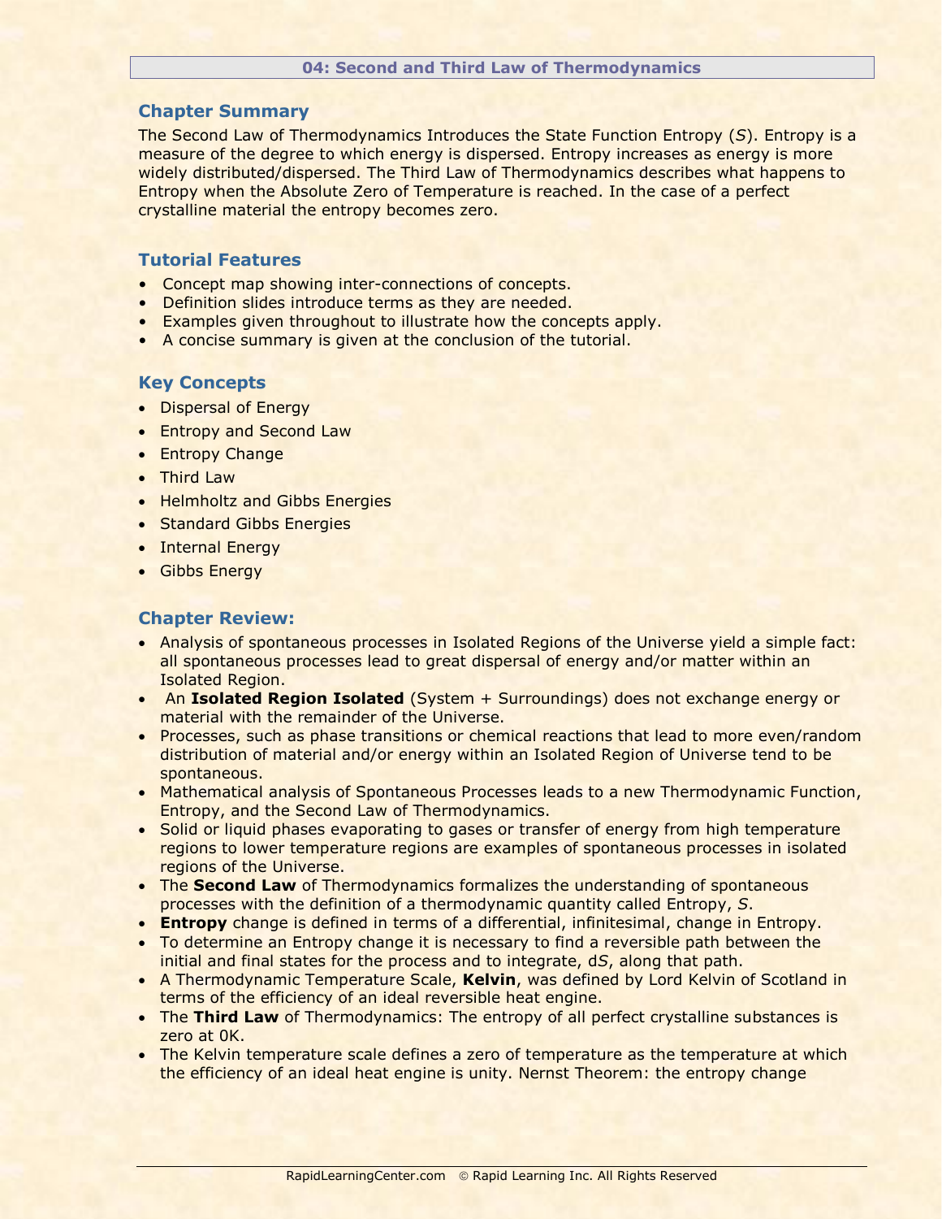## 04: Second and Third Law of Thermodynamics

### Chapter Summary

The Second Law of Thermodynamics Introduces the State Function Entropy (*S*). Entropy is a measure of the degree to which energy is dispersed. Entropy increases as energy is more widely distributed/dispersed. The Third Law of Thermodynamics describes what happens to Entropy when the Absolute Zero of Temperature is reached. In the case of a perfect crystalline material the entropy becomes zero.

### Tutorial Features

- Concept map showing inter-connections of concepts.
- Definition slides introduce terms as they are needed.
- Examples given throughout to illustrate how the concepts apply.
- A concise summary is given at the conclusion of the tutorial.

### Key Concepts

- Dispersal of Energy
- Entropy and Second Law
- Entropy Change
- Third Law
- Helmholtz and Gibbs Energies
- Standard Gibbs Energies
- Internal Energy
- Gibbs Energy

### Chapter Review:

- Analysis of spontaneous processes in Isolated Regions of the Universe yield a simple fact: all spontaneous processes lead to great dispersal of energy and/or matter within an Isolated Region.
- An **Isolated Region Isolated** (System + Surroundings) does not exchange energy or material with the remainder of the Universe.
- Processes, such as phase transitions or chemical reactions that lead to more even/random distribution of material and/or energy within an Isolated Region of Universe tend to be spontaneous.
- Mathematical analysis of Spontaneous Processes leads to a new Thermodynamic Function, Entropy, and the Second Law of Thermodynamics.
- Solid or liquid phases evaporating to gases or transfer of energy from high temperature regions to lower temperature regions are examples of spontaneous processes in isolated regions of the Universe.
- The **Second Law** of Thermodynamics formalizes the understanding of spontaneous processes with the definition of a thermodynamic quantity called Entropy, *S*.
- **Entropy** change is defined in terms of a differential, infinitesimal, change in Entropy.
- To determine an Entropy change it is necessary to find a reversible path between the initial and final states for the process and to integrate, d*S*, along that path.
- A Thermodynamic Temperature Scale, **Kelvin**, was defined by Lord Kelvin of Scotland in terms of the efficiency of an ideal reversible heat engine.
- The **Third Law** of Thermodynamics: The entropy of all perfect crystalline substances is zero at 0K.
- The Kelvin temperature scale defines a zero of temperature as the temperature at which the efficiency of an ideal heat engine is unity. Nernst Theorem: the entropy change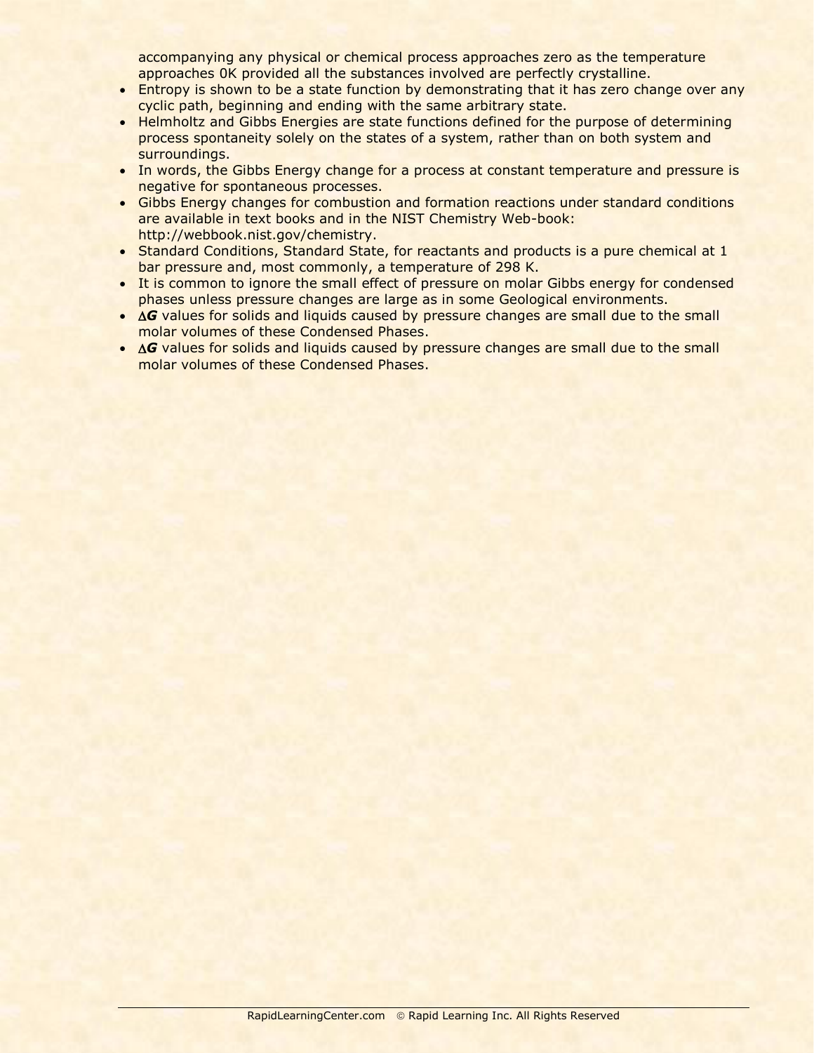accompanying any physical or chemical process approaches zero as the temperature approaches 0K provided all the substances involved are perfectly crystalline.

- Entropy is shown to be a state function by demonstrating that it has zero change over any cyclic path, beginning and ending with the same arbitrary state.
- Helmholtz and Gibbs Energies are state functions defined for the purpose of determining process spontaneity solely on the states of a system, rather than on both system and surroundings.
- In words, the Gibbs Energy change for a process at constant temperature and pressure is negative for spontaneous processes.
- Gibbs Energy changes for combustion and formation reactions under standard conditions are available in text books and in the NIST Chemistry Web-book: http://webbook.nist.gov/chemistry.
- Standard Conditions, Standard State, for reactants and products is a pure chemical at 1 bar pressure and, most commonly, a temperature of 298 K.
- It is common to ignore the small effect of pressure on molar Gibbs energy for condensed phases unless pressure changes are large as in some Geological environments.
- $\Delta G$ values for solids and liquids caused by pressure changes are small due to the small molar volumes of these Condensed Phases.
- $\Delta G$ values for solids and liquids caused by pressure changes are small due to the small molar volumes of these Condensed Phases.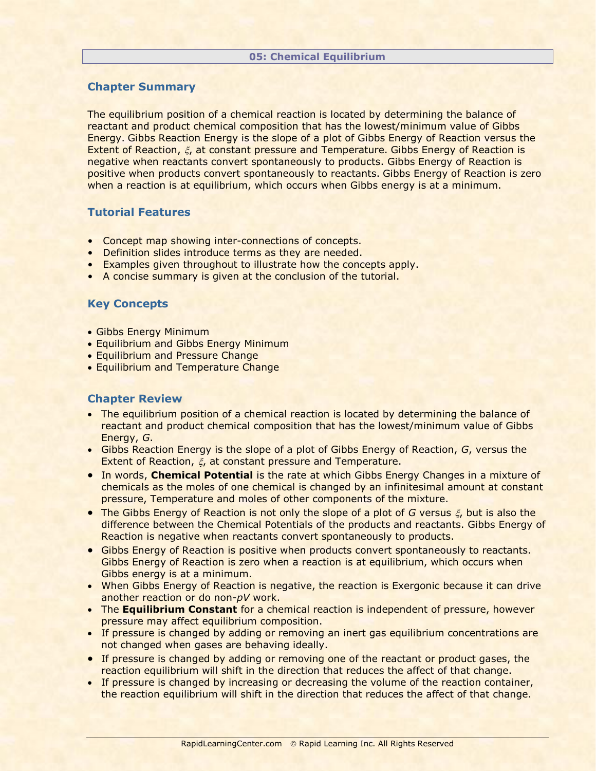## 05: Chemical Equilibrium

### Chapter Summary

The equilibrium position of a chemical reaction is located by determining the balance of reactant and product chemical composition that has the lowest/minimum value of Gibbs Energy. Gibbs Reaction Energy is the slope of a plot of Gibbs Energy of Reaction versus the Extent of Reaction, $\xi$, at constant pressure and Temperature. Gibbs Energy of Reaction is negative when reactants convert spontaneously to products. Gibbs Energy of Reaction is positive when products convert spontaneously to reactants. Gibbs Energy of Reaction is zero when a reaction is at equilibrium, which occurs when Gibbs energy is at a minimum.

### Tutorial Features

- Concept map showing inter-connections of concepts.
- Definition slides introduce terms as they are needed.
- Examples given throughout to illustrate how the concepts apply.
- A concise summary is given at the conclusion of the tutorial.

### Key Concepts

- Gibbs Energy Minimum
- Equilibrium and Gibbs Energy Minimum
- Equilibrium and Pressure Change
- Equilibrium and Temperature Change

### Chapter Review

- The equilibrium position of a chemical reaction is located by determining the balance of reactant and product chemical composition that has the lowest/minimum value of Gibbs Energy, *G*.
- Gibbs Reaction Energy is the slope of a plot of Gibbs Energy of Reaction, *G*, versus the Extent of Reaction, $\xi$, at constant pressure and Temperature.
- In words, **Chemical Potential** is the rate at which Gibbs Energy Changes in a mixture of chemicals as the moles of one chemical is changed by an infinitesimal amount at constant pressure, Temperature and moles of other components of the mixture.
- The Gibbs Energy of Reaction is not only the slope of a plot of *G* versus $\xi$, but is also the difference between the Chemical Potentials of the products and reactants. Gibbs Energy of Reaction is negative when reactants convert spontaneously to products.
- Gibbs Energy of Reaction is positive when products convert spontaneously to reactants. Gibbs Energy of Reaction is zero when a reaction is at equilibrium, which occurs when Gibbs energy is at a minimum.
- When Gibbs Energy of Reaction is negative, the reaction is Exergonic because it can drive another reaction or do non-*pV* work.
- The **Equilibrium Constant** for a chemical reaction is independent of pressure, however pressure may affect equilibrium composition.
- If pressure is changed by adding or removing an inert gas equilibrium concentrations are not changed when gases are behaving ideally.
- If pressure is changed by adding or removing one of the reactant or product gases, the reaction equilibrium will shift in the direction that reduces the affect of that change.
- If pressure is changed by increasing or decreasing the volume of the reaction container, the reaction equilibrium will shift in the direction that reduces the affect of that change.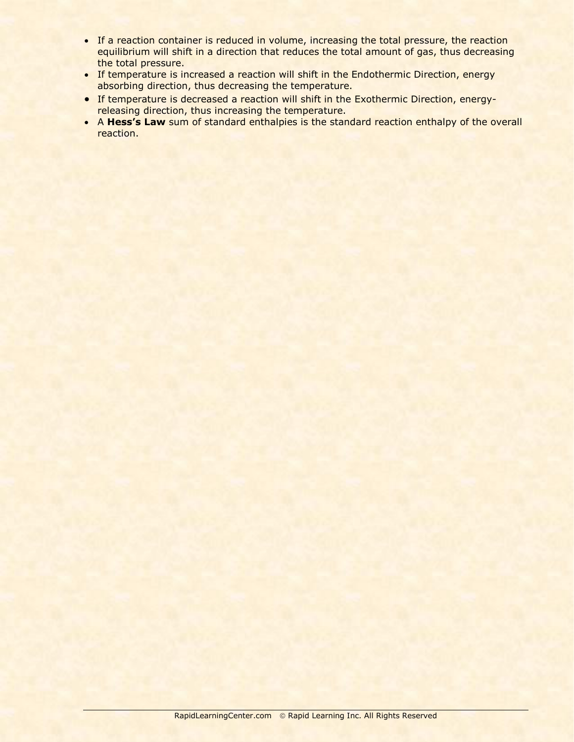- If a reaction container is reduced in volume, increasing the total pressure, the reaction equilibrium will shift in a direction that reduces the total amount of gas, thus decreasing the total pressure.
- If temperature is increased a reaction will shift in the Endothermic Direction, energy absorbing direction, thus decreasing the temperature.
- If temperature is decreased a reaction will shift in the Exothermic Direction, energy-releasing direction, thus increasing the temperature.
- A **Hess's Law** sum of standard enthalpies is the standard reaction enthalpy of the overall reaction.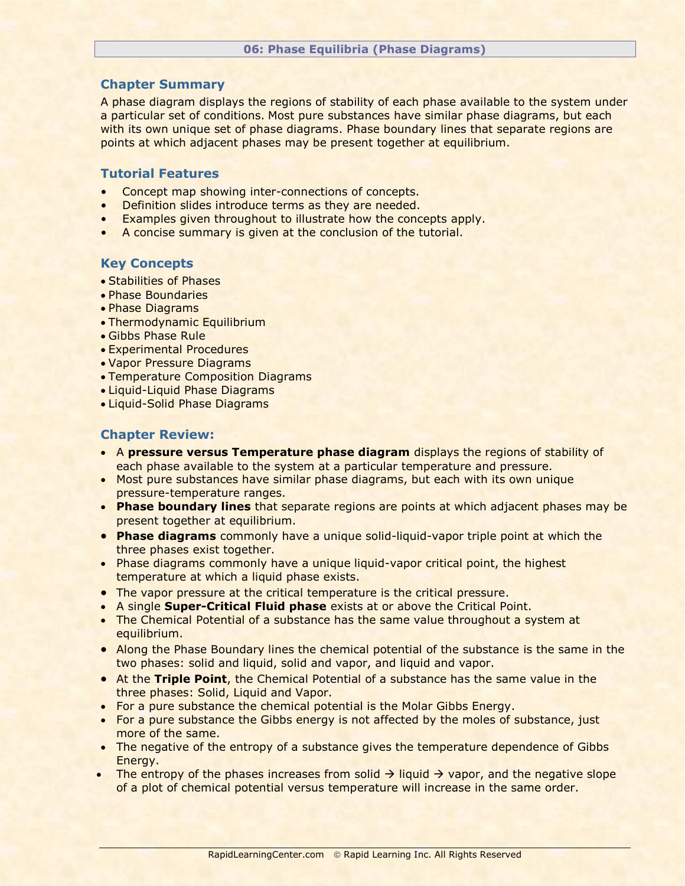## 06: Phase Equilibria (Phase Diagrams)

### Chapter Summary

A phase diagram displays the regions of stability of each phase available to the system under a particular set of conditions. Most pure substances have similar phase diagrams, but each with its own unique set of phase diagrams. Phase boundary lines that separate regions are points at which adjacent phases may be present together at equilibrium.

### Tutorial Features

- Concept map showing inter-connections of concepts.
- Definition slides introduce terms as they are needed.
- Examples given throughout to illustrate how the concepts apply.
- A concise summary is given at the conclusion of the tutorial.

### Key Concepts

- Stabilities of Phases
- Phase Boundaries
- Phase Diagrams
- Thermodynamic Equilibrium
- Gibbs Phase Rule
- Experimental Procedures
- Vapor Pressure Diagrams
- Temperature Composition Diagrams
- Liquid-Liquid Phase Diagrams
- Liquid-Solid Phase Diagrams

### Chapter Review:

- A **pressure versus Temperature phase diagram** displays the regions of stability of each phase available to the system at a particular temperature and pressure.
- Most pure substances have similar phase diagrams, but each with its own unique pressure-temperature ranges.
- **Phase boundary lines** that separate regions are points at which adjacent phases may be present together at equilibrium.
- **Phase diagrams** commonly have a unique solid-liquid-vapor triple point at which the three phases exist together.
- Phase diagrams commonly have a unique liquid-vapor critical point, the highest temperature at which a liquid phase exists.
- The vapor pressure at the critical temperature is the critical pressure.
- A single **Super-Critical Fluid phase** exists at or above the Critical Point.
- The Chemical Potential of a substance has the same value throughout a system at equilibrium.
- Along the Phase Boundary lines the chemical potential of the substance is the same in the two phases: solid and liquid, solid and vapor, and liquid and vapor.
- At the **Triple Point**, the Chemical Potential of a substance has the same value in the three phases: Solid, Liquid and Vapor.
- For a pure substance the chemical potential is the Molar Gibbs Energy.
- For a pure substance the Gibbs energy is not affected by the moles of substance, just more of the same.
- The negative of the entropy of a substance gives the temperature dependence of Gibbs Energy.
- The entropy of the phases increases from solid → liquid → vapor, and the negative slope of a plot of chemical potential versus temperature will increase in the same order.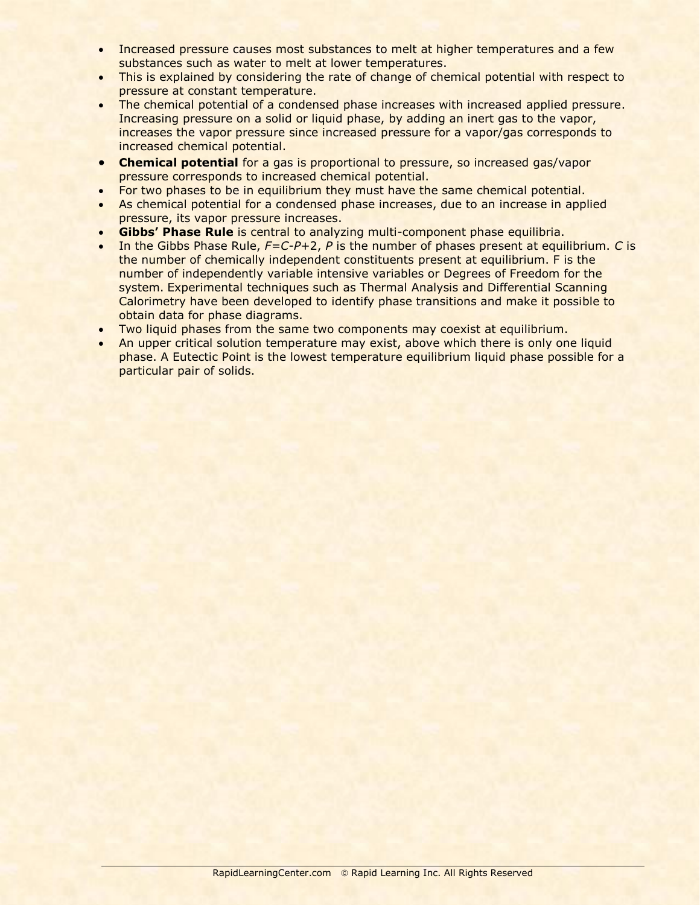- Increased pressure causes most substances to melt at higher temperatures and a few substances such as water to melt at lower temperatures.
- This is explained by considering the rate of change of chemical potential with respect to pressure at constant temperature.
- The chemical potential of a condensed phase increases with increased applied pressure. Increasing pressure on a solid or liquid phase, by adding an inert gas to the vapor, increases the vapor pressure since increased pressure for a vapor/gas corresponds to increased chemical potential.
- **Chemical potential** for a gas is proportional to pressure, so increased gas/vapor pressure corresponds to increased chemical potential.
- For two phases to be in equilibrium they must have the same chemical potential.
- As chemical potential for a condensed phase increases, due to an increase in applied pressure, its vapor pressure increases.
- **Gibbs' Phase Rule** is central to analyzing multi-component phase equilibria.
- In the Gibbs Phase Rule, $F=C-P+2$, $P$ is the number of phases present at equilibrium. $C$ is the number of chemically independent constituents present at equilibrium. F is the number of independently variable intensive variables or Degrees of Freedom for the system. Experimental techniques such as Thermal Analysis and Differential Scanning Calorimetry have been developed to identify phase transitions and make it possible to obtain data for phase diagrams.
- Two liquid phases from the same two components may coexist at equilibrium.
- An upper critical solution temperature may exist, above which there is only one liquid phase. A Eutectic Point is the lowest temperature equilibrium liquid phase possible for a particular pair of solids.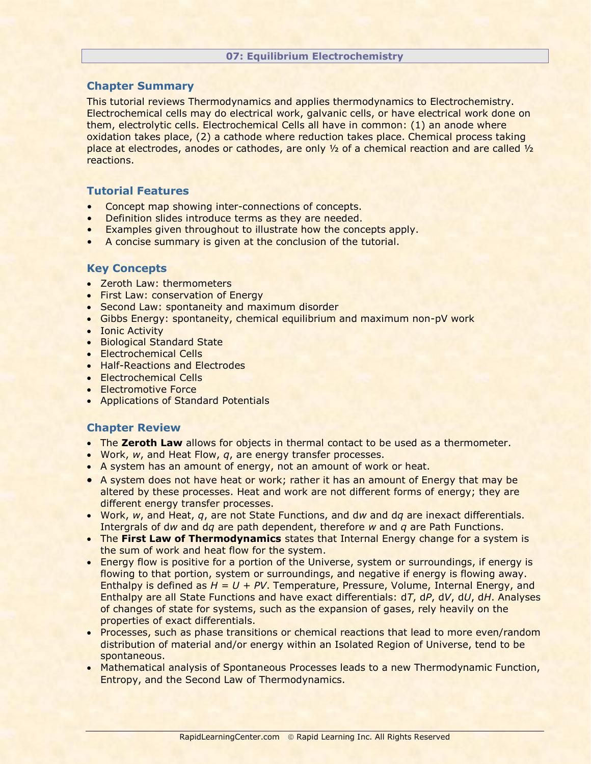## 07: Equilibrium Electrochemistry

### Chapter Summary

This tutorial reviews Thermodynamics and applies thermodynamics to Electrochemistry. Electrochemical cells may do electrical work, galvanic cells, or have electrical work done on them, electrolytic cells. Electrochemical Cells all have in common: (1) an anode where oxidation takes place, (2) a cathode where reduction takes place. Chemical process taking place at electrodes, anodes or cathodes, are only ½ of a chemical reaction and are called ½ reactions.

### Tutorial Features

- Concept map showing inter-connections of concepts.
- Definition slides introduce terms as they are needed.
- Examples given throughout to illustrate how the concepts apply.
- A concise summary is given at the conclusion of the tutorial.

### Key Concepts

- Zeroth Law: thermometers
- First Law: conservation of Energy
- Second Law: spontaneity and maximum disorder
- Gibbs Energy: spontaneity, chemical equilibrium and maximum non-pV work
- Ionic Activity
- Biological Standard State
- Electrochemical Cells
- Half-Reactions and Electrodes
- Electrochemical Cells
- Electromotive Force
- Applications of Standard Potentials

### Chapter Review

- The **Zeroth Law** allows for objects in thermal contact to be used as a thermometer.
- Work, $w$, and Heat Flow, $q$, are energy transfer processes.
- A system has an amount of energy, not an amount of work or heat.
- A system does not have heat or work; rather it has an amount of Energy that may be altered by these processes. Heat and work are not different forms of energy; they are different energy transfer processes.
- Work, $w$, and Heat, $q$, are not State Functions, and d$w$ and d$q$ are inexact differentials. Intergrals of d$w$ and d$q$ are path dependent, therefore $w$ and $q$ are Path Functions.
- The **First Law of Thermodynamics** states that Internal Energy change for a system is the sum of work and heat flow for the system.
- Energy flow is positive for a portion of the Universe, system or surroundings, if energy is flowing to that portion, system or surroundings, and negative if energy is flowing away. Enthalpy is defined as $H = U + PV$. Temperature, Pressure, Volume, Internal Energy, and Enthalpy are all State Functions and have exact differentials: d$T$, d$P$, d$V$, d$U$, d$H$. Analyses of changes of state for systems, such as the expansion of gases, rely heavily on the properties of exact differentials.
- Processes, such as phase transitions or chemical reactions that lead to more even/random distribution of material and/or energy within an Isolated Region of Universe, tend to be spontaneous.
- Mathematical analysis of Spontaneous Processes leads to a new Thermodynamic Function, Entropy, and the Second Law of Thermodynamics.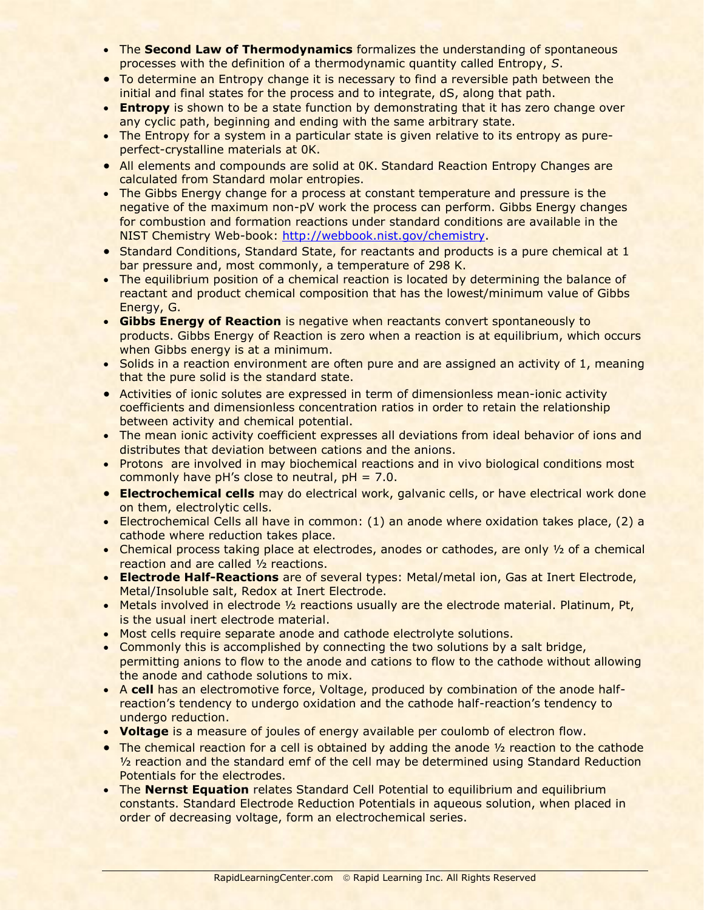- The **Second Law of Thermodynamics** formalizes the understanding of spontaneous processes with the definition of a thermodynamic quantity called Entropy, *S*.
- To determine an Entropy change it is necessary to find a reversible path between the initial and final states for the process and to integrate, dS, along that path.
- **Entropy** is shown to be a state function by demonstrating that it has zero change over any cyclic path, beginning and ending with the same arbitrary state.
- The Entropy for a system in a particular state is given relative to its entropy as pure-perfect-crystalline materials at 0K.
- All elements and compounds are solid at 0K. Standard Reaction Entropy Changes are calculated from Standard molar entropies.
- The Gibbs Energy change for a process at constant temperature and pressure is the negative of the maximum non-pV work the process can perform. Gibbs Energy changes for combustion and formation reactions under standard conditions are available in the NIST Chemistry Web-book: http://webbook.nist.gov/chemistry.
- Standard Conditions, Standard State, for reactants and products is a pure chemical at 1 bar pressure and, most commonly, a temperature of 298 K.
- The equilibrium position of a chemical reaction is located by determining the balance of reactant and product chemical composition that has the lowest/minimum value of Gibbs Energy, G.
- **Gibbs Energy of Reaction** is negative when reactants convert spontaneously to products. Gibbs Energy of Reaction is zero when a reaction is at equilibrium, which occurs when Gibbs energy is at a minimum.
- Solids in a reaction environment are often pure and are assigned an activity of 1, meaning that the pure solid is the standard state.
- Activities of ionic solutes are expressed in term of dimensionless mean-ionic activity coefficients and dimensionless concentration ratios in order to retain the relationship between activity and chemical potential.
- The mean ionic activity coefficient expresses all deviations from ideal behavior of ions and distributes that deviation between cations and the anions.
- Protons are involved in may biochemical reactions and in vivo biological conditions most commonly have pH's close to neutral, pH = 7.0.
- **Electrochemical cells** may do electrical work, galvanic cells, or have electrical work done on them, electrolytic cells.
- Electrochemical Cells all have in common: (1) an anode where oxidation takes place, (2) a cathode where reduction takes place.
- Chemical process taking place at electrodes, anodes or cathodes, are only ½ of a chemical reaction and are called ½ reactions.
- **Electrode Half-Reactions** are of several types: Metal/metal ion, Gas at Inert Electrode, Metal/Insoluble salt, Redox at Inert Electrode.
- Metals involved in electrode ½ reactions usually are the electrode material. Platinum, Pt, is the usual inert electrode material.
- Most cells require separate anode and cathode electrolyte solutions.
- Commonly this is accomplished by connecting the two solutions by a salt bridge, permitting anions to flow to the anode and cations to flow to the cathode without allowing the anode and cathode solutions to mix.
- A **cell** has an electromotive force, Voltage, produced by combination of the anode half-reaction's tendency to undergo oxidation and the cathode half-reaction's tendency to undergo reduction.
- **Voltage** is a measure of joules of energy available per coulomb of electron flow.
- The chemical reaction for a cell is obtained by adding the anode ½ reaction to the cathode ½ reaction and the standard emf of the cell may be determined using Standard Reduction Potentials for the electrodes.
- The **Nernst Equation** relates Standard Cell Potential to equilibrium and equilibrium constants. Standard Electrode Reduction Potentials in aqueous solution, when placed in order of decreasing voltage, form an electrochemical series.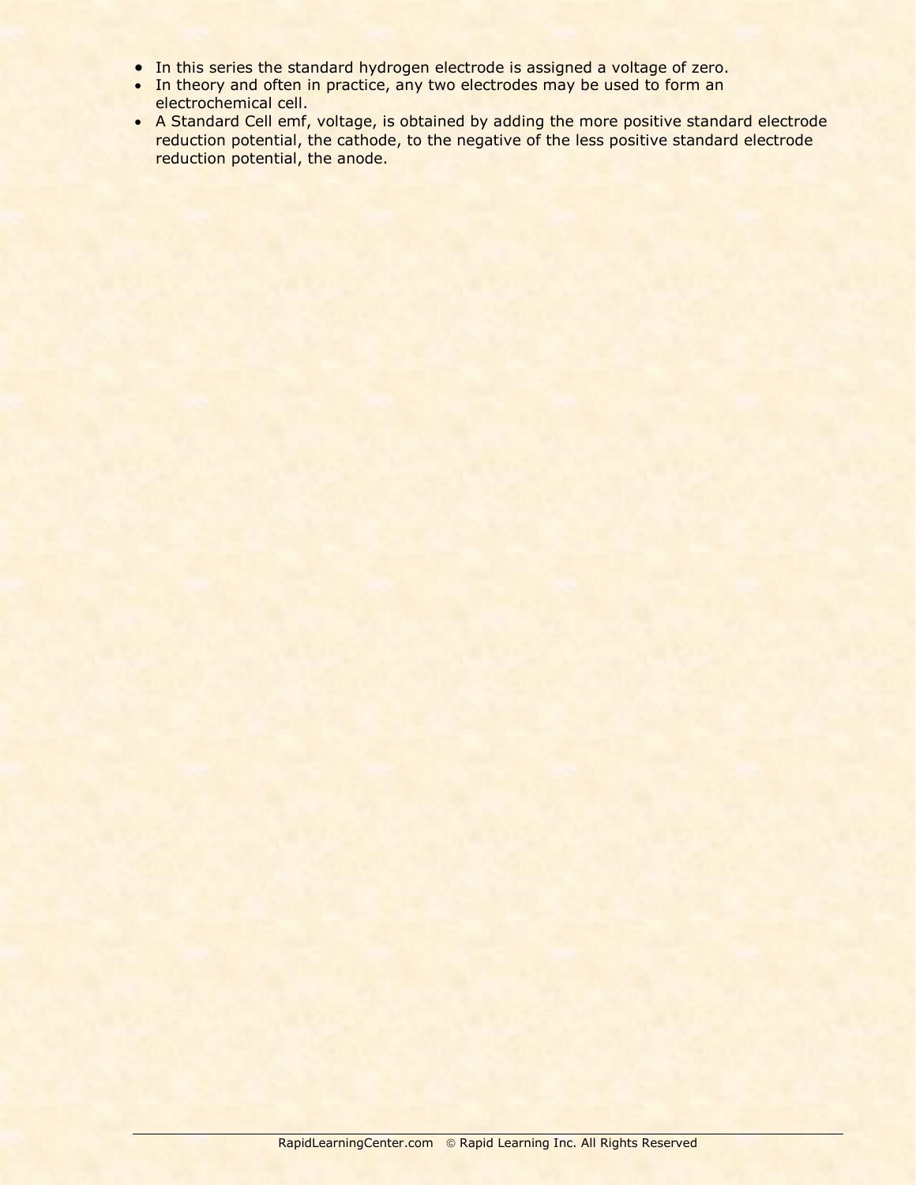- In this series the standard hydrogen electrode is assigned a voltage of zero.
- In theory and often in practice, any two electrodes may be used to form an electrochemical cell.
- A Standard Cell emf, voltage, is obtained by adding the more positive standard electrode reduction potential, the cathode, to the negative of the less positive standard electrode reduction potential, the anode.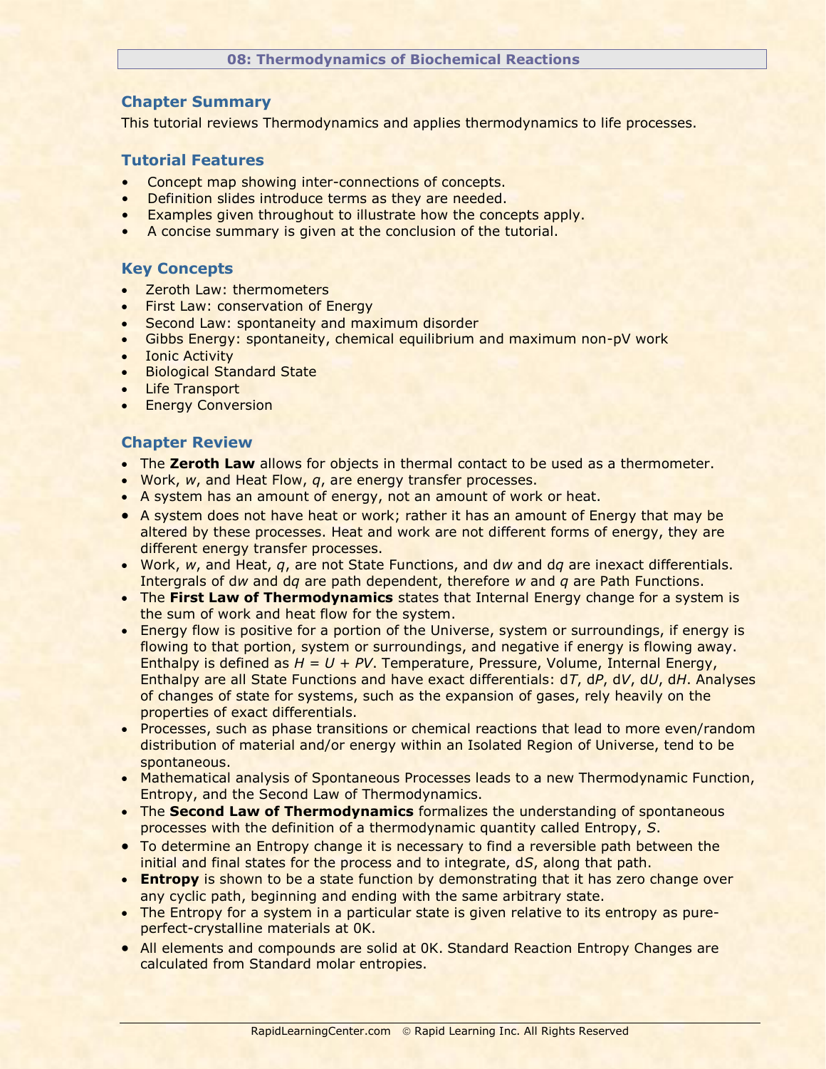# 08: Thermodynamics of Biochemical Reactions

## Chapter Summary

This tutorial reviews Thermodynamics and applies thermodynamics to life processes.

## Tutorial Features

- Concept map showing inter-connections of concepts.
- Definition slides introduce terms as they are needed.
- Examples given throughout to illustrate how the concepts apply.
- A concise summary is given at the conclusion of the tutorial.

## Key Concepts

- Zeroth Law: thermometers
- First Law: conservation of Energy
- Second Law: spontaneity and maximum disorder
- Gibbs Energy: spontaneity, chemical equilibrium and maximum non-pV work
- Ionic Activity
- Biological Standard State
- Life Transport
- Energy Conversion

## Chapter Review

- The **Zeroth Law** allows for objects in thermal contact to be used as a thermometer.
- Work, $w$, and Heat Flow, $q$, are energy transfer processes.
- A system has an amount of energy, not an amount of work or heat.
- A system does not have heat or work; rather it has an amount of Energy that may be altered by these processes. Heat and work are not different forms of energy, they are different energy transfer processes.
- Work, $w$, and Heat, $q$, are not State Functions, and d$w$ and d$q$ are inexact differentials. Intergrals of d$w$ and d$q$ are path dependent, therefore $w$ and $q$ are Path Functions.
- The **First Law of Thermodynamics** states that Internal Energy change for a system is the sum of work and heat flow for the system.
- Energy flow is positive for a portion of the Universe, system or surroundings, if energy is flowing to that portion, system or surroundings, and negative if energy is flowing away. Enthalpy is defined as $H = U + PV$. Temperature, Pressure, Volume, Internal Energy, Enthalpy are all State Functions and have exact differentials: $dT$, $dP$, $dV$, $dU$, $dH$. Analyses of changes of state for systems, such as the expansion of gases, rely heavily on the properties of exact differentials.
- Processes, such as phase transitions or chemical reactions that lead to more even/random distribution of material and/or energy within an Isolated Region of Universe, tend to be spontaneous.
- Mathematical analysis of Spontaneous Processes leads to a new Thermodynamic Function, Entropy, and the Second Law of Thermodynamics.
- The **Second Law of Thermodynamics** formalizes the understanding of spontaneous processes with the definition of a thermodynamic quantity called Entropy, $S$.
- To determine an Entropy change it is necessary to find a reversible path between the initial and final states for the process and to integrate, $dS$, along that path.
- **Entropy** is shown to be a state function by demonstrating that it has zero change over any cyclic path, beginning and ending with the same arbitrary state.
- The Entropy for a system in a particular state is given relative to its entropy as pure-perfect-crystalline materials at 0K.
- All elements and compounds are solid at 0K. Standard Reaction Entropy Changes are calculated from Standard molar entropies.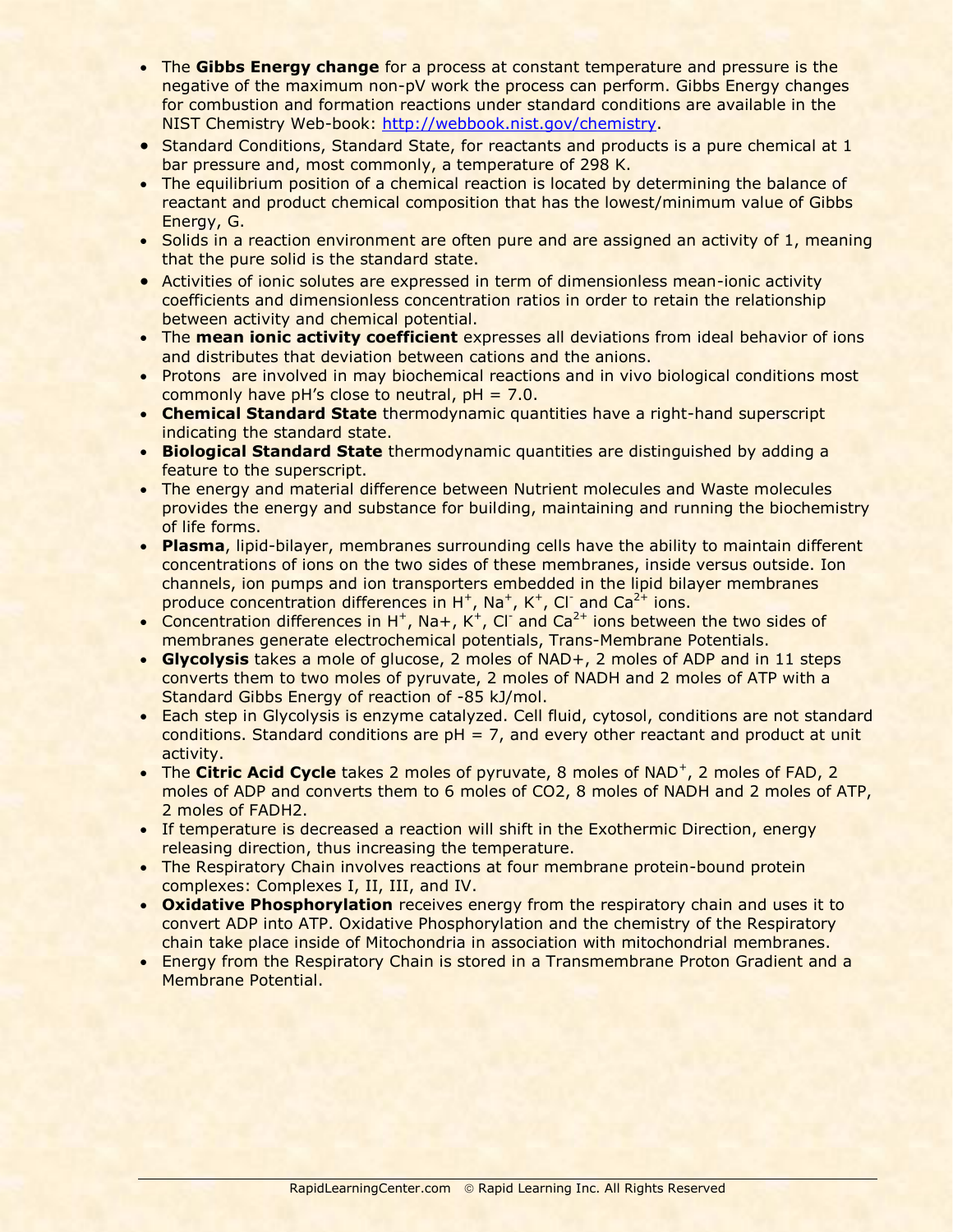- The **Gibbs Energy change** for a process at constant temperature and pressure is the negative of the maximum non-pV work the process can perform. Gibbs Energy changes for combustion and formation reactions under standard conditions are available in the NIST Chemistry Web-book: http://webbook.nist.gov/chemistry.
- Standard Conditions, Standard State, for reactants and products is a pure chemical at 1 bar pressure and, most commonly, a temperature of 298 K.
- The equilibrium position of a chemical reaction is located by determining the balance of reactant and product chemical composition that has the lowest/minimum value of Gibbs Energy, G.
- Solids in a reaction environment are often pure and are assigned an activity of 1, meaning that the pure solid is the standard state.
- Activities of ionic solutes are expressed in term of dimensionless mean-ionic activity coefficients and dimensionless concentration ratios in order to retain the relationship between activity and chemical potential.
- The **mean ionic activity coefficient** expresses all deviations from ideal behavior of ions and distributes that deviation between cations and the anions.
- Protons are involved in may biochemical reactions and in vivo biological conditions most commonly have pH's close to neutral, pH = 7.0.
- **Chemical Standard State** thermodynamic quantities have a right-hand superscript indicating the standard state.
- **Biological Standard State** thermodynamic quantities are distinguished by adding a feature to the superscript.
- The energy and material difference between Nutrient molecules and Waste molecules provides the energy and substance for building, maintaining and running the biochemistry of life forms.
- **Plasma**, lipid-bilayer, membranes surrounding cells have the ability to maintain different concentrations of ions on the two sides of these membranes, inside versus outside. Ion channels, ion pumps and ion transporters embedded in the lipid bilayer membranes produce concentration differences in $H^+$, $Na^+$, $K^+$, $Cl^-$ and $Ca^{2+}$ ions.
- Concentration differences in $H^+$, Na+, $K^+$, $Cl^-$ and $Ca^{2+}$ ions between the two sides of membranes generate electrochemical potentials, Trans-Membrane Potentials.
- **Glycolysis** takes a mole of glucose, 2 moles of NAD+, 2 moles of ADP and in 11 steps converts them to two moles of pyruvate, 2 moles of NADH and 2 moles of ATP with a Standard Gibbs Energy of reaction of -85 kJ/mol.
- Each step in Glycolysis is enzyme catalyzed. Cell fluid, cytosol, conditions are not standard conditions. Standard conditions are pH = 7, and every other reactant and product at unit activity.
- The **Citric Acid Cycle** takes 2 moles of pyruvate, 8 moles of $NAD^+$, 2 moles of FAD, 2 moles of ADP and converts them to 6 moles of CO2, 8 moles of NADH and 2 moles of ATP, 2 moles of FADH2.
- If temperature is decreased a reaction will shift in the Exothermic Direction, energy releasing direction, thus increasing the temperature.
- The Respiratory Chain involves reactions at four membrane protein-bound protein complexes: Complexes I, II, III, and IV.
- **Oxidative Phosphorylation** receives energy from the respiratory chain and uses it to convert ADP into ATP. Oxidative Phosphorylation and the chemistry of the Respiratory chain take place inside of Mitochondria in association with mitochondrial membranes.
- Energy from the Respiratory Chain is stored in a Transmembrane Proton Gradient and a Membrane Potential.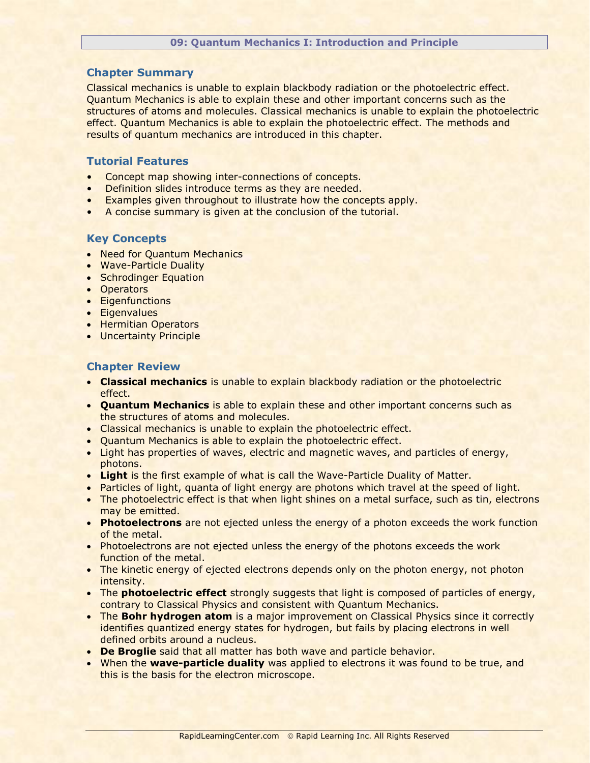# 09: Quantum Mechanics I: Introduction and Principle

## Chapter Summary

Classical mechanics is unable to explain blackbody radiation or the photoelectric effect. Quantum Mechanics is able to explain these and other important concerns such as the structures of atoms and molecules. Classical mechanics is unable to explain the photoelectric effect. Quantum Mechanics is able to explain the photoelectric effect. The methods and results of quantum mechanics are introduced in this chapter.

## Tutorial Features

- Concept map showing inter-connections of concepts.
- Definition slides introduce terms as they are needed.
- Examples given throughout to illustrate how the concepts apply.
- A concise summary is given at the conclusion of the tutorial.

## Key Concepts

- Need for Quantum Mechanics
- Wave-Particle Duality
- Schrodinger Equation
- Operators
- Eigenfunctions
- Eigenvalues
- Hermitian Operators
- Uncertainty Principle

## Chapter Review

- **Classical mechanics** is unable to explain blackbody radiation or the photoelectric effect.
- **Quantum Mechanics** is able to explain these and other important concerns such as the structures of atoms and molecules.
- Classical mechanics is unable to explain the photoelectric effect.
- Quantum Mechanics is able to explain the photoelectric effect.
- Light has properties of waves, electric and magnetic waves, and particles of energy, photons.
- **Light** is the first example of what is call the Wave-Particle Duality of Matter.
- Particles of light, quanta of light energy are photons which travel at the speed of light.
- The photoelectric effect is that when light shines on a metal surface, such as tin, electrons may be emitted.
- **Photoelectrons** are not ejected unless the energy of a photon exceeds the work function of the metal.
- Photoelectrons are not ejected unless the energy of the photons exceeds the work function of the metal.
- The kinetic energy of ejected electrons depends only on the photon energy, not photon intensity.
- The **photoelectric effect** strongly suggests that light is composed of particles of energy, contrary to Classical Physics and consistent with Quantum Mechanics.
- The **Bohr hydrogen atom** is a major improvement on Classical Physics since it correctly identifies quantized energy states for hydrogen, but fails by placing electrons in well defined orbits around a nucleus.
- **De Broglie** said that all matter has both wave and particle behavior.
- When the **wave-particle duality** was applied to electrons it was found to be true, and this is the basis for the electron microscope.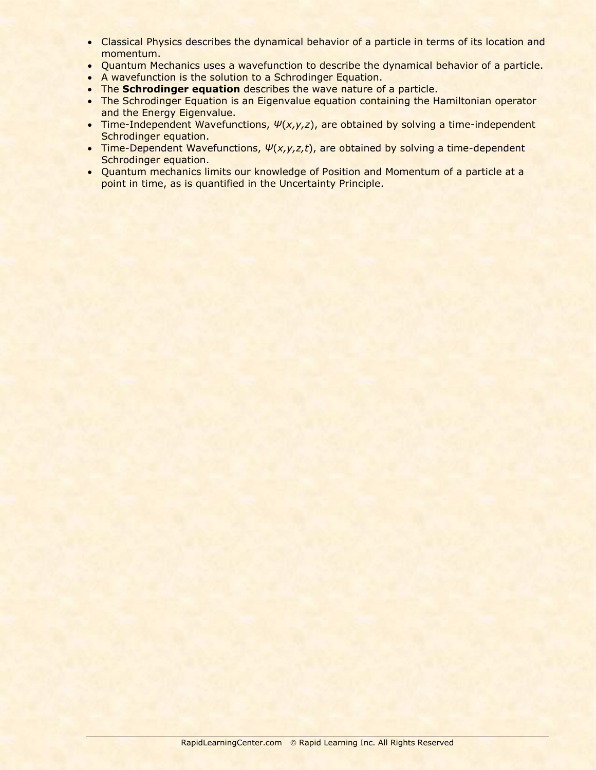- Classical Physics describes the dynamical behavior of a particle in terms of its location and momentum.
- Quantum Mechanics uses a wavefunction to describe the dynamical behavior of a particle.
- A wavefunction is the solution to a Schrodinger Equation.
- The **Schrodinger equation** describes the wave nature of a particle.
- The Schrodinger Equation is an Eigenvalue equation containing the Hamiltonian operator and the Energy Eigenvalue.
- Time-Independent Wavefunctions, $\Psi(x,y,z)$, are obtained by solving a time-independent Schrodinger equation.
- Time-Dependent Wavefunctions, $\Psi(x,y,z,t)$, are obtained by solving a time-dependent Schrodinger equation.
- Quantum mechanics limits our knowledge of Position and Momentum of a particle at a point in time, as is quantified in the Uncertainty Principle.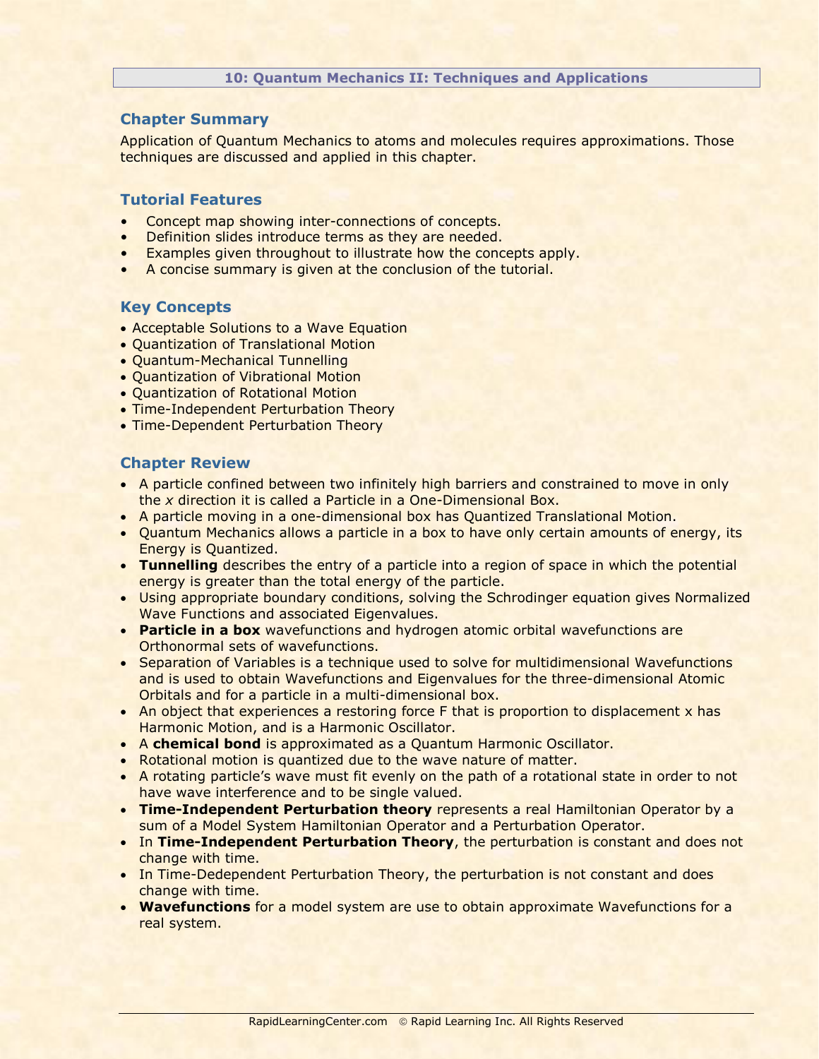## 10: Quantum Mechanics II: Techniques and Applications

### Chapter Summary

Application of Quantum Mechanics to atoms and molecules requires approximations. Those techniques are discussed and applied in this chapter.

### Tutorial Features

- Concept map showing inter-connections of concepts.
- Definition slides introduce terms as they are needed.
- Examples given throughout to illustrate how the concepts apply.
- A concise summary is given at the conclusion of the tutorial.

### Key Concepts

- Acceptable Solutions to a Wave Equation
- Quantization of Translational Motion
- Quantum-Mechanical Tunnelling
- Quantization of Vibrational Motion
- Quantization of Rotational Motion
- Time-Independent Perturbation Theory
- Time-Dependent Perturbation Theory

### Chapter Review

- A particle confined between two infinitely high barriers and constrained to move in only the *x* direction it is called a Particle in a One-Dimensional Box.
- A particle moving in a one-dimensional box has Quantized Translational Motion.
- Quantum Mechanics allows a particle in a box to have only certain amounts of energy, its Energy is Quantized.
- **Tunnelling** describes the entry of a particle into a region of space in which the potential energy is greater than the total energy of the particle.
- Using appropriate boundary conditions, solving the Schrodinger equation gives Normalized Wave Functions and associated Eigenvalues.
- **Particle in a box** wavefunctions and hydrogen atomic orbital wavefunctions are Orthonormal sets of wavefunctions.
- Separation of Variables is a technique used to solve for multidimensional Wavefunctions and is used to obtain Wavefunctions and Eigenvalues for the three-dimensional Atomic Orbitals and for a particle in a multi-dimensional box.
- An object that experiences a restoring force F that is proportion to displacement x has Harmonic Motion, and is a Harmonic Oscillator.
- A **chemical bond** is approximated as a Quantum Harmonic Oscillator.
- Rotational motion is quantized due to the wave nature of matter.
- A rotating particle's wave must fit evenly on the path of a rotational state in order to not have wave interference and to be single valued.
- **Time-Independent Perturbation theory** represents a real Hamiltonian Operator by a sum of a Model System Hamiltonian Operator and a Perturbation Operator.
- In **Time-Independent Perturbation Theory**, the perturbation is constant and does not change with time.
- In Time-Dedependent Perturbation Theory, the perturbation is not constant and does change with time.
- **Wavefunctions** for a model system are use to obtain approximate Wavefunctions for a real system.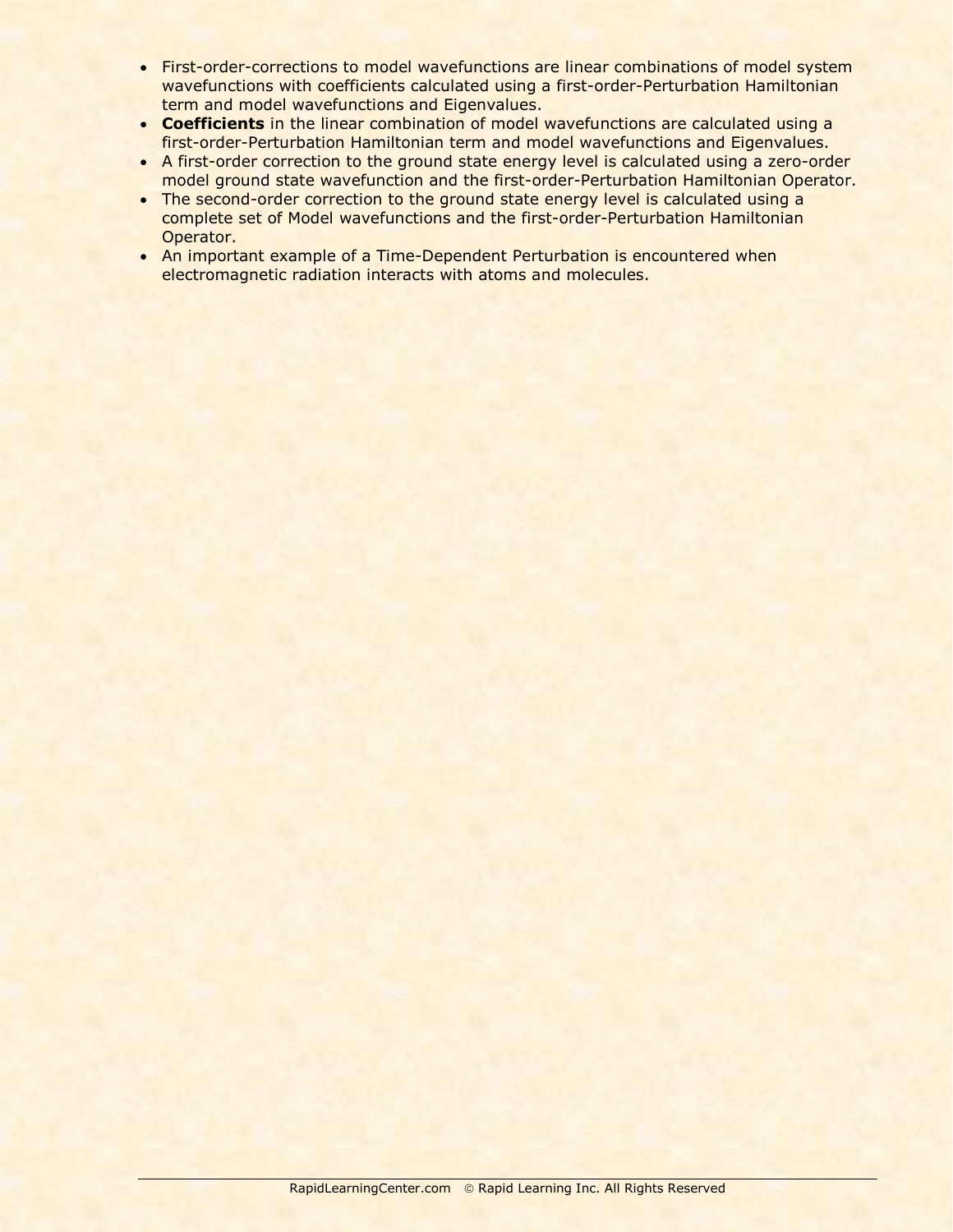- First-order-corrections to model wavefunctions are linear combinations of model system wavefunctions with coefficients calculated using a first-order-Perturbation Hamiltonian term and model wavefunctions and Eigenvalues.
- **Coefficients** in the linear combination of model wavefunctions are calculated using a first-order-Perturbation Hamiltonian term and model wavefunctions and Eigenvalues.
- A first-order correction to the ground state energy level is calculated using a zero-order model ground state wavefunction and the first-order-Perturbation Hamiltonian Operator.
- The second-order correction to the ground state energy level is calculated using a complete set of Model wavefunctions and the first-order-Perturbation Hamiltonian Operator.
- An important example of a Time-Dependent Perturbation is encountered when electromagnetic radiation interacts with atoms and molecules.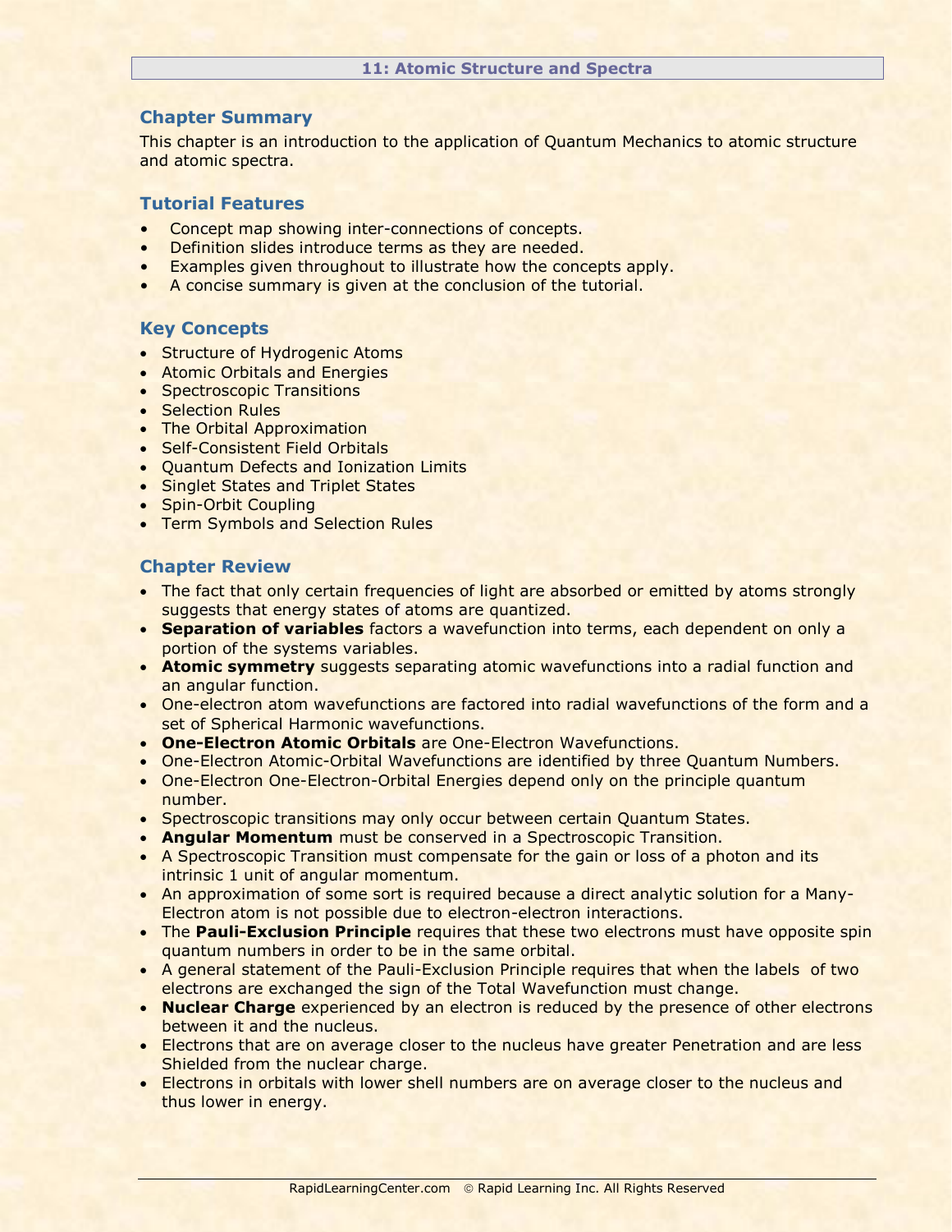## 11: Atomic Structure and Spectra

### Chapter Summary

This chapter is an introduction to the application of Quantum Mechanics to atomic structure and atomic spectra.

### Tutorial Features

- Concept map showing inter-connections of concepts.
- Definition slides introduce terms as they are needed.
- Examples given throughout to illustrate how the concepts apply.
- A concise summary is given at the conclusion of the tutorial.

### Key Concepts

- Structure of Hydrogenic Atoms
- Atomic Orbitals and Energies
- Spectroscopic Transitions
- Selection Rules
- The Orbital Approximation
- Self-Consistent Field Orbitals
- Quantum Defects and Ionization Limits
- Singlet States and Triplet States
- Spin-Orbit Coupling
- Term Symbols and Selection Rules

### Chapter Review

- The fact that only certain frequencies of light are absorbed or emitted by atoms strongly suggests that energy states of atoms are quantized.
- **Separation of variables** factors a wavefunction into terms, each dependent on only a portion of the systems variables.
- **Atomic symmetry** suggests separating atomic wavefunctions into a radial function and an angular function.
- One-electron atom wavefunctions are factored into radial wavefunctions of the form and a set of Spherical Harmonic wavefunctions.
- **One-Electron Atomic Orbitals** are One-Electron Wavefunctions.
- One-Electron Atomic-Orbital Wavefunctions are identified by three Quantum Numbers.
- One-Electron One-Electron-Orbital Energies depend only on the principle quantum number.
- Spectroscopic transitions may only occur between certain Quantum States.
- **Angular Momentum** must be conserved in a Spectroscopic Transition.
- A Spectroscopic Transition must compensate for the gain or loss of a photon and its intrinsic 1 unit of angular momentum.
- An approximation of some sort is required because a direct analytic solution for a Many-Electron atom is not possible due to electron-electron interactions.
- The **Pauli-Exclusion Principle** requires that these two electrons must have opposite spin quantum numbers in order to be in the same orbital.
- A general statement of the Pauli-Exclusion Principle requires that when the labels of two electrons are exchanged the sign of the Total Wavefunction must change.
- **Nuclear Charge** experienced by an electron is reduced by the presence of other electrons between it and the nucleus.
- Electrons that are on average closer to the nucleus have greater Penetration and are less Shielded from the nuclear charge.
- Electrons in orbitals with lower shell numbers are on average closer to the nucleus and thus lower in energy.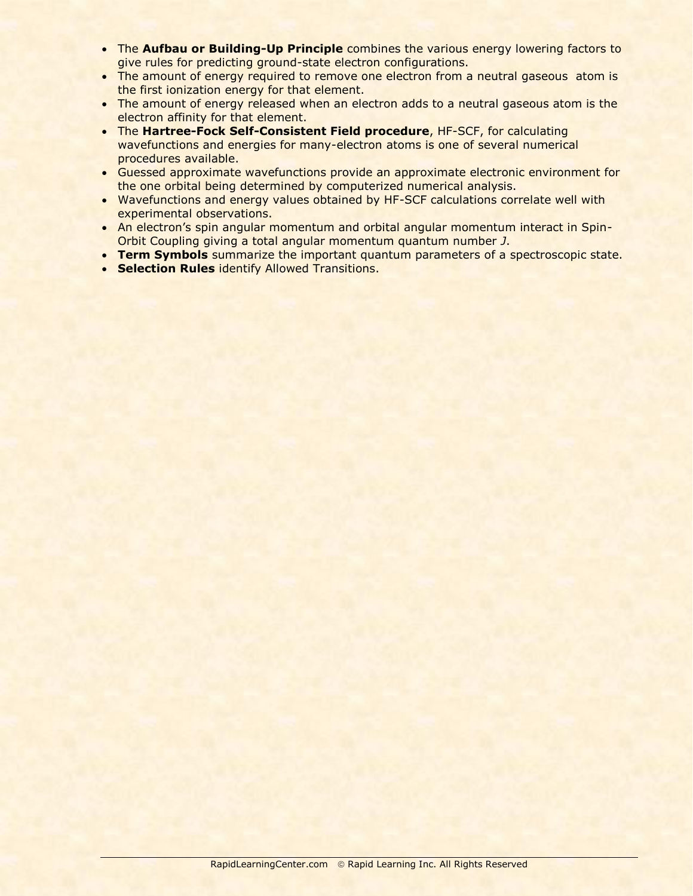- The **Aufbau or Building-Up Principle** combines the various energy lowering factors to give rules for predicting ground-state electron configurations.
- The amount of energy required to remove one electron from a neutral gaseous atom is the first ionization energy for that element.
- The amount of energy released when an electron adds to a neutral gaseous atom is the electron affinity for that element.
- The **Hartree-Fock Self-Consistent Field procedure**, HF-SCF, for calculating wavefunctions and energies for many-electron atoms is one of several numerical procedures available.
- Guessed approximate wavefunctions provide an approximate electronic environment for the one orbital being determined by computerized numerical analysis.
- Wavefunctions and energy values obtained by HF-SCF calculations correlate well with experimental observations.
- An electron's spin angular momentum and orbital angular momentum interact in Spin-Orbit Coupling giving a total angular momentum quantum number $J$.
- **Term Symbols** summarize the important quantum parameters of a spectroscopic state.
- **Selection Rules** identify Allowed Transitions.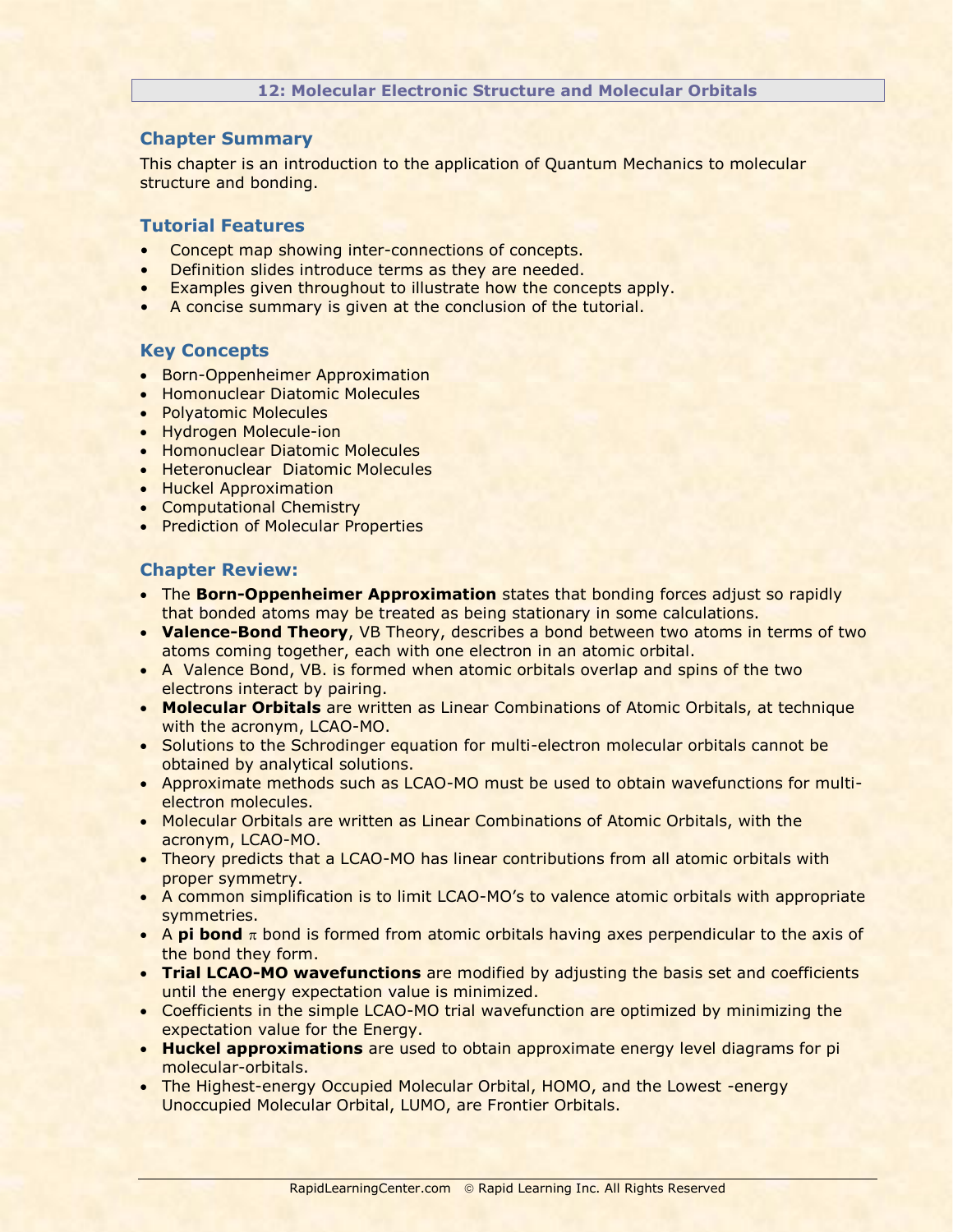## 12: Molecular Electronic Structure and Molecular Orbitals

### Chapter Summary

This chapter is an introduction to the application of Quantum Mechanics to molecular structure and bonding.

### Tutorial Features

- Concept map showing inter-connections of concepts.
- Definition slides introduce terms as they are needed.
- Examples given throughout to illustrate how the concepts apply.
- A concise summary is given at the conclusion of the tutorial.

### Key Concepts

- Born-Oppenheimer Approximation
- Homonuclear Diatomic Molecules
- Polyatomic Molecules
- Hydrogen Molecule-ion
- Homonuclear Diatomic Molecules
- Heteronuclear Diatomic Molecules
- Huckel Approximation
- Computational Chemistry
- Prediction of Molecular Properties

### Chapter Review:

- The **Born-Oppenheimer Approximation** states that bonding forces adjust so rapidly that bonded atoms may be treated as being stationary in some calculations.
- **Valence-Bond Theory**, VB Theory, describes a bond between two atoms in terms of two atoms coming together, each with one electron in an atomic orbital.
- A Valence Bond, VB. is formed when atomic orbitals overlap and spins of the two electrons interact by pairing.
- **Molecular Orbitals** are written as Linear Combinations of Atomic Orbitals, at technique with the acronym, LCAO-MO.
- Solutions to the Schrodinger equation for multi-electron molecular orbitals cannot be obtained by analytical solutions.
- Approximate methods such as LCAO-MO must be used to obtain wavefunctions for multi-electron molecules.
- Molecular Orbitals are written as Linear Combinations of Atomic Orbitals, with the acronym, LCAO-MO.
- Theory predicts that a LCAO-MO has linear contributions from all atomic orbitals with proper symmetry.
- A common simplification is to limit LCAO-MO's to valence atomic orbitals with appropriate symmetries.
- A **pi bond** $\pi$ bond is formed from atomic orbitals having axes perpendicular to the axis of the bond they form.
- **Trial LCAO-MO wavefunctions** are modified by adjusting the basis set and coefficients until the energy expectation value is minimized.
- Coefficients in the simple LCAO-MO trial wavefunction are optimized by minimizing the expectation value for the Energy.
- **Huckel approximations** are used to obtain approximate energy level diagrams for pi molecular-orbitals.
- The Highest-energy Occupied Molecular Orbital, HOMO, and the Lowest -energy Unoccupied Molecular Orbital, LUMO, are Frontier Orbitals.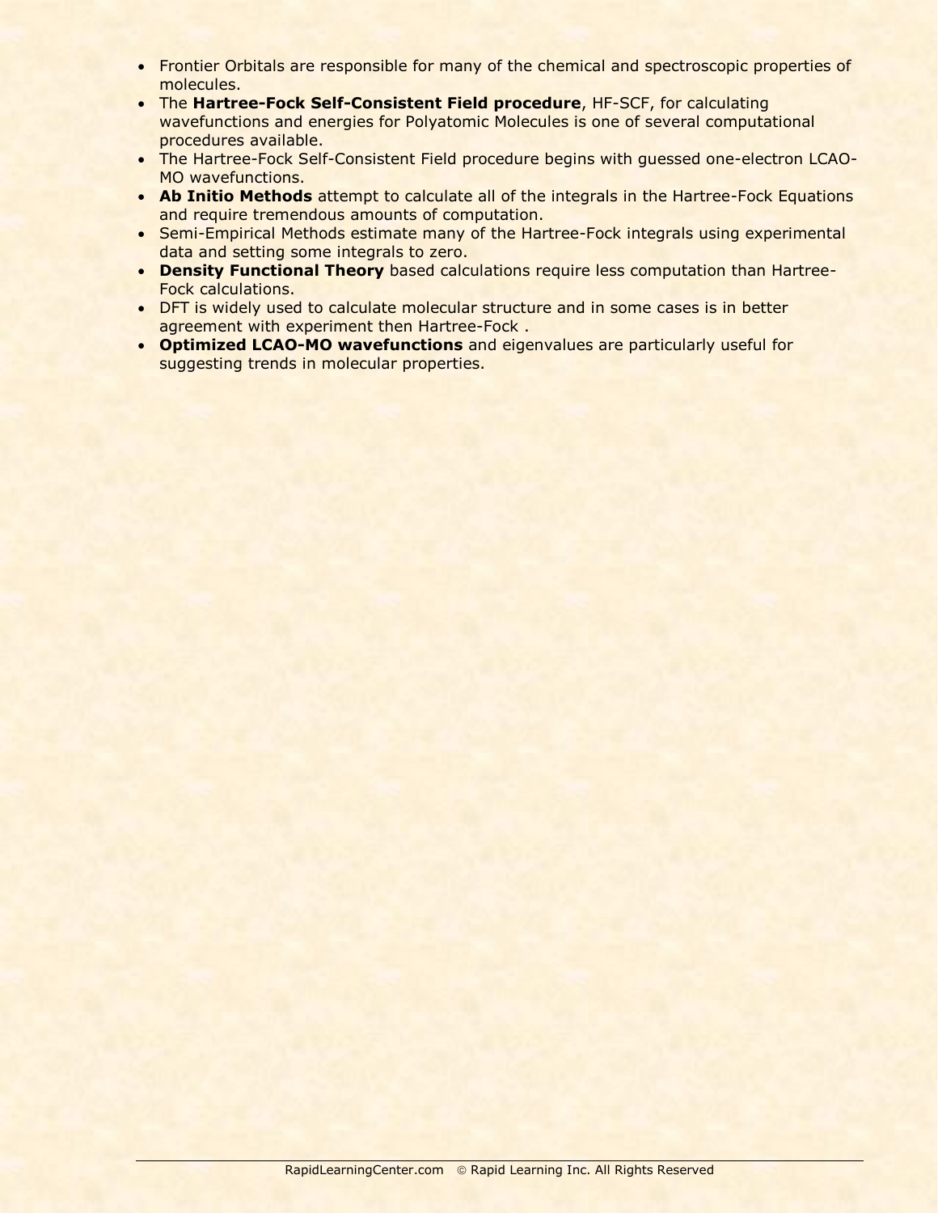- Frontier Orbitals are responsible for many of the chemical and spectroscopic properties of molecules.
- The **Hartree-Fock Self-Consistent Field procedure**, HF-SCF, for calculating wavefunctions and energies for Polyatomic Molecules is one of several computational procedures available.
- The Hartree-Fock Self-Consistent Field procedure begins with guessed one-electron LCAO-MO wavefunctions.
- **Ab Initio Methods** attempt to calculate all of the integrals in the Hartree-Fock Equations and require tremendous amounts of computation.
- Semi-Empirical Methods estimate many of the Hartree-Fock integrals using experimental data and setting some integrals to zero.
- **Density Functional Theory** based calculations require less computation than Hartree-Fock calculations.
- DFT is widely used to calculate molecular structure and in some cases is in better agreement with experiment then Hartree-Fock .
- **Optimized LCAO-MO wavefunctions** and eigenvalues are particularly useful for suggesting trends in molecular properties.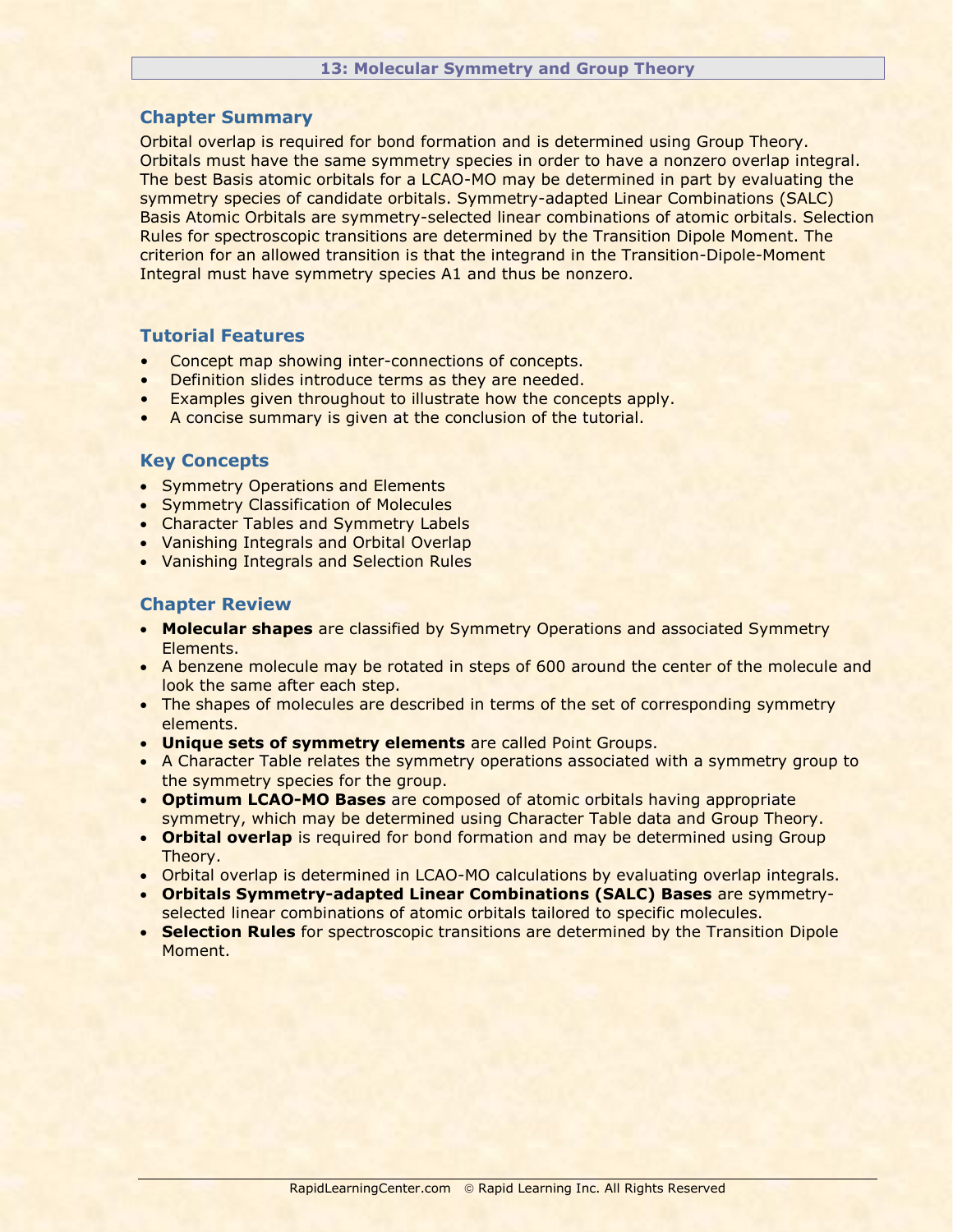## 13: Molecular Symmetry and Group Theory

### Chapter Summary

Orbital overlap is required for bond formation and is determined using Group Theory. Orbitals must have the same symmetry species in order to have a nonzero overlap integral. The best Basis atomic orbitals for a LCAO-MO may be determined in part by evaluating the symmetry species of candidate orbitals. Symmetry-adapted Linear Combinations (SALC) Basis Atomic Orbitals are symmetry-selected linear combinations of atomic orbitals. Selection Rules for spectroscopic transitions are determined by the Transition Dipole Moment. The criterion for an allowed transition is that the integrand in the Transition-Dipole-Moment Integral must have symmetry species A1 and thus be nonzero.

### Tutorial Features

- Concept map showing inter-connections of concepts.
- Definition slides introduce terms as they are needed.
- Examples given throughout to illustrate how the concepts apply.
- A concise summary is given at the conclusion of the tutorial.

### Key Concepts

- Symmetry Operations and Elements
- Symmetry Classification of Molecules
- Character Tables and Symmetry Labels
- Vanishing Integrals and Orbital Overlap
- Vanishing Integrals and Selection Rules

### Chapter Review

- **Molecular shapes** are classified by Symmetry Operations and associated Symmetry Elements.
- A benzene molecule may be rotated in steps of 600 around the center of the molecule and look the same after each step.
- The shapes of molecules are described in terms of the set of corresponding symmetry elements.
- **Unique sets of symmetry elements** are called Point Groups.
- A Character Table relates the symmetry operations associated with a symmetry group to the symmetry species for the group.
- **Optimum LCAO-MO Bases** are composed of atomic orbitals having appropriate symmetry, which may be determined using Character Table data and Group Theory.
- **Orbital overlap** is required for bond formation and may be determined using Group Theory.
- Orbital overlap is determined in LCAO-MO calculations by evaluating overlap integrals.
- **Orbitals Symmetry-adapted Linear Combinations (SALC) Bases** are symmetry-selected linear combinations of atomic orbitals tailored to specific molecules.
- **Selection Rules** for spectroscopic transitions are determined by the Transition Dipole Moment.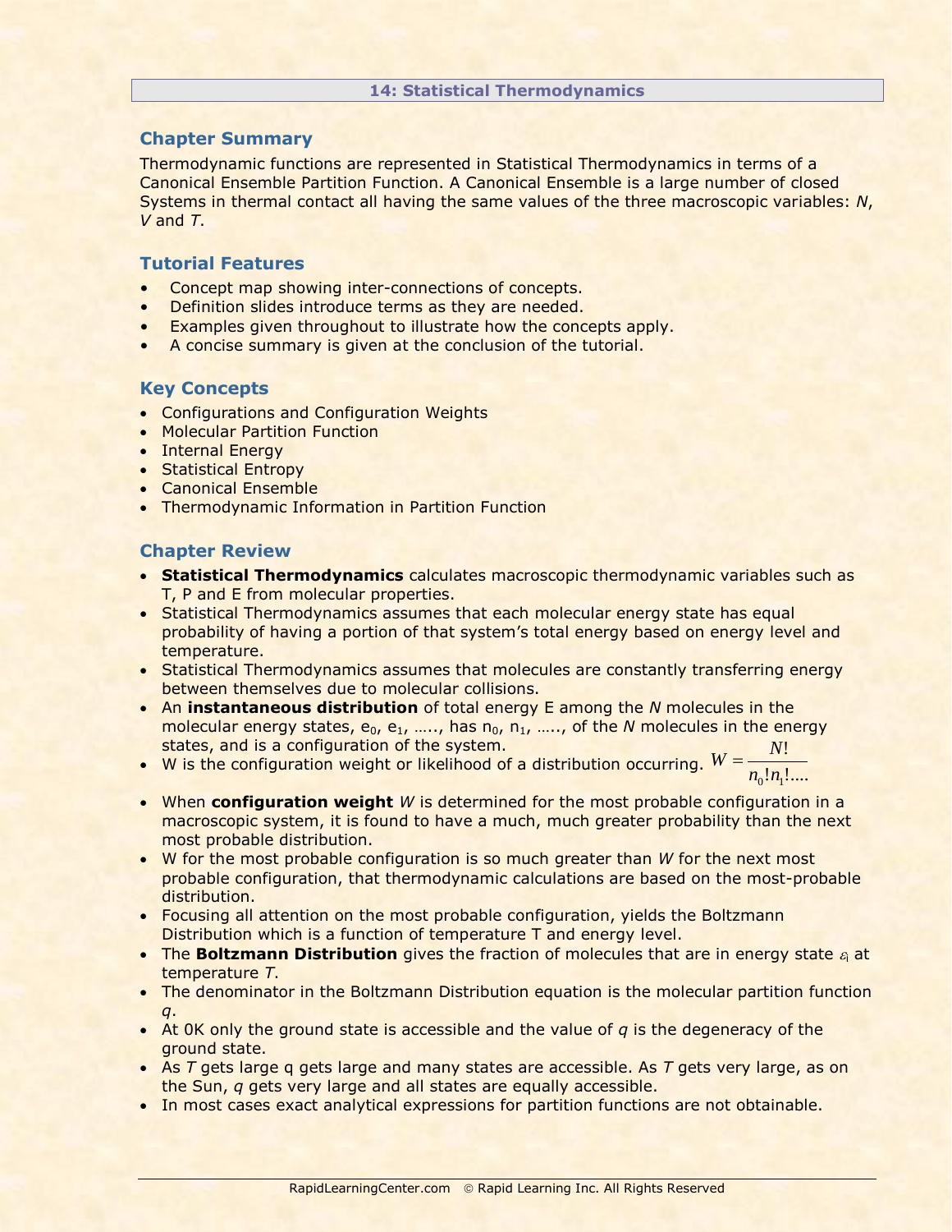## 14: Statistical Thermodynamics

### Chapter Summary

Thermodynamic functions are represented in Statistical Thermodynamics in terms of a Canonical Ensemble Partition Function. A Canonical Ensemble is a large number of closed Systems in thermal contact all having the same values of the three macroscopic variables: *N*, *V* and *T*.

### Tutorial Features

- Concept map showing inter-connections of concepts.
- Definition slides introduce terms as they are needed.
- Examples given throughout to illustrate how the concepts apply.
- A concise summary is given at the conclusion of the tutorial.

### Key Concepts

- Configurations and Configuration Weights
- Molecular Partition Function
- Internal Energy
- Statistical Entropy
- Canonical Ensemble
- Thermodynamic Information in Partition Function

### Chapter Review

- **Statistical Thermodynamics** calculates macroscopic thermodynamic variables such as T, P and E from molecular properties.
- Statistical Thermodynamics assumes that each molecular energy state has equal probability of having a portion of that system's total energy based on energy level and temperature.
- Statistical Thermodynamics assumes that molecules are constantly transferring energy between themselves due to molecular collisions.
- An **instantaneous distribution** of total energy E among the *N* molecules in the molecular energy states, $e_0$, $e_1$, ….., has $n_0$, $n_1$, ….., of the *N* molecules in the energy states, and is a configuration of the system.
- W is the configuration weight or likelihood of a distribution occurring. $W = \dfrac{N!}{n_0!n_1!....}$
- When **configuration weight** *W* is determined for the most probable configuration in a macroscopic system, it is found to have a much, much greater probability than the next most probable distribution.
- W for the most probable configuration is so much greater than *W* for the next most probable configuration, that thermodynamic calculations are based on the most-probable distribution.
- Focusing all attention on the most probable configuration, yields the Boltzmann Distribution which is a function of temperature T and energy level.
- The **Boltzmann Distribution** gives the fraction of molecules that are in energy state $\varepsilon_i$ at temperature *T*.
- The denominator in the Boltzmann Distribution equation is the molecular partition function *q*.
- At 0K only the ground state is accessible and the value of *q* is the degeneracy of the ground state.
- As *T* gets large q gets large and many states are accessible. As *T* gets very large, as on the Sun, *q* gets very large and all states are equally accessible.
- In most cases exact analytical expressions for partition functions are not obtainable.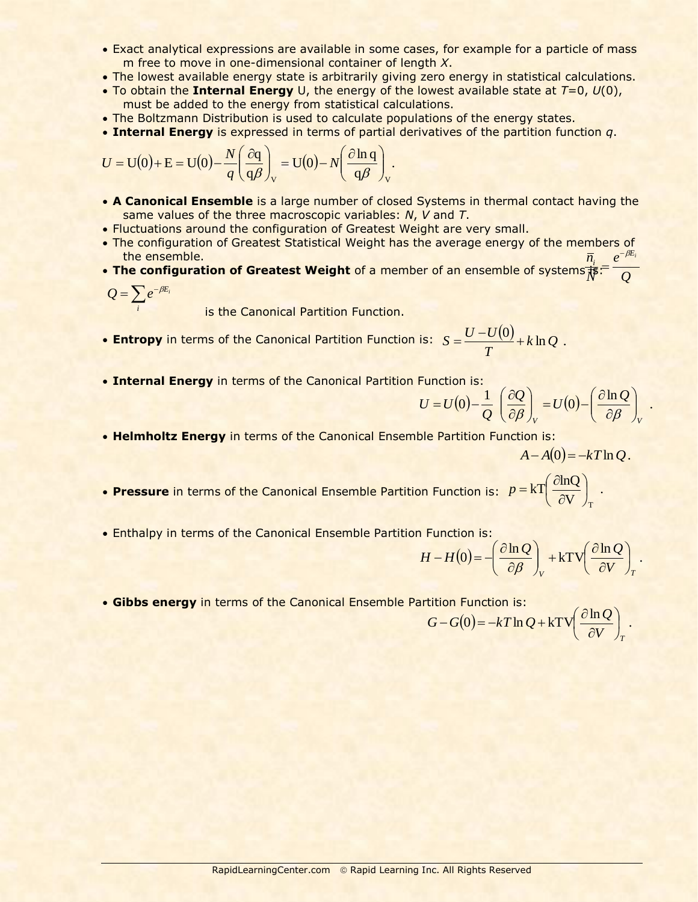- Exact analytical expressions are available in some cases, for example for a particle of mass m free to move in one-dimensional container of length $X$.
- The lowest available energy state is arbitrarily giving zero energy in statistical calculations.
- To obtain the **Internal Energy** U, the energy of the lowest available state at $T$=0, $U(0)$, must be added to the energy from statistical calculations.
- The Boltzmann Distribution is used to calculate populations of the energy states.
- **Internal Energy** is expressed in terms of partial derivatives of the partition function $q$.

$$U = \mathrm{U}(0) + \mathrm{E} = \mathrm{U}(0) - \frac{N}{q}\left(\frac{\partial \mathrm{q}}{\mathrm{q}\beta}\right)_{\mathrm{V}} = \mathrm{U}(0) - N\left(\frac{\partial \ln \mathrm{q}}{\mathrm{q}\beta}\right)_{\mathrm{V}}.$$

- **A Canonical Ensemble** is a large number of closed Systems in thermal contact having the same values of the three macroscopic variables: $N$, $V$ and $T$.
- Fluctuations around the configuration of Greatest Weight are very small.
- The configuration of Greatest Statistical Weight has the average energy of the members of the ensemble.
- **The configuration of Greatest Weight** of a member of an ensemble of systems is: $\frac{\bar{n}_i}{N} = \frac{e^{-\beta E_i}}{Q}$

$$Q = \sum_i e^{-\beta E_i}$$

is the Canonical Partition Function.

- **Entropy** in terms of the Canonical Partition Function is: $S = \frac{U - U(0)}{T} + k \ln Q$ .
- **Internal Energy** in terms of the Canonical Partition Function is:

$$U = U(0) - \frac{1}{Q}\left(\frac{\partial Q}{\partial \beta}\right)_V = U(0) - \left(\frac{\partial \ln Q}{\partial \beta}\right)_V .$$

- **Helmholtz Energy** in terms of the Canonical Ensemble Partition Function is:

$$A - A(0) = -kT \ln Q.$$

- **Pressure** in terms of the Canonical Ensemble Partition Function is: $p = \mathrm{kT}\left(\frac{\partial \ln \mathrm{Q}}{\partial \mathrm{V}}\right)_{\mathrm{T}}$ .
- Enthalpy in terms of the Canonical Ensemble Partition Function is:

$$H - H(0) = -\left(\frac{\partial \ln Q}{\partial \beta}\right)_V + \mathrm{kTV}\left(\frac{\partial \ln Q}{\partial V}\right)_T .$$

- **Gibbs energy** in terms of the Canonical Ensemble Partition Function is:

$$G - G(0) = -kT \ln Q + \mathrm{kTV}\left(\frac{\partial \ln Q}{\partial V}\right)_T .$$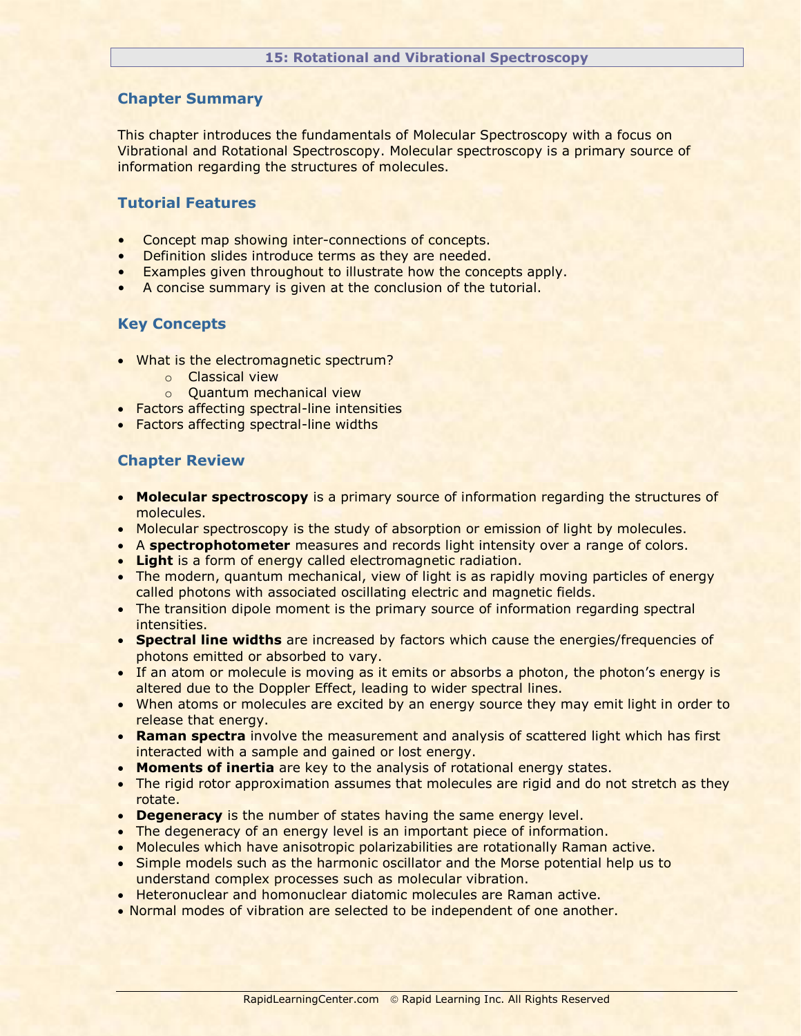# 15: Rotational and Vibrational Spectroscopy

## Chapter Summary

This chapter introduces the fundamentals of Molecular Spectroscopy with a focus on Vibrational and Rotational Spectroscopy. Molecular spectroscopy is a primary source of information regarding the structures of molecules.

## Tutorial Features

- Concept map showing inter-connections of concepts.
- Definition slides introduce terms as they are needed.
- Examples given throughout to illustrate how the concepts apply.
- A concise summary is given at the conclusion of the tutorial.

## Key Concepts

- What is the electromagnetic spectrum?
  - Classical view
  - Quantum mechanical view
- Factors affecting spectral-line intensities
- Factors affecting spectral-line widths

## Chapter Review

- **Molecular spectroscopy** is a primary source of information regarding the structures of molecules.
- Molecular spectroscopy is the study of absorption or emission of light by molecules.
- A **spectrophotometer** measures and records light intensity over a range of colors.
- **Light** is a form of energy called electromagnetic radiation.
- The modern, quantum mechanical, view of light is as rapidly moving particles of energy called photons with associated oscillating electric and magnetic fields.
- The transition dipole moment is the primary source of information regarding spectral intensities.
- **Spectral line widths** are increased by factors which cause the energies/frequencies of photons emitted or absorbed to vary.
- If an atom or molecule is moving as it emits or absorbs a photon, the photon's energy is altered due to the Doppler Effect, leading to wider spectral lines.
- When atoms or molecules are excited by an energy source they may emit light in order to release that energy.
- **Raman spectra** involve the measurement and analysis of scattered light which has first interacted with a sample and gained or lost energy.
- **Moments of inertia** are key to the analysis of rotational energy states.
- The rigid rotor approximation assumes that molecules are rigid and do not stretch as they rotate.
- **Degeneracy** is the number of states having the same energy level.
- The degeneracy of an energy level is an important piece of information.
- Molecules which have anisotropic polarizabilities are rotationally Raman active.
- Simple models such as the harmonic oscillator and the Morse potential help us to understand complex processes such as molecular vibration.
- Heteronuclear and homonuclear diatomic molecules are Raman active.
- Normal modes of vibration are selected to be independent of one another.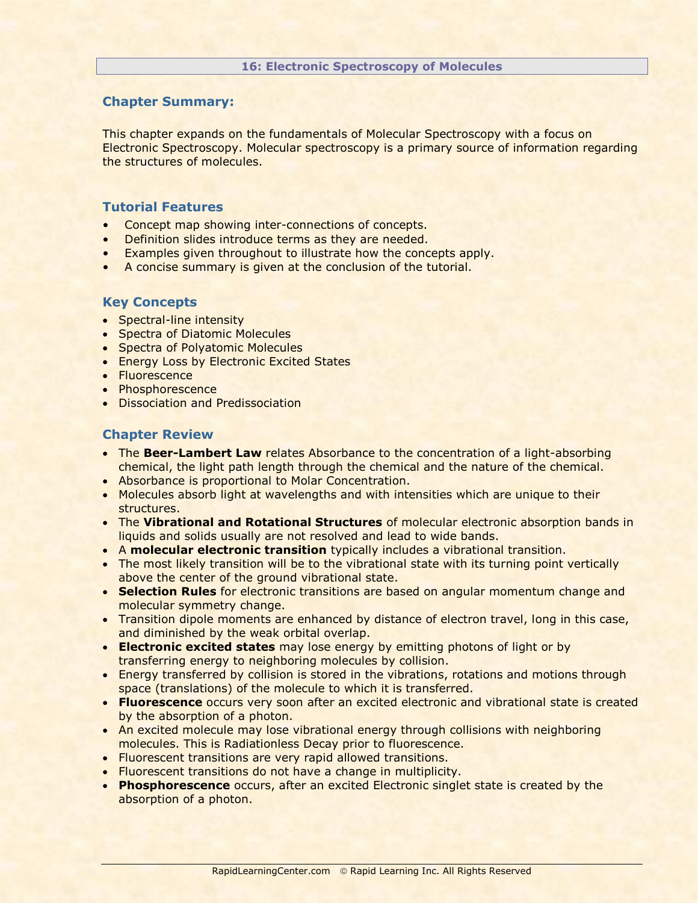# 16: Electronic Spectroscopy of Molecules

## Chapter Summary:

This chapter expands on the fundamentals of Molecular Spectroscopy with a focus on Electronic Spectroscopy. Molecular spectroscopy is a primary source of information regarding the structures of molecules.

## Tutorial Features

- Concept map showing inter-connections of concepts.
- Definition slides introduce terms as they are needed.
- Examples given throughout to illustrate how the concepts apply.
- A concise summary is given at the conclusion of the tutorial.

## Key Concepts

- Spectral-line intensity
- Spectra of Diatomic Molecules
- Spectra of Polyatomic Molecules
- Energy Loss by Electronic Excited States
- Fluorescence
- Phosphorescence
- Dissociation and Predissociation

## Chapter Review

- The **Beer-Lambert Law** relates Absorbance to the concentration of a light-absorbing chemical, the light path length through the chemical and the nature of the chemical.
- Absorbance is proportional to Molar Concentration.
- Molecules absorb light at wavelengths and with intensities which are unique to their structures.
- The **Vibrational and Rotational Structures** of molecular electronic absorption bands in liquids and solids usually are not resolved and lead to wide bands.
- A **molecular electronic transition** typically includes a vibrational transition.
- The most likely transition will be to the vibrational state with its turning point vertically above the center of the ground vibrational state.
- **Selection Rules** for electronic transitions are based on angular momentum change and molecular symmetry change.
- Transition dipole moments are enhanced by distance of electron travel, long in this case, and diminished by the weak orbital overlap.
- **Electronic excited states** may lose energy by emitting photons of light or by transferring energy to neighboring molecules by collision.
- Energy transferred by collision is stored in the vibrations, rotations and motions through space (translations) of the molecule to which it is transferred.
- **Fluorescence** occurs very soon after an excited electronic and vibrational state is created by the absorption of a photon.
- An excited molecule may lose vibrational energy through collisions with neighboring molecules. This is Radiationless Decay prior to fluorescence.
- Fluorescent transitions are very rapid allowed transitions.
- Fluorescent transitions do not have a change in multiplicity.
- **Phosphorescence** occurs, after an excited Electronic singlet state is created by the absorption of a photon.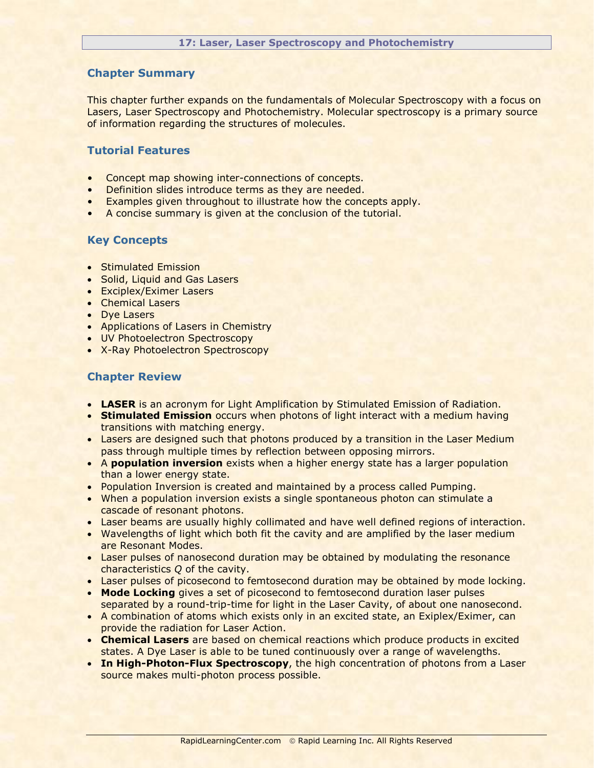## 17: Laser, Laser Spectroscopy and Photochemistry

### Chapter Summary

This chapter further expands on the fundamentals of Molecular Spectroscopy with a focus on Lasers, Laser Spectroscopy and Photochemistry. Molecular spectroscopy is a primary source of information regarding the structures of molecules.

### Tutorial Features

- Concept map showing inter-connections of concepts.
- Definition slides introduce terms as they are needed.
- Examples given throughout to illustrate how the concepts apply.
- A concise summary is given at the conclusion of the tutorial.

### Key Concepts

- Stimulated Emission
- Solid, Liquid and Gas Lasers
- Exciplex/Eximer Lasers
- Chemical Lasers
- Dye Lasers
- Applications of Lasers in Chemistry
- UV Photoelectron Spectroscopy
- X-Ray Photoelectron Spectroscopy

### Chapter Review

- **LASER** is an acronym for Light Amplification by Stimulated Emission of Radiation.
- **Stimulated Emission** occurs when photons of light interact with a medium having transitions with matching energy.
- Lasers are designed such that photons produced by a transition in the Laser Medium pass through multiple times by reflection between opposing mirrors.
- A **population inversion** exists when a higher energy state has a larger population than a lower energy state.
- Population Inversion is created and maintained by a process called Pumping.
- When a population inversion exists a single spontaneous photon can stimulate a cascade of resonant photons.
- Laser beams are usually highly collimated and have well defined regions of interaction.
- Wavelengths of light which both fit the cavity and are amplified by the laser medium are Resonant Modes.
- Laser pulses of nanosecond duration may be obtained by modulating the resonance characteristics *Q* of the cavity.
- Laser pulses of picosecond to femtosecond duration may be obtained by mode locking.
- **Mode Locking** gives a set of picosecond to femtosecond duration laser pulses separated by a round-trip-time for light in the Laser Cavity, of about one nanosecond.
- A combination of atoms which exists only in an excited state, an Exiplex/Eximer, can provide the radiation for Laser Action.
- **Chemical Lasers** are based on chemical reactions which produce products in excited states. A Dye Laser is able to be tuned continuously over a range of wavelengths.
- **In High-Photon-Flux Spectroscopy**, the high concentration of photons from a Laser source makes multi-photon process possible.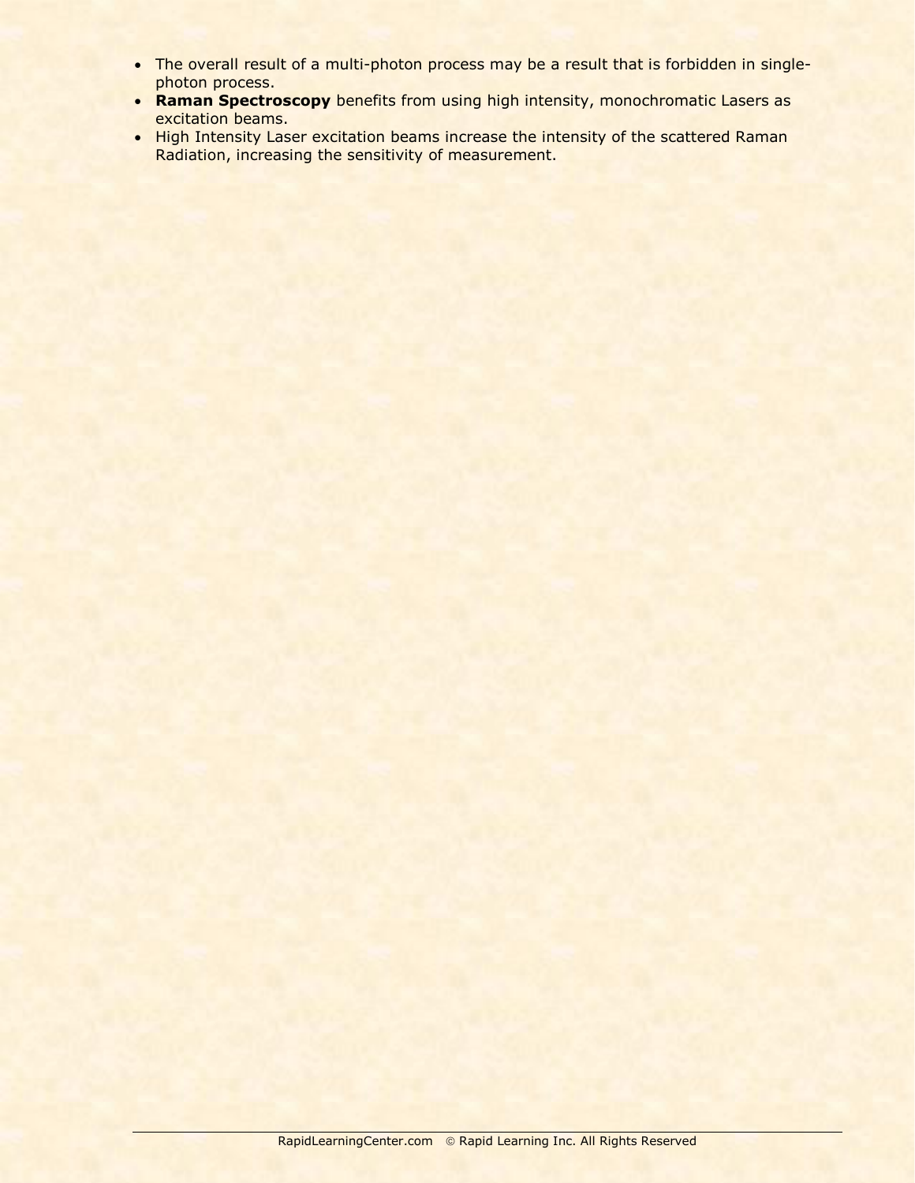- The overall result of a multi-photon process may be a result that is forbidden in single-photon process.
- **Raman Spectroscopy** benefits from using high intensity, monochromatic Lasers as excitation beams.
- High Intensity Laser excitation beams increase the intensity of the scattered Raman Radiation, increasing the sensitivity of measurement.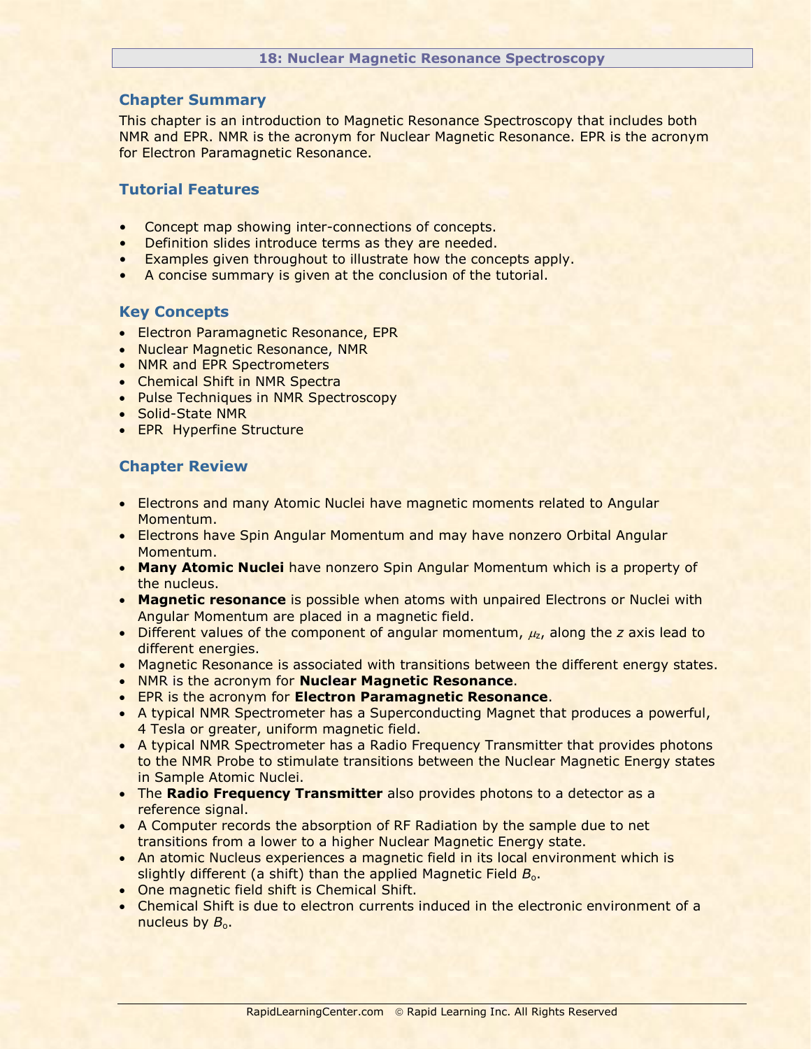# 18: Nuclear Magnetic Resonance Spectroscopy

## Chapter Summary

This chapter is an introduction to Magnetic Resonance Spectroscopy that includes both NMR and EPR. NMR is the acronym for Nuclear Magnetic Resonance. EPR is the acronym for Electron Paramagnetic Resonance.

## Tutorial Features

- Concept map showing inter-connections of concepts.
- Definition slides introduce terms as they are needed.
- Examples given throughout to illustrate how the concepts apply.
- A concise summary is given at the conclusion of the tutorial.

## Key Concepts

- Electron Paramagnetic Resonance, EPR
- Nuclear Magnetic Resonance, NMR
- NMR and EPR Spectrometers
- Chemical Shift in NMR Spectra
- Pulse Techniques in NMR Spectroscopy
- Solid-State NMR
- EPR Hyperfine Structure

## Chapter Review

- Electrons and many Atomic Nuclei have magnetic moments related to Angular Momentum.
- Electrons have Spin Angular Momentum and may have nonzero Orbital Angular Momentum.
- **Many Atomic Nuclei** have nonzero Spin Angular Momentum which is a property of the nucleus.
- **Magnetic resonance** is possible when atoms with unpaired Electrons or Nuclei with Angular Momentum are placed in a magnetic field.
- Different values of the component of angular momentum, $\mu_z$, along the $z$ axis lead to different energies.
- Magnetic Resonance is associated with transitions between the different energy states.
- NMR is the acronym for **Nuclear Magnetic Resonance**.
- EPR is the acronym for **Electron Paramagnetic Resonance**.
- A typical NMR Spectrometer has a Superconducting Magnet that produces a powerful, 4 Tesla or greater, uniform magnetic field.
- A typical NMR Spectrometer has a Radio Frequency Transmitter that provides photons to the NMR Probe to stimulate transitions between the Nuclear Magnetic Energy states in Sample Atomic Nuclei.
- The **Radio Frequency Transmitter** also provides photons to a detector as a reference signal.
- A Computer records the absorption of RF Radiation by the sample due to net transitions from a lower to a higher Nuclear Magnetic Energy state.
- An atomic Nucleus experiences a magnetic field in its local environment which is slightly different (a shift) than the applied Magnetic Field $B_o$.
- One magnetic field shift is Chemical Shift.
- Chemical Shift is due to electron currents induced in the electronic environment of a nucleus by $B_o$.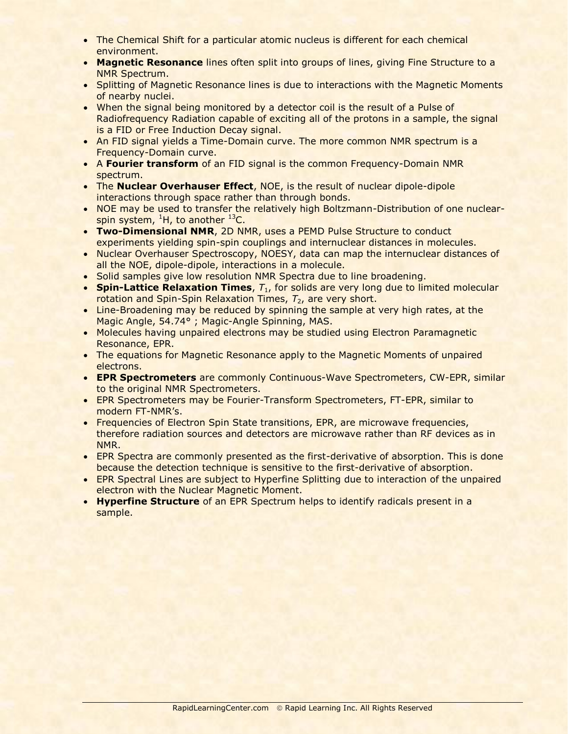- The Chemical Shift for a particular atomic nucleus is different for each chemical environment.
- **Magnetic Resonance** lines often split into groups of lines, giving Fine Structure to a NMR Spectrum.
- Splitting of Magnetic Resonance lines is due to interactions with the Magnetic Moments of nearby nuclei.
- When the signal being monitored by a detector coil is the result of a Pulse of Radiofrequency Radiation capable of exciting all of the protons in a sample, the signal is a FID or Free Induction Decay signal.
- An FID signal yields a Time-Domain curve. The more common NMR spectrum is a Frequency-Domain curve.
- A **Fourier transform** of an FID signal is the common Frequency-Domain NMR spectrum.
- The **Nuclear Overhauser Effect**, NOE, is the result of nuclear dipole-dipole interactions through space rather than through bonds.
- NOE may be used to transfer the relatively high Boltzmann-Distribution of one nuclear-spin system, $^{1}H$, to another $^{13}C$.
- **Two-Dimensional NMR**, 2D NMR, uses a PEMD Pulse Structure to conduct experiments yielding spin-spin couplings and internuclear distances in molecules.
- Nuclear Overhauser Spectroscopy, NOESY, data can map the internuclear distances of all the NOE, dipole-dipole, interactions in a molecule.
- Solid samples give low resolution NMR Spectra due to line broadening.
- **Spin-Lattice Relaxation Times**, $T_1$, for solids are very long due to limited molecular rotation and Spin-Spin Relaxation Times, $T_2$, are very short.
- Line-Broadening may be reduced by spinning the sample at very high rates, at the Magic Angle, 54.74° ; Magic-Angle Spinning, MAS.
- Molecules having unpaired electrons may be studied using Electron Paramagnetic Resonance, EPR.
- The equations for Magnetic Resonance apply to the Magnetic Moments of unpaired electrons.
- **EPR Spectrometers** are commonly Continuous-Wave Spectrometers, CW-EPR, similar to the original NMR Spectrometers.
- EPR Spectrometers may be Fourier-Transform Spectrometers, FT-EPR, similar to modern FT-NMR's.
- Frequencies of Electron Spin State transitions, EPR, are microwave frequencies, therefore radiation sources and detectors are microwave rather than RF devices as in NMR.
- EPR Spectra are commonly presented as the first-derivative of absorption. This is done because the detection technique is sensitive to the first-derivative of absorption.
- EPR Spectral Lines are subject to Hyperfine Splitting due to interaction of the unpaired electron with the Nuclear Magnetic Moment.
- **Hyperfine Structure** of an EPR Spectrum helps to identify radicals present in a sample.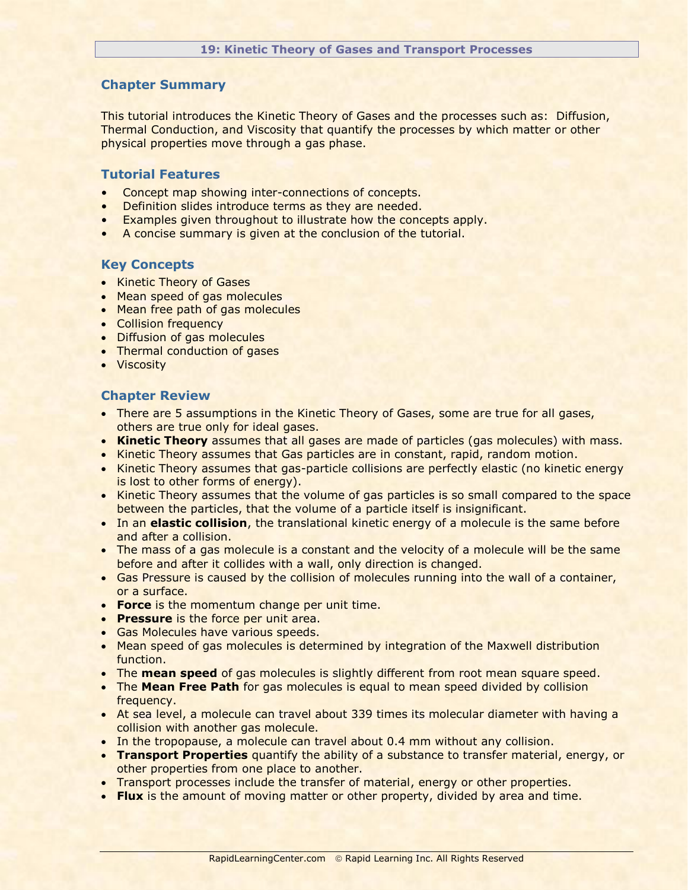## 19: Kinetic Theory of Gases and Transport Processes

### Chapter Summary

This tutorial introduces the Kinetic Theory of Gases and the processes such as: Diffusion, Thermal Conduction, and Viscosity that quantify the processes by which matter or other physical properties move through a gas phase.

### Tutorial Features

- Concept map showing inter-connections of concepts.
- Definition slides introduce terms as they are needed.
- Examples given throughout to illustrate how the concepts apply.
- A concise summary is given at the conclusion of the tutorial.

### Key Concepts

- Kinetic Theory of Gases
- Mean speed of gas molecules
- Mean free path of gas molecules
- Collision frequency
- Diffusion of gas molecules
- Thermal conduction of gases
- Viscosity

### Chapter Review

- There are 5 assumptions in the Kinetic Theory of Gases, some are true for all gases, others are true only for ideal gases.
- **Kinetic Theory** assumes that all gases are made of particles (gas molecules) with mass.
- Kinetic Theory assumes that Gas particles are in constant, rapid, random motion.
- Kinetic Theory assumes that gas-particle collisions are perfectly elastic (no kinetic energy is lost to other forms of energy).
- Kinetic Theory assumes that the volume of gas particles is so small compared to the space between the particles, that the volume of a particle itself is insignificant.
- In an **elastic collision**, the translational kinetic energy of a molecule is the same before and after a collision.
- The mass of a gas molecule is a constant and the velocity of a molecule will be the same before and after it collides with a wall, only direction is changed.
- Gas Pressure is caused by the collision of molecules running into the wall of a container, or a surface.
- **Force** is the momentum change per unit time.
- **Pressure** is the force per unit area.
- Gas Molecules have various speeds.
- Mean speed of gas molecules is determined by integration of the Maxwell distribution function.
- The **mean speed** of gas molecules is slightly different from root mean square speed.
- The **Mean Free Path** for gas molecules is equal to mean speed divided by collision frequency.
- At sea level, a molecule can travel about 339 times its molecular diameter with having a collision with another gas molecule.
- In the tropopause, a molecule can travel about 0.4 mm without any collision.
- **Transport Properties** quantify the ability of a substance to transfer material, energy, or other properties from one place to another.
- Transport processes include the transfer of material, energy or other properties.
- **Flux** is the amount of moving matter or other property, divided by area and time.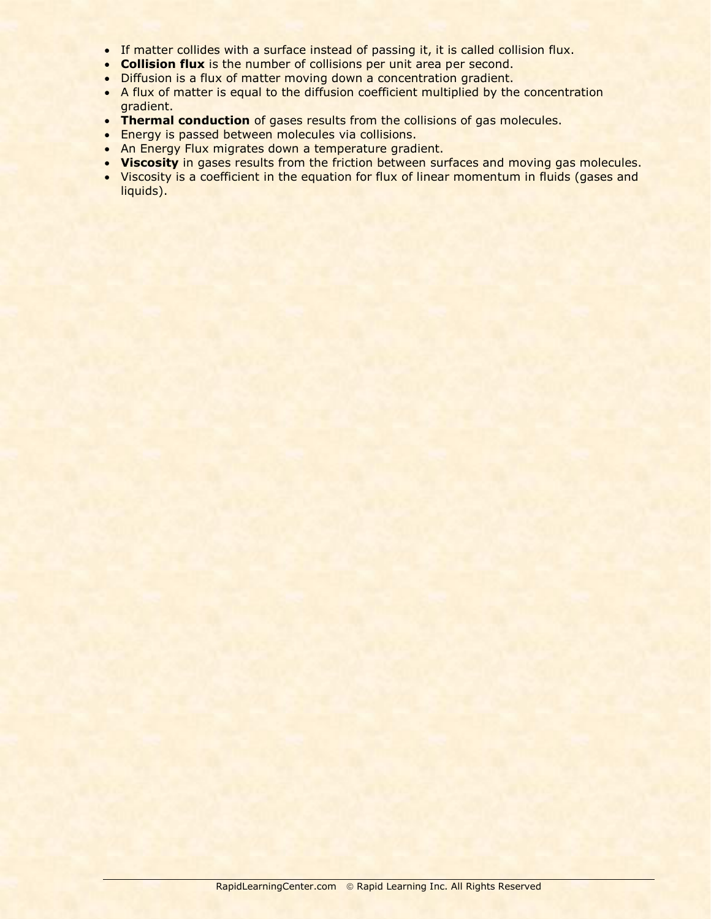- If matter collides with a surface instead of passing it, it is called collision flux.
- **Collision flux** is the number of collisions per unit area per second.
- Diffusion is a flux of matter moving down a concentration gradient.
- A flux of matter is equal to the diffusion coefficient multiplied by the concentration gradient.
- **Thermal conduction** of gases results from the collisions of gas molecules.
- Energy is passed between molecules via collisions.
- An Energy Flux migrates down a temperature gradient.
- **Viscosity** in gases results from the friction between surfaces and moving gas molecules.
- Viscosity is a coefficient in the equation for flux of linear momentum in fluids (gases and liquids).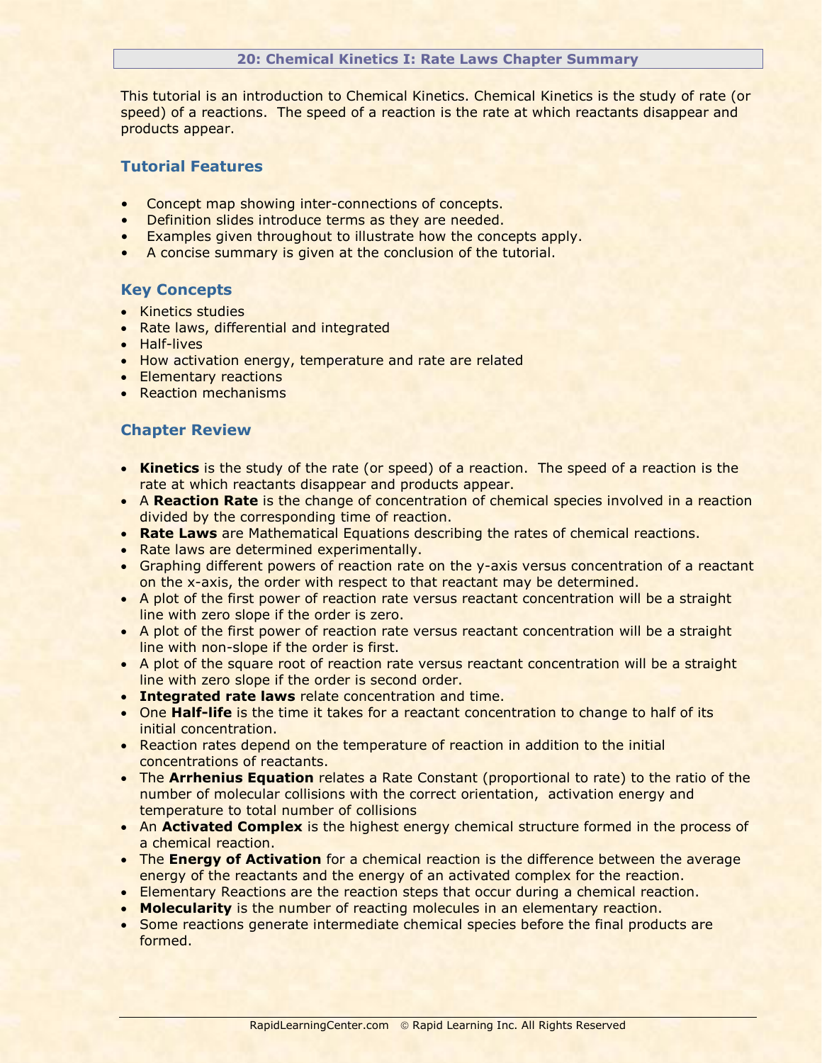## 20: Chemical Kinetics I: Rate Laws Chapter Summary

This tutorial is an introduction to Chemical Kinetics. Chemical Kinetics is the study of rate (or speed) of a reactions. The speed of a reaction is the rate at which reactants disappear and products appear.

### Tutorial Features

- Concept map showing inter-connections of concepts.
- Definition slides introduce terms as they are needed.
- Examples given throughout to illustrate how the concepts apply.
- A concise summary is given at the conclusion of the tutorial.

### Key Concepts

- Kinetics studies
- Rate laws, differential and integrated
- Half-lives
- How activation energy, temperature and rate are related
- Elementary reactions
- Reaction mechanisms

### Chapter Review

- **Kinetics** is the study of the rate (or speed) of a reaction. The speed of a reaction is the rate at which reactants disappear and products appear.
- A **Reaction Rate** is the change of concentration of chemical species involved in a reaction divided by the corresponding time of reaction.
- **Rate Laws** are Mathematical Equations describing the rates of chemical reactions.
- Rate laws are determined experimentally.
- Graphing different powers of reaction rate on the y-axis versus concentration of a reactant on the x-axis, the order with respect to that reactant may be determined.
- A plot of the first power of reaction rate versus reactant concentration will be a straight line with zero slope if the order is zero.
- A plot of the first power of reaction rate versus reactant concentration will be a straight line with non-slope if the order is first.
- A plot of the square root of reaction rate versus reactant concentration will be a straight line with zero slope if the order is second order.
- **Integrated rate laws** relate concentration and time.
- One **Half-life** is the time it takes for a reactant concentration to change to half of its initial concentration.
- Reaction rates depend on the temperature of reaction in addition to the initial concentrations of reactants.
- The **Arrhenius Equation** relates a Rate Constant (proportional to rate) to the ratio of the number of molecular collisions with the correct orientation, activation energy and temperature to total number of collisions
- An **Activated Complex** is the highest energy chemical structure formed in the process of a chemical reaction.
- The **Energy of Activation** for a chemical reaction is the difference between the average energy of the reactants and the energy of an activated complex for the reaction.
- Elementary Reactions are the reaction steps that occur during a chemical reaction.
- **Molecularity** is the number of reacting molecules in an elementary reaction.
- Some reactions generate intermediate chemical species before the final products are formed.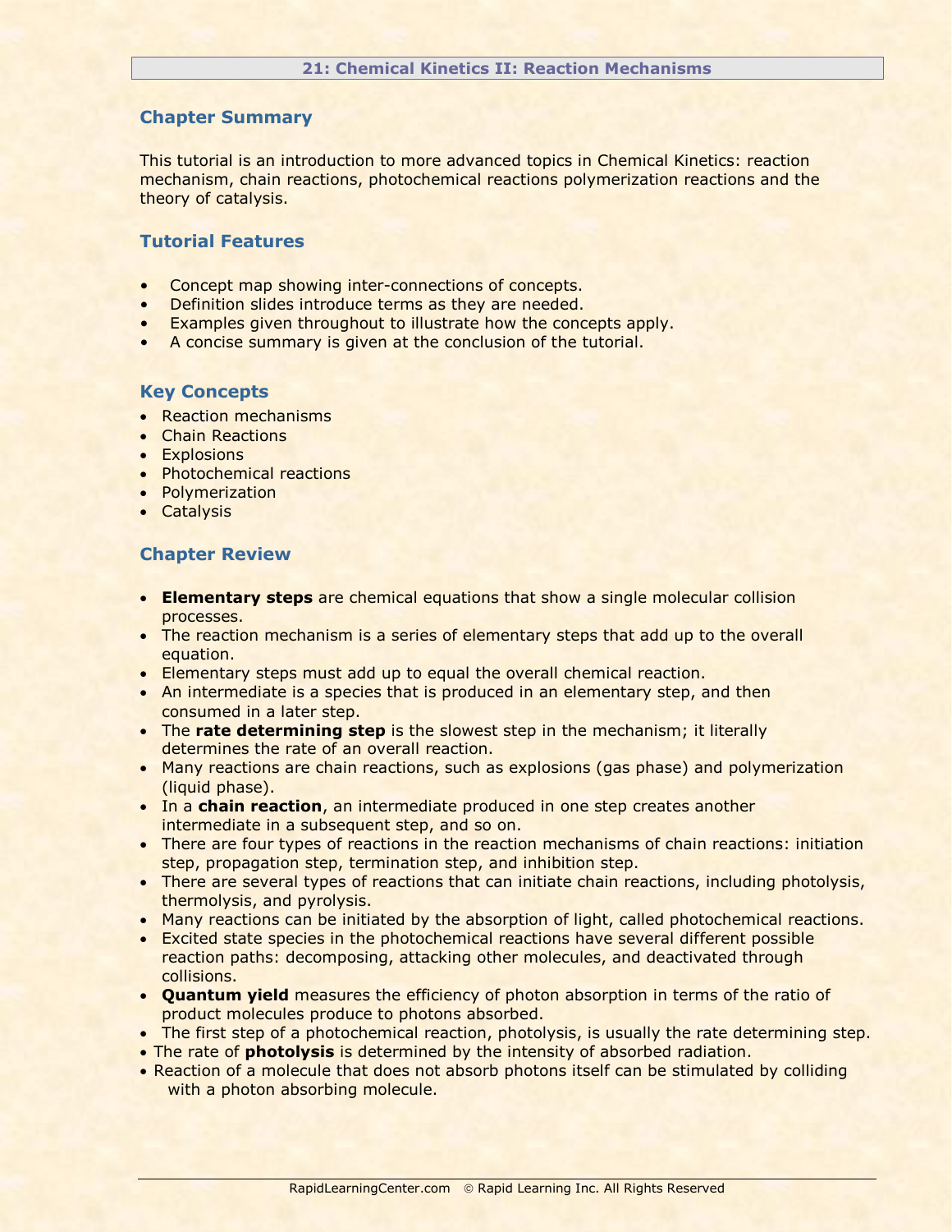## 21: Chemical Kinetics II: Reaction Mechanisms

### Chapter Summary

This tutorial is an introduction to more advanced topics in Chemical Kinetics: reaction mechanism, chain reactions, photochemical reactions polymerization reactions and the theory of catalysis.

### Tutorial Features

- Concept map showing inter-connections of concepts.
- Definition slides introduce terms as they are needed.
- Examples given throughout to illustrate how the concepts apply.
- A concise summary is given at the conclusion of the tutorial.

### Key Concepts

- Reaction mechanisms
- Chain Reactions
- Explosions
- Photochemical reactions
- Polymerization
- Catalysis

### Chapter Review

- **Elementary steps** are chemical equations that show a single molecular collision processes.
- The reaction mechanism is a series of elementary steps that add up to the overall equation.
- Elementary steps must add up to equal the overall chemical reaction.
- An intermediate is a species that is produced in an elementary step, and then consumed in a later step.
- The **rate determining step** is the slowest step in the mechanism; it literally determines the rate of an overall reaction.
- Many reactions are chain reactions, such as explosions (gas phase) and polymerization (liquid phase).
- In a **chain reaction**, an intermediate produced in one step creates another intermediate in a subsequent step, and so on.
- There are four types of reactions in the reaction mechanisms of chain reactions: initiation step, propagation step, termination step, and inhibition step.
- There are several types of reactions that can initiate chain reactions, including photolysis, thermolysis, and pyrolysis.
- Many reactions can be initiated by the absorption of light, called photochemical reactions.
- Excited state species in the photochemical reactions have several different possible reaction paths: decomposing, attacking other molecules, and deactivated through collisions.
- **Quantum yield** measures the efficiency of photon absorption in terms of the ratio of product molecules produce to photons absorbed.
- The first step of a photochemical reaction, photolysis, is usually the rate determining step.
- The rate of **photolysis** is determined by the intensity of absorbed radiation.
- Reaction of a molecule that does not absorb photons itself can be stimulated by colliding with a photon absorbing molecule.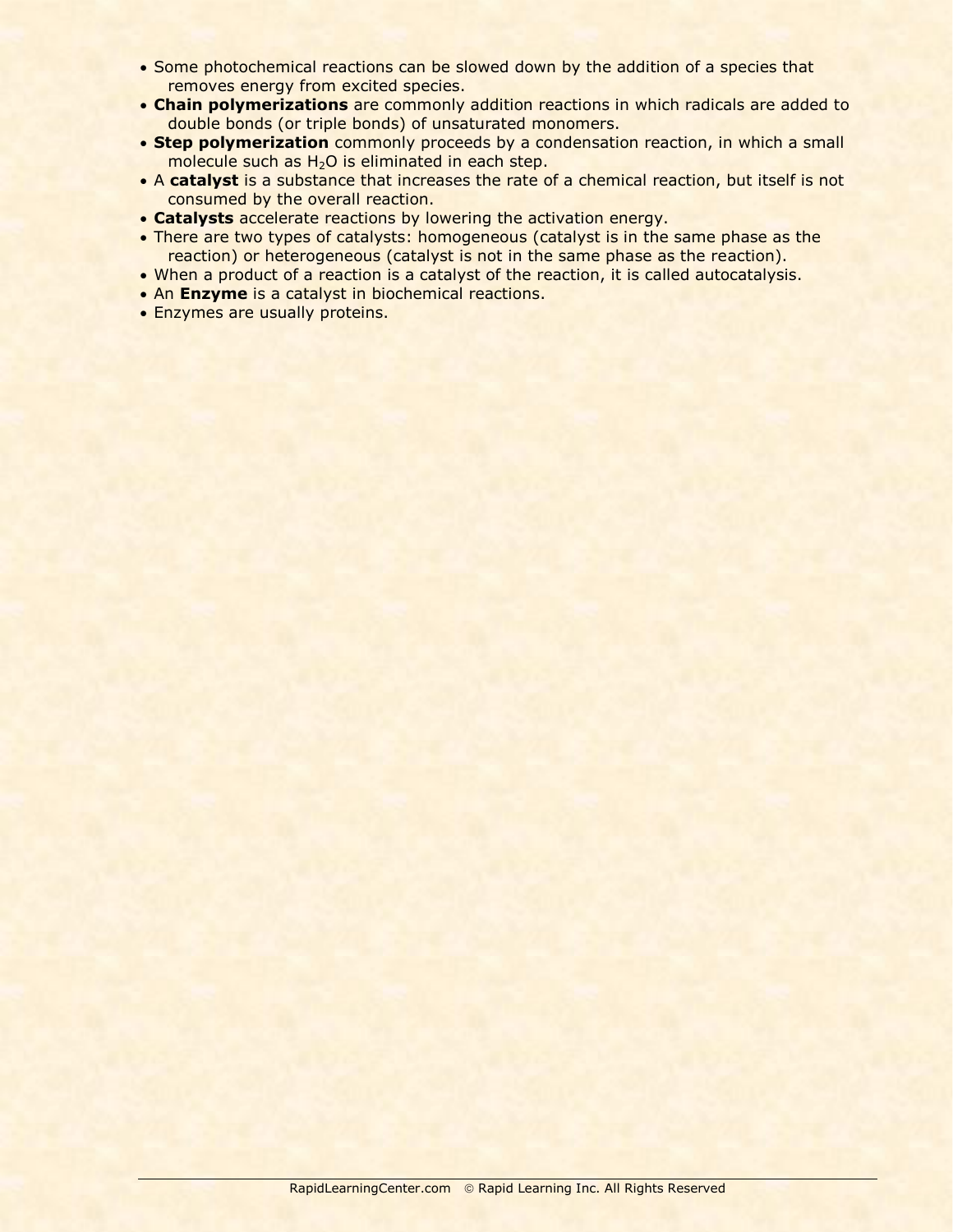- Some photochemical reactions can be slowed down by the addition of a species that removes energy from excited species.
- **Chain polymerizations** are commonly addition reactions in which radicals are added to double bonds (or triple bonds) of unsaturated monomers.
- **Step polymerization** commonly proceeds by a condensation reaction, in which a small molecule such as $H_2O$ is eliminated in each step.
- A **catalyst** is a substance that increases the rate of a chemical reaction, but itself is not consumed by the overall reaction.
- **Catalysts** accelerate reactions by lowering the activation energy.
- There are two types of catalysts: homogeneous (catalyst is in the same phase as the reaction) or heterogeneous (catalyst is not in the same phase as the reaction).
- When a product of a reaction is a catalyst of the reaction, it is called autocatalysis.
- An **Enzyme** is a catalyst in biochemical reactions.
- Enzymes are usually proteins.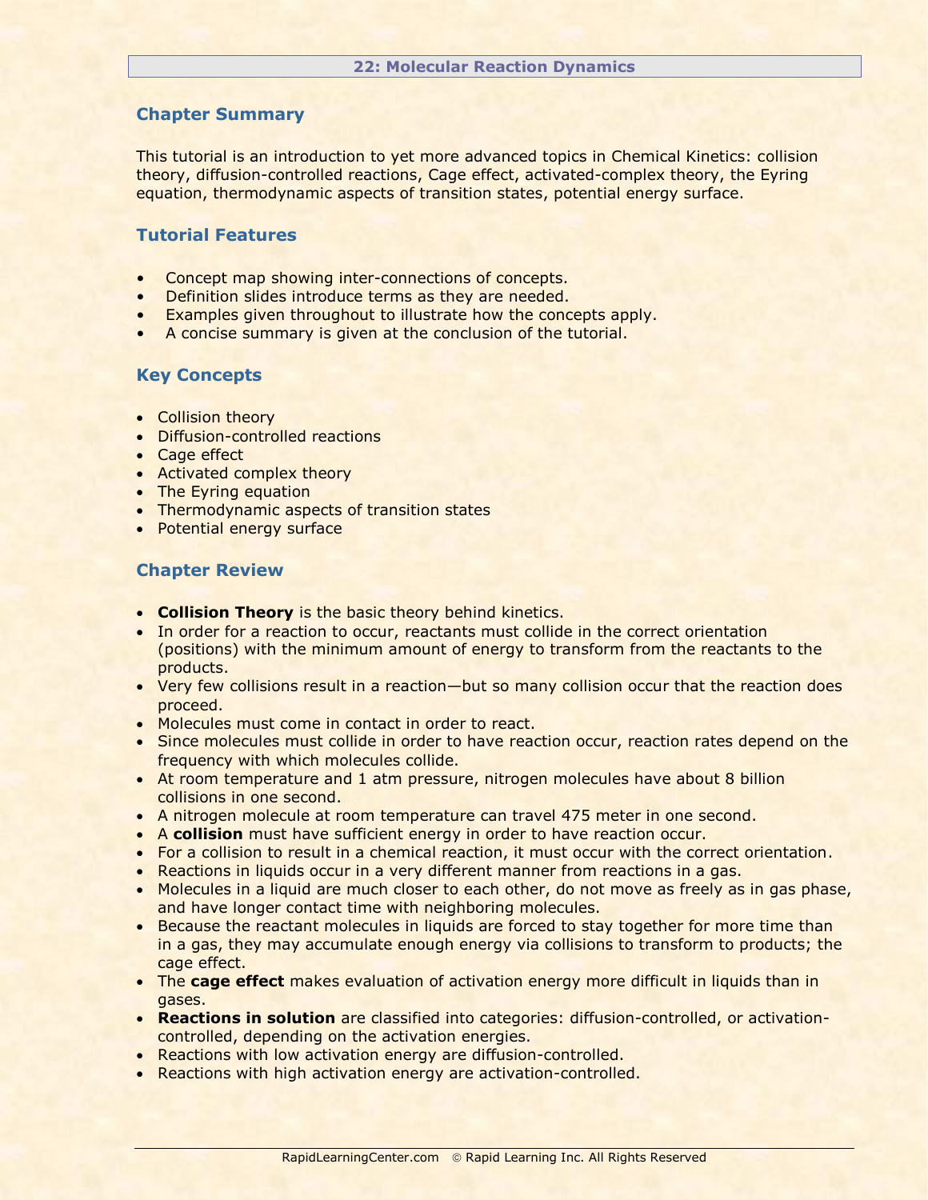## 22: Molecular Reaction Dynamics

### Chapter Summary

This tutorial is an introduction to yet more advanced topics in Chemical Kinetics: collision theory, diffusion-controlled reactions, Cage effect, activated-complex theory, the Eyring equation, thermodynamic aspects of transition states, potential energy surface.

### Tutorial Features

- Concept map showing inter-connections of concepts.
- Definition slides introduce terms as they are needed.
- Examples given throughout to illustrate how the concepts apply.
- A concise summary is given at the conclusion of the tutorial.

### Key Concepts

- Collision theory
- Diffusion-controlled reactions
- Cage effect
- Activated complex theory
- The Eyring equation
- Thermodynamic aspects of transition states
- Potential energy surface

### Chapter Review

- **Collision Theory** is the basic theory behind kinetics.
- In order for a reaction to occur, reactants must collide in the correct orientation (positions) with the minimum amount of energy to transform from the reactants to the products.
- Very few collisions result in a reaction—but so many collision occur that the reaction does proceed.
- Molecules must come in contact in order to react.
- Since molecules must collide in order to have reaction occur, reaction rates depend on the frequency with which molecules collide.
- At room temperature and 1 atm pressure, nitrogen molecules have about 8 billion collisions in one second.
- A nitrogen molecule at room temperature can travel 475 meter in one second.
- A **collision** must have sufficient energy in order to have reaction occur.
- For a collision to result in a chemical reaction, it must occur with the correct orientation.
- Reactions in liquids occur in a very different manner from reactions in a gas.
- Molecules in a liquid are much closer to each other, do not move as freely as in gas phase, and have longer contact time with neighboring molecules.
- Because the reactant molecules in liquids are forced to stay together for more time than in a gas, they may accumulate enough energy via collisions to transform to products; the cage effect.
- The **cage effect** makes evaluation of activation energy more difficult in liquids than in gases.
- **Reactions in solution** are classified into categories: diffusion-controlled, or activation-controlled, depending on the activation energies.
- Reactions with low activation energy are diffusion-controlled.
- Reactions with high activation energy are activation-controlled.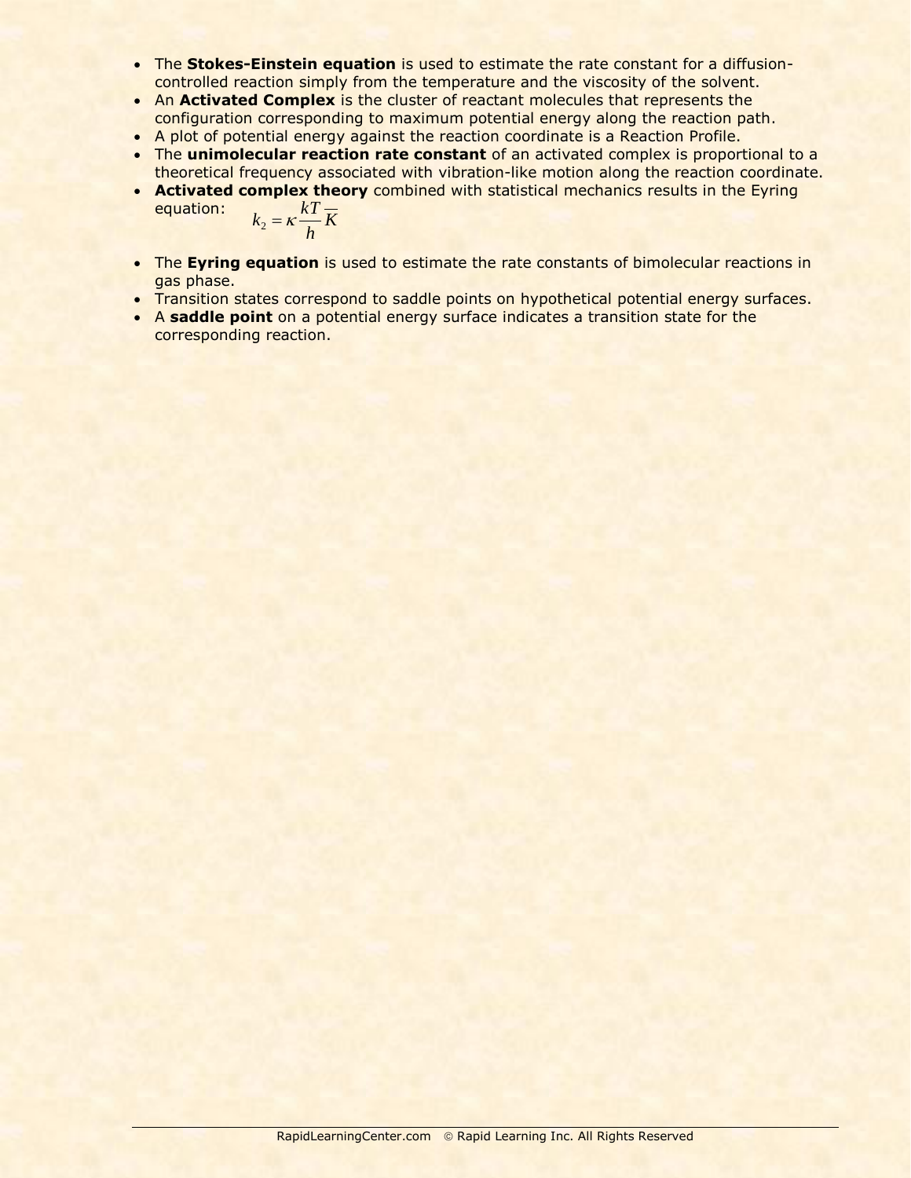- The **Stokes-Einstein equation** is used to estimate the rate constant for a diffusion-controlled reaction simply from the temperature and the viscosity of the solvent.
- An **Activated Complex** is the cluster of reactant molecules that represents the configuration corresponding to maximum potential energy along the reaction path.
- A plot of potential energy against the reaction coordinate is a Reaction Profile.
- The **unimolecular reaction rate constant** of an activated complex is proportional to a theoretical frequency associated with vibration-like motion along the reaction coordinate.
- **Activated complex theory** combined with statistical mechanics results in the Eyring equation: $k_2 = \kappa \frac{kT}{h} \overline{K}$
- The **Eyring equation** is used to estimate the rate constants of bimolecular reactions in gas phase.
- Transition states correspond to saddle points on hypothetical potential energy surfaces.
- A **saddle point** on a potential energy surface indicates a transition state for the corresponding reaction.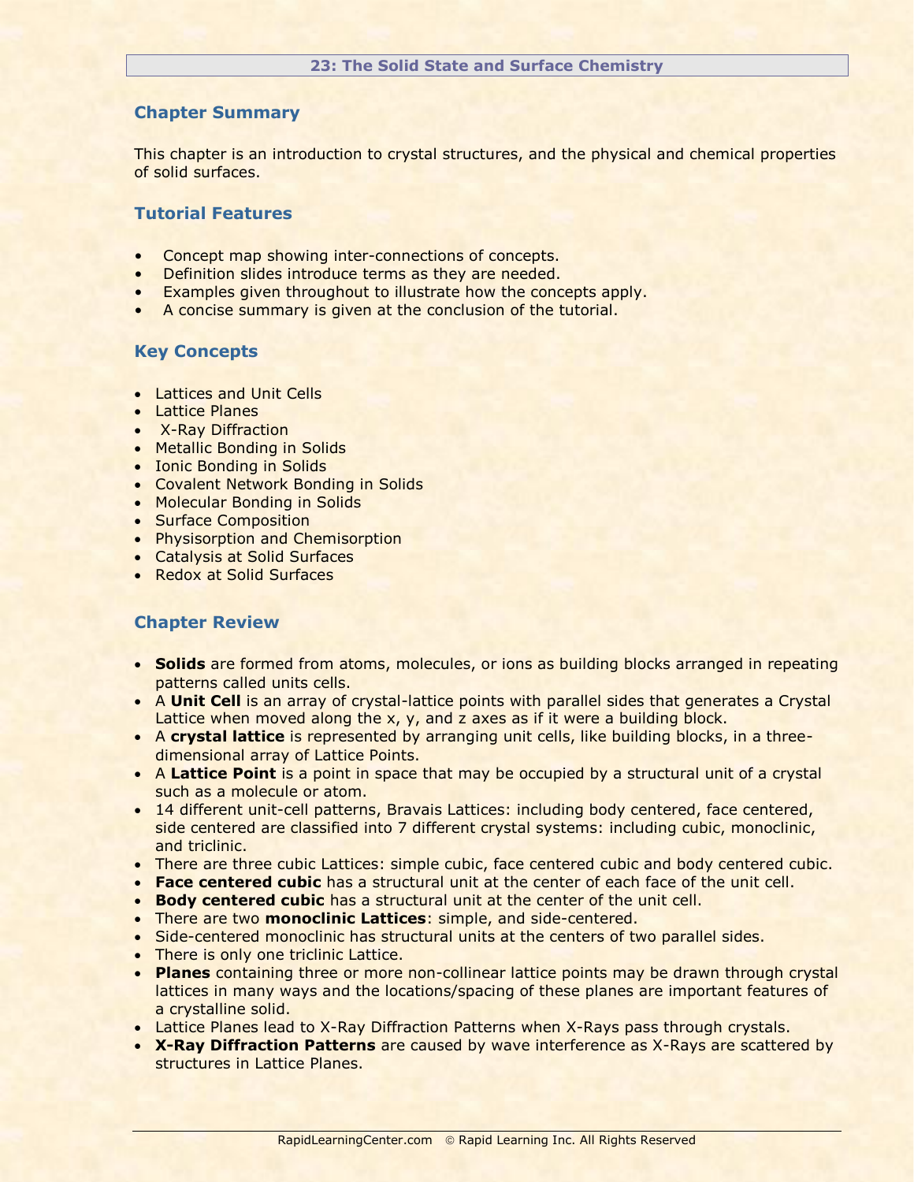# 23: The Solid State and Surface Chemistry

## Chapter Summary

This chapter is an introduction to crystal structures, and the physical and chemical properties of solid surfaces.

## Tutorial Features

- Concept map showing inter-connections of concepts.
- Definition slides introduce terms as they are needed.
- Examples given throughout to illustrate how the concepts apply.
- A concise summary is given at the conclusion of the tutorial.

## Key Concepts

- Lattices and Unit Cells
- Lattice Planes
- X-Ray Diffraction
- Metallic Bonding in Solids
- Ionic Bonding in Solids
- Covalent Network Bonding in Solids
- Molecular Bonding in Solids
- Surface Composition
- Physisorption and Chemisorption
- Catalysis at Solid Surfaces
- Redox at Solid Surfaces

## Chapter Review

- **Solids** are formed from atoms, molecules, or ions as building blocks arranged in repeating patterns called units cells.
- A **Unit Cell** is an array of crystal-lattice points with parallel sides that generates a Crystal Lattice when moved along the x, y, and z axes as if it were a building block.
- A **crystal lattice** is represented by arranging unit cells, like building blocks, in a three-dimensional array of Lattice Points.
- A **Lattice Point** is a point in space that may be occupied by a structural unit of a crystal such as a molecule or atom.
- 14 different unit-cell patterns, Bravais Lattices: including body centered, face centered, side centered are classified into 7 different crystal systems: including cubic, monoclinic, and triclinic.
- There are three cubic Lattices: simple cubic, face centered cubic and body centered cubic.
- **Face centered cubic** has a structural unit at the center of each face of the unit cell.
- **Body centered cubic** has a structural unit at the center of the unit cell.
- There are two **monoclinic Lattices**: simple, and side-centered.
- Side-centered monoclinic has structural units at the centers of two parallel sides.
- There is only one triclinic Lattice.
- **Planes** containing three or more non-collinear lattice points may be drawn through crystal lattices in many ways and the locations/spacing of these planes are important features of a crystalline solid.
- Lattice Planes lead to X-Ray Diffraction Patterns when X-Rays pass through crystals.
- **X-Ray Diffraction Patterns** are caused by wave interference as X-Rays are scattered by structures in Lattice Planes.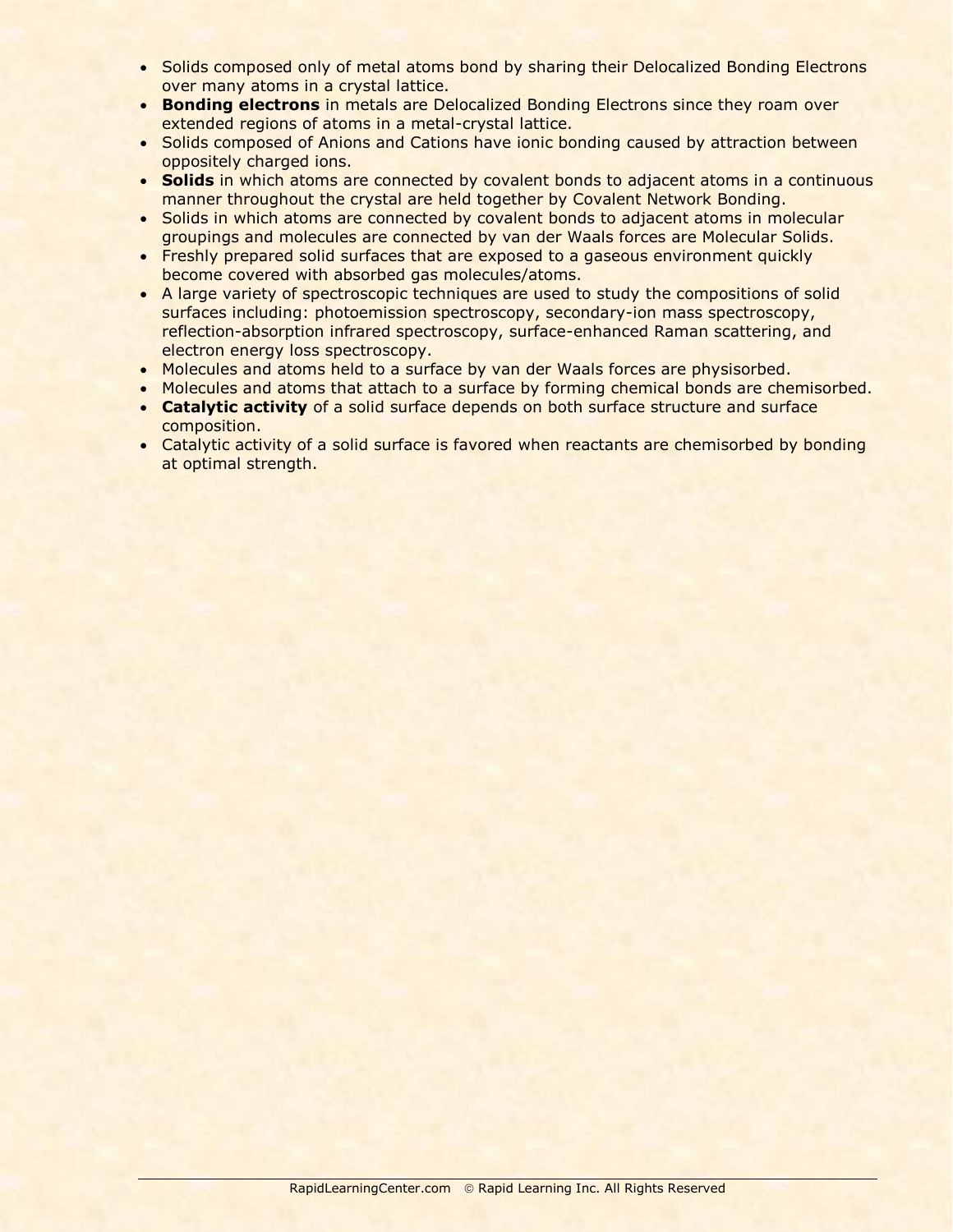- Solids composed only of metal atoms bond by sharing their Delocalized Bonding Electrons over many atoms in a crystal lattice.
- **Bonding electrons** in metals are Delocalized Bonding Electrons since they roam over extended regions of atoms in a metal-crystal lattice.
- Solids composed of Anions and Cations have ionic bonding caused by attraction between oppositely charged ions.
- **Solids** in which atoms are connected by covalent bonds to adjacent atoms in a continuous manner throughout the crystal are held together by Covalent Network Bonding.
- Solids in which atoms are connected by covalent bonds to adjacent atoms in molecular groupings and molecules are connected by van der Waals forces are Molecular Solids.
- Freshly prepared solid surfaces that are exposed to a gaseous environment quickly become covered with absorbed gas molecules/atoms.
- A large variety of spectroscopic techniques are used to study the compositions of solid surfaces including: photoemission spectroscopy, secondary-ion mass spectroscopy, reflection-absorption infrared spectroscopy, surface-enhanced Raman scattering, and electron energy loss spectroscopy.
- Molecules and atoms held to a surface by van der Waals forces are physisorbed.
- Molecules and atoms that attach to a surface by forming chemical bonds are chemisorbed.
- **Catalytic activity** of a solid surface depends on both surface structure and surface composition.
- Catalytic activity of a solid surface is favored when reactants are chemisorbed by bonding at optimal strength.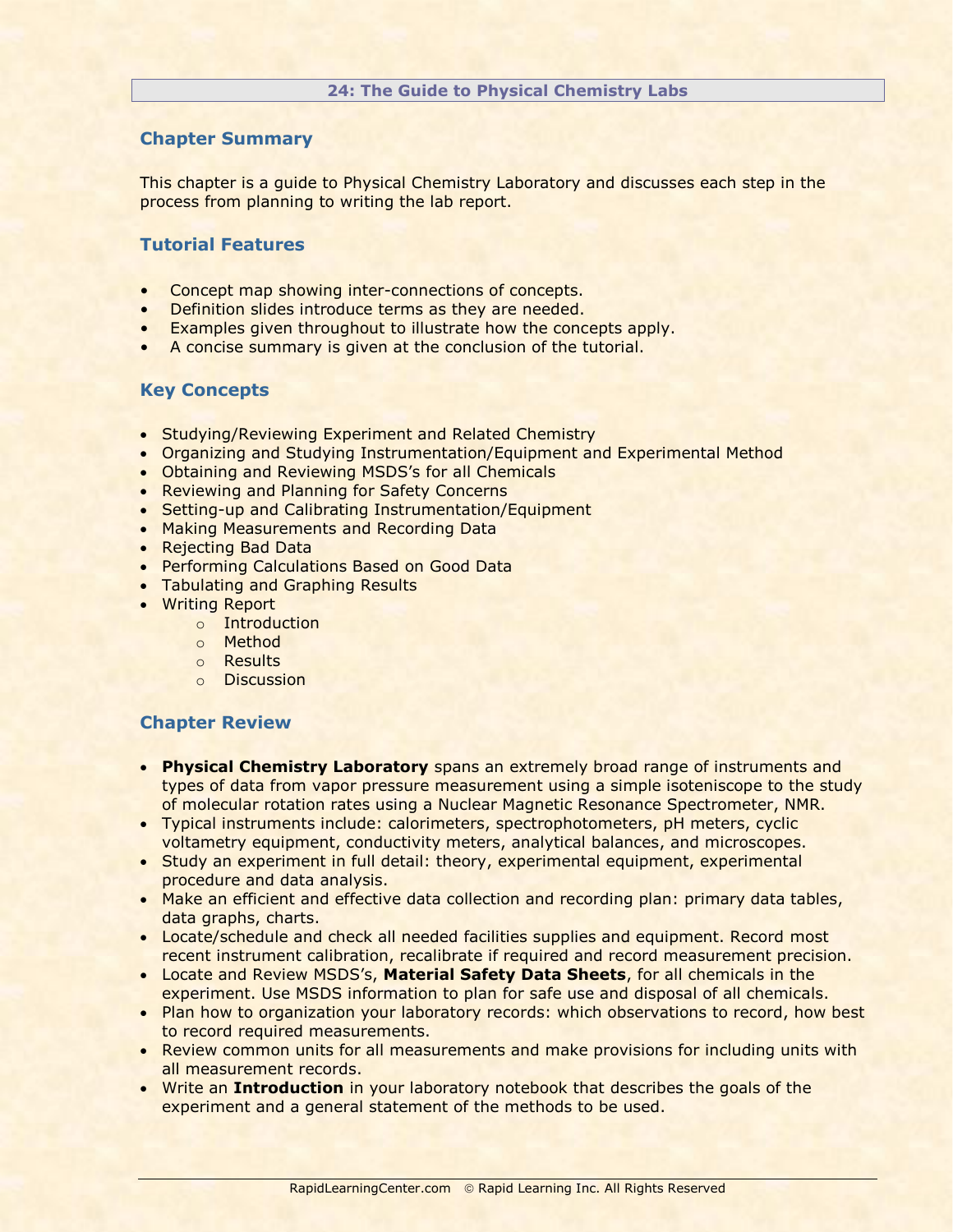## 24: The Guide to Physical Chemistry Labs

### Chapter Summary

This chapter is a guide to Physical Chemistry Laboratory and discusses each step in the process from planning to writing the lab report.

### Tutorial Features

- Concept map showing inter-connections of concepts.
- Definition slides introduce terms as they are needed.
- Examples given throughout to illustrate how the concepts apply.
- A concise summary is given at the conclusion of the tutorial.

### Key Concepts

- Studying/Reviewing Experiment and Related Chemistry
- Organizing and Studying Instrumentation/Equipment and Experimental Method
- Obtaining and Reviewing MSDS's for all Chemicals
- Reviewing and Planning for Safety Concerns
- Setting-up and Calibrating Instrumentation/Equipment
- Making Measurements and Recording Data
- Rejecting Bad Data
- Performing Calculations Based on Good Data
- Tabulating and Graphing Results
- Writing Report
  - Introduction
  - Method
  - Results
  - Discussion

### Chapter Review

- **Physical Chemistry Laboratory** spans an extremely broad range of instruments and types of data from vapor pressure measurement using a simple isoteniscope to the study of molecular rotation rates using a Nuclear Magnetic Resonance Spectrometer, NMR.
- Typical instruments include: calorimeters, spectrophotometers, pH meters, cyclic voltametry equipment, conductivity meters, analytical balances, and microscopes.
- Study an experiment in full detail: theory, experimental equipment, experimental procedure and data analysis.
- Make an efficient and effective data collection and recording plan: primary data tables, data graphs, charts.
- Locate/schedule and check all needed facilities supplies and equipment. Record most recent instrument calibration, recalibrate if required and record measurement precision.
- Locate and Review MSDS's, **Material Safety Data Sheets**, for all chemicals in the experiment. Use MSDS information to plan for safe use and disposal of all chemicals.
- Plan how to organization your laboratory records: which observations to record, how best to record required measurements.
- Review common units for all measurements and make provisions for including units with all measurement records.
- Write an **Introduction** in your laboratory notebook that describes the goals of the experiment and a general statement of the methods to be used.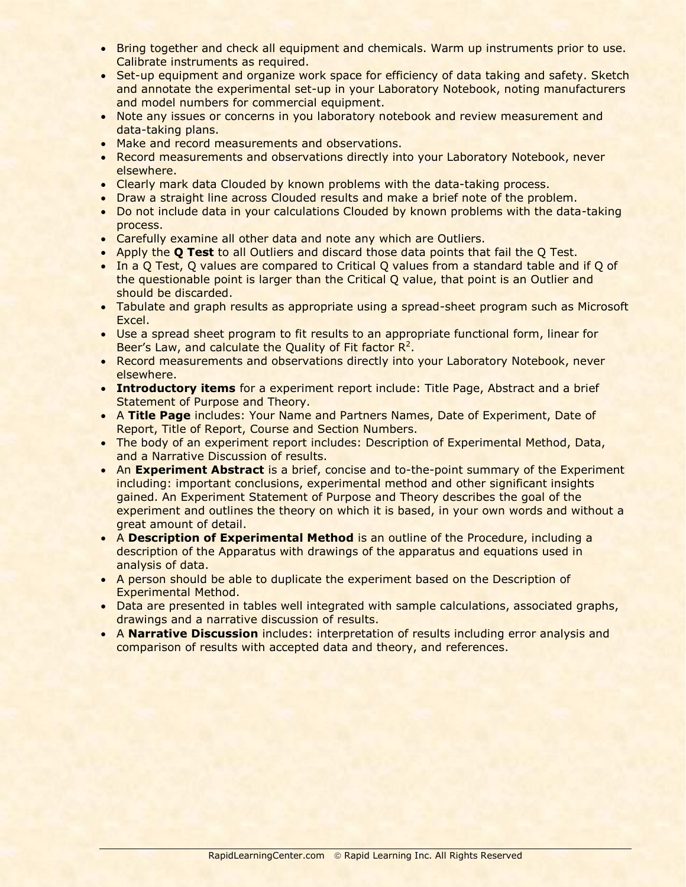- Bring together and check all equipment and chemicals. Warm up instruments prior to use. Calibrate instruments as required.
- Set-up equipment and organize work space for efficiency of data taking and safety. Sketch and annotate the experimental set-up in your Laboratory Notebook, noting manufacturers and model numbers for commercial equipment.
- Note any issues or concerns in you laboratory notebook and review measurement and data-taking plans.
- Make and record measurements and observations.
- Record measurements and observations directly into your Laboratory Notebook, never elsewhere.
- Clearly mark data Clouded by known problems with the data-taking process.
- Draw a straight line across Clouded results and make a brief note of the problem.
- Do not include data in your calculations Clouded by known problems with the data-taking process.
- Carefully examine all other data and note any which are Outliers.
- Apply the **Q Test** to all Outliers and discard those data points that fail the Q Test.
- In a Q Test, Q values are compared to Critical Q values from a standard table and if Q of the questionable point is larger than the Critical Q value, that point is an Outlier and should be discarded.
- Tabulate and graph results as appropriate using a spread-sheet program such as Microsoft Excel.
- Use a spread sheet program to fit results to an appropriate functional form, linear for Beer's Law, and calculate the Quality of Fit factor $R^2$.
- Record measurements and observations directly into your Laboratory Notebook, never elsewhere.
- **Introductory items** for a experiment report include: Title Page, Abstract and a brief Statement of Purpose and Theory.
- A **Title Page** includes: Your Name and Partners Names, Date of Experiment, Date of Report, Title of Report, Course and Section Numbers.
- The body of an experiment report includes: Description of Experimental Method, Data, and a Narrative Discussion of results.
- An **Experiment Abstract** is a brief, concise and to-the-point summary of the Experiment including: important conclusions, experimental method and other significant insights gained. An Experiment Statement of Purpose and Theory describes the goal of the experiment and outlines the theory on which it is based, in your own words and without a great amount of detail.
- A **Description of Experimental Method** is an outline of the Procedure, including a description of the Apparatus with drawings of the apparatus and equations used in analysis of data.
- A person should be able to duplicate the experiment based on the Description of Experimental Method.
- Data are presented in tables well integrated with sample calculations, associated graphs, drawings and a narrative discussion of results.
- A **Narrative Discussion** includes: interpretation of results including error analysis and comparison of results with accepted data and theory, and references.